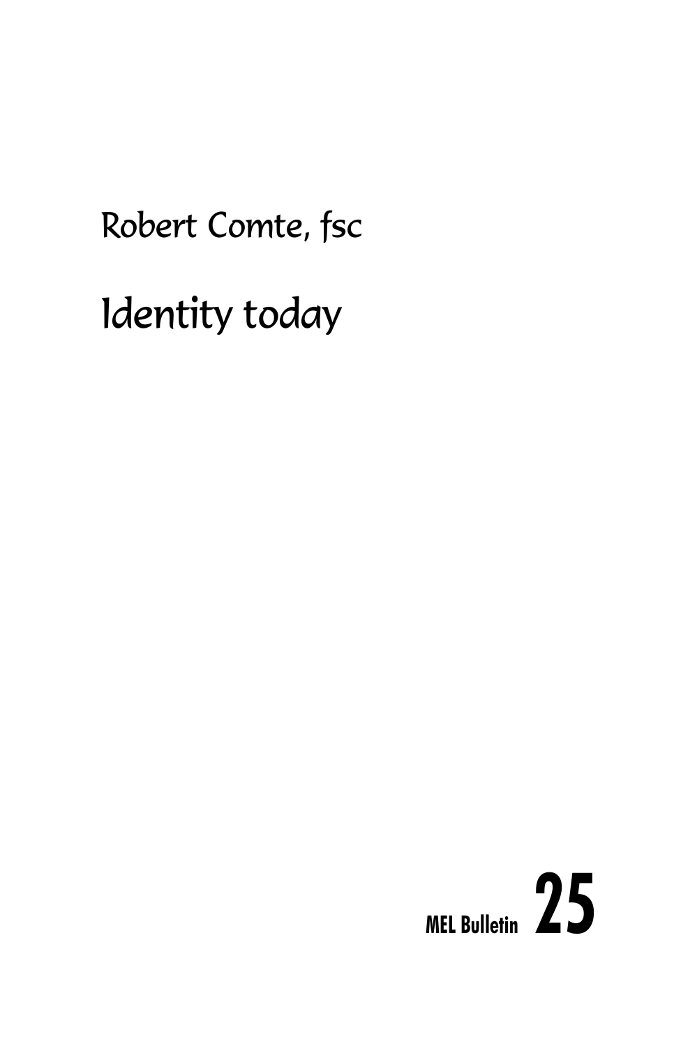Robert Comte, fsc

# Identity today

**MEL Bulletin 25**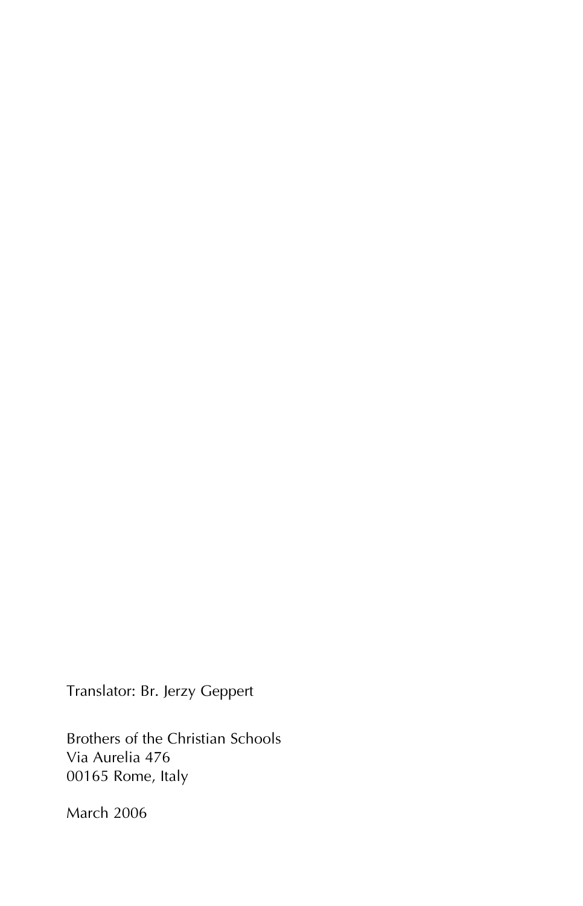Translator: Br. Jerzy Geppert

Brothers of the Christian Schools
Via Aurelia 476
00165 Rome, Italy

March 2006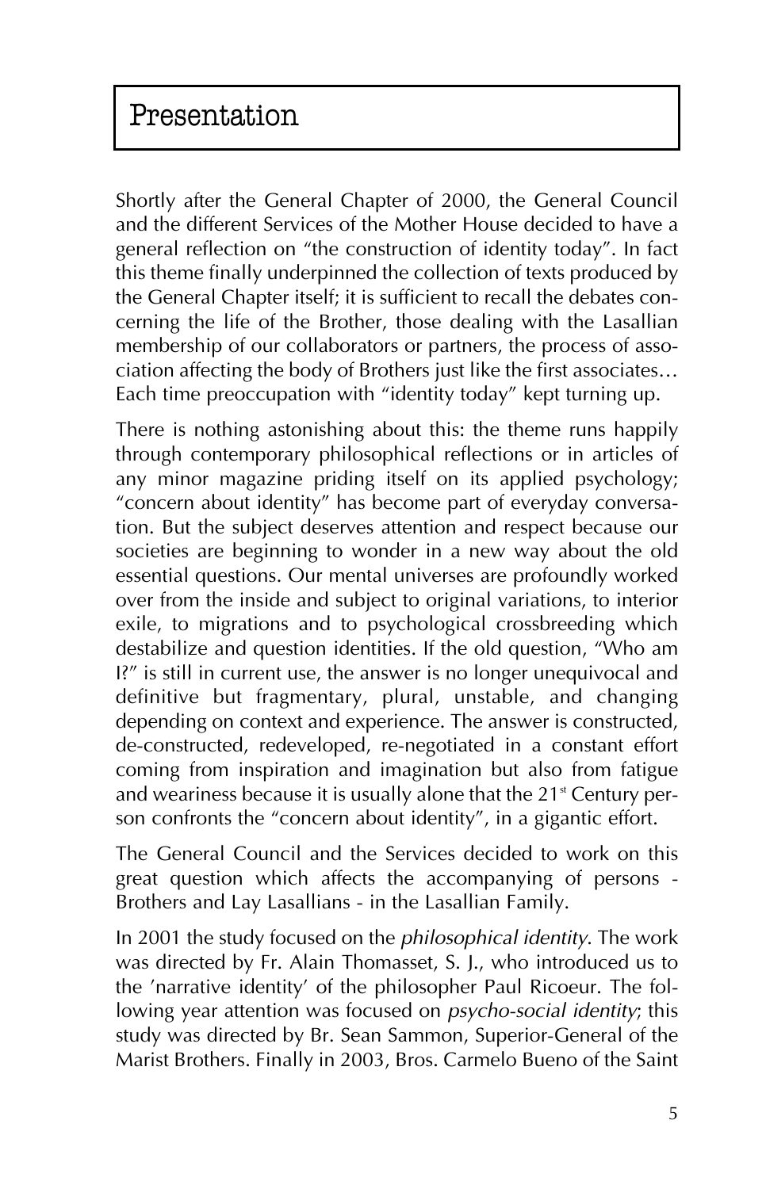# Presentation

Shortly after the General Chapter of 2000, the General Council and the different Services of the Mother House decided to have a general reflection on "the construction of identity today". In fact this theme finally underpinned the collection of texts produced by the General Chapter itself; it is sufficient to recall the debates concerning the life of the Brother, those dealing with the Lasallian membership of our collaborators or partners, the process of association affecting the body of Brothers just like the first associates… Each time preoccupation with "identity today" kept turning up.

There is nothing astonishing about this: the theme runs happily through contemporary philosophical reflections or in articles of any minor magazine priding itself on its applied psychology; "concern about identity" has become part of everyday conversation. But the subject deserves attention and respect because our societies are beginning to wonder in a new way about the old essential questions. Our mental universes are profoundly worked over from the inside and subject to original variations, to interior exile, to migrations and to psychological crossbreeding which destabilize and question identities. If the old question, "Who am I?" is still in current use, the answer is no longer unequivocal and definitive but fragmentary, plural, unstable, and changing depending on context and experience. The answer is constructed, de-constructed, redeveloped, re-negotiated in a constant effort coming from inspiration and imagination but also from fatigue and weariness because it is usually alone that the 21st Century person confronts the "concern about identity", in a gigantic effort.

The General Council and the Services decided to work on this great question which affects the accompanying of persons - Brothers and Lay Lasallians - in the Lasallian Family.

In 2001 the study focused on the *philosophical identity*. The work was directed by Fr. Alain Thomasset, S. J., who introduced us to the 'narrative identity' of the philosopher Paul Ricoeur. The following year attention was focused on *psycho-social identity*; this study was directed by Br. Sean Sammon, Superior-General of the Marist Brothers. Finally in 2003, Bros. Carmelo Bueno of the Saint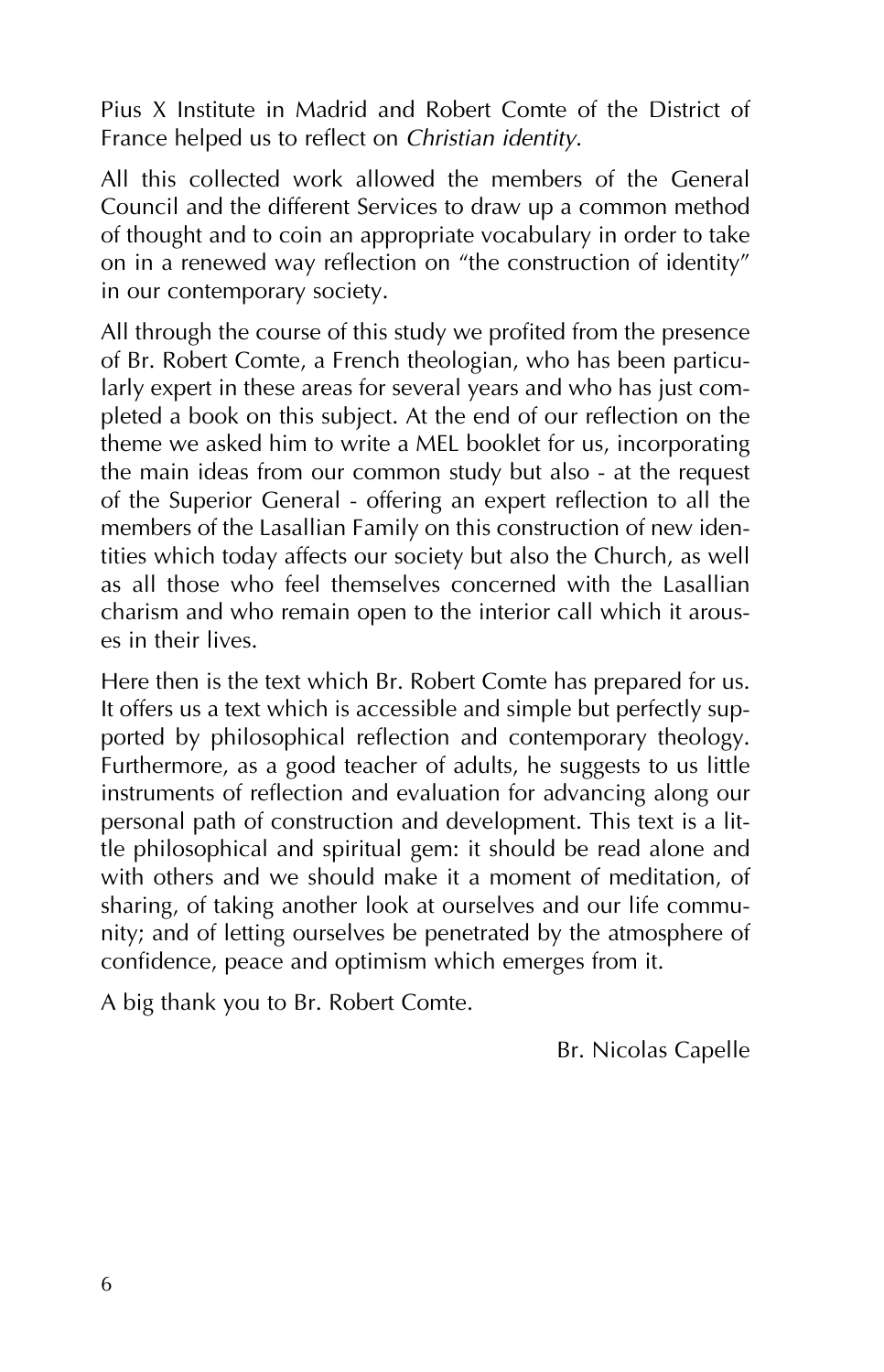Pius X Institute in Madrid and Robert Comte of the District of France helped us to reflect on *Christian identity*.

All this collected work allowed the members of the General Council and the different Services to draw up a common method of thought and to coin an appropriate vocabulary in order to take on in a renewed way reflection on "the construction of identity" in our contemporary society.

All through the course of this study we profited from the presence of Br. Robert Comte, a French theologian, who has been particularly expert in these areas for several years and who has just completed a book on this subject. At the end of our reflection on the theme we asked him to write a MEL booklet for us, incorporating the main ideas from our common study but also - at the request of the Superior General - offering an expert reflection to all the members of the Lasallian Family on this construction of new identities which today affects our society but also the Church, as well as all those who feel themselves concerned with the Lasallian charism and who remain open to the interior call which it arouses in their lives.

Here then is the text which Br. Robert Comte has prepared for us. It offers us a text which is accessible and simple but perfectly supported by philosophical reflection and contemporary theology. Furthermore, as a good teacher of adults, he suggests to us little instruments of reflection and evaluation for advancing along our personal path of construction and development. This text is a little philosophical and spiritual gem: it should be read alone and with others and we should make it a moment of meditation, of sharing, of taking another look at ourselves and our life community; and of letting ourselves be penetrated by the atmosphere of confidence, peace and optimism which emerges from it.

A big thank you to Br. Robert Comte.

Br. Nicolas Capelle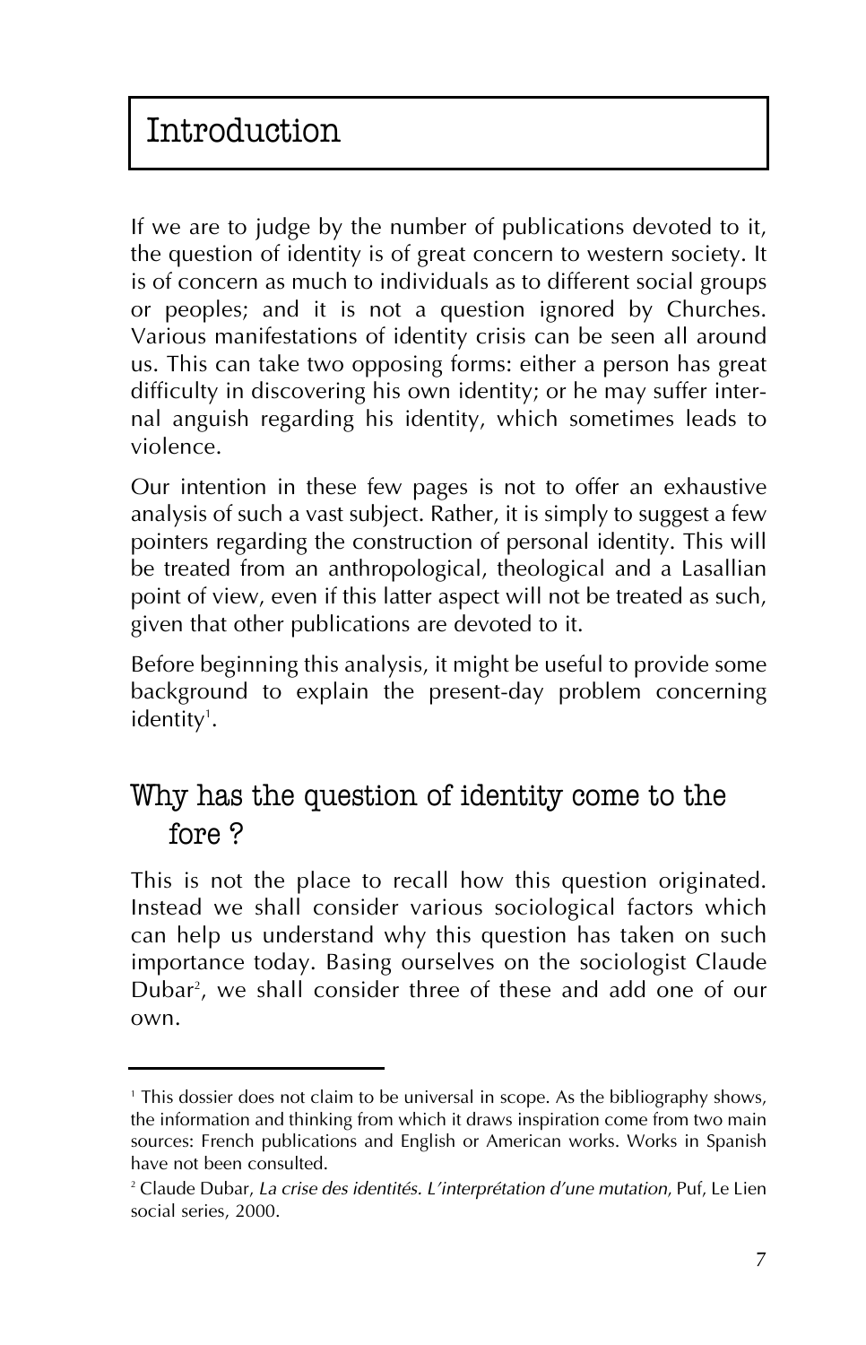# Introduction

If we are to judge by the number of publications devoted to it, the question of identity is of great concern to western society. It is of concern as much to individuals as to different social groups or peoples; and it is not a question ignored by Churches. Various manifestations of identity crisis can be seen all around us. This can take two opposing forms: either a person has great difficulty in discovering his own identity; or he may suffer internal anguish regarding his identity, which sometimes leads to violence.

Our intention in these few pages is not to offer an exhaustive analysis of such a vast subject. Rather, it is simply to suggest a few pointers regarding the construction of personal identity. This will be treated from an anthropological, theological and a Lasallian point of view, even if this latter aspect will not be treated as such, given that other publications are devoted to it.

Before beginning this analysis, it might be useful to provide some background to explain the present-day problem concerning identity[1].

## Why has the question of identity come to the fore ?

This is not the place to recall how this question originated. Instead we shall consider various sociological factors which can help us understand why this question has taken on such importance today. Basing ourselves on the sociologist Claude Dubar[2], we shall consider three of these and add one of our own.

---

[1] This dossier does not claim to be universal in scope. As the bibliography shows, the information and thinking from which it draws inspiration come from two main sources: French publications and English or American works. Works in Spanish have not been consulted.

[2] Claude Dubar, *La crise des identités. L'interprétation d'une mutation*, Puf, Le Lien social series, 2000.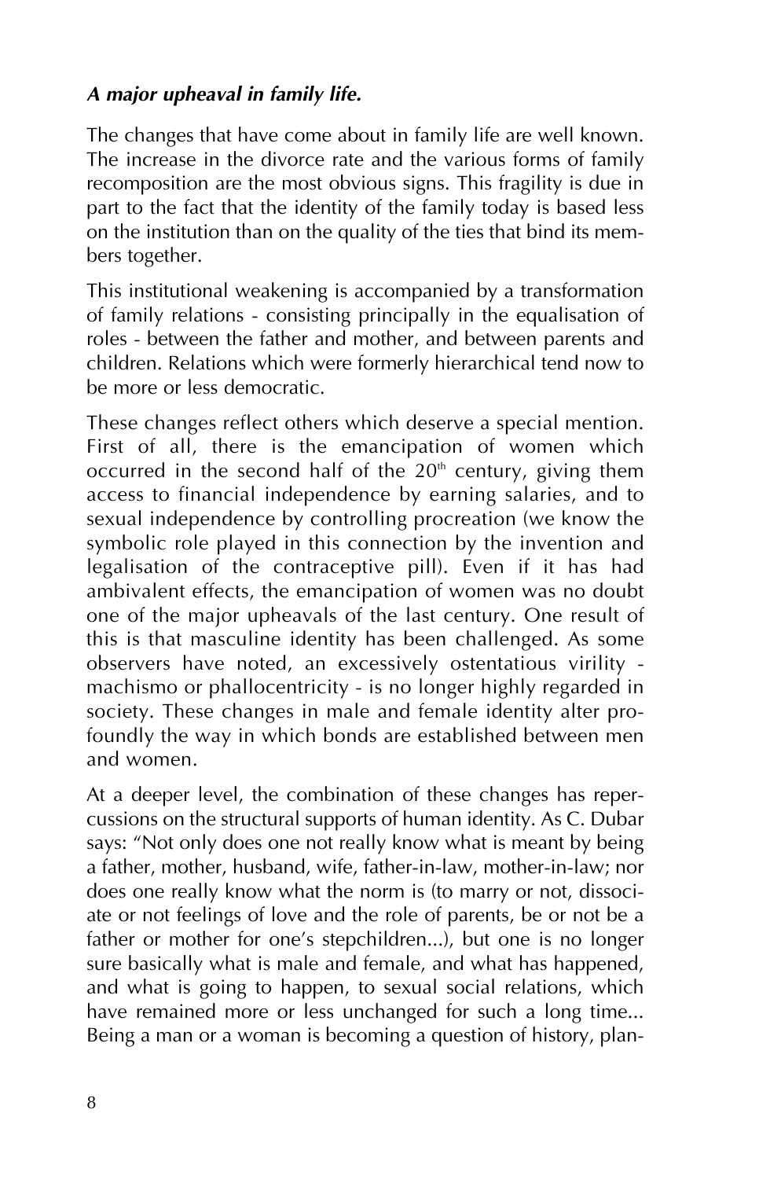***A major upheaval in family life.***

The changes that have come about in family life are well known. The increase in the divorce rate and the various forms of family recomposition are the most obvious signs. This fragility is due in part to the fact that the identity of the family today is based less on the institution than on the quality of the ties that bind its members together.

This institutional weakening is accompanied by a transformation of family relations - consisting principally in the equalisation of roles - between the father and mother, and between parents and children. Relations which were formerly hierarchical tend now to be more or less democratic.

These changes reflect others which deserve a special mention. First of all, there is the emancipation of women which occurred in the second half of the 20th century, giving them access to financial independence by earning salaries, and to sexual independence by controlling procreation (we know the symbolic role played in this connection by the invention and legalisation of the contraceptive pill). Even if it has had ambivalent effects, the emancipation of women was no doubt one of the major upheavals of the last century. One result of this is that masculine identity has been challenged. As some observers have noted, an excessively ostentatious virility - machismo or phallocentricity - is no longer highly regarded in society. These changes in male and female identity alter profoundly the way in which bonds are established between men and women.

At a deeper level, the combination of these changes has repercussions on the structural supports of human identity. As C. Dubar says: "Not only does one not really know what is meant by being a father, mother, husband, wife, father-in-law, mother-in-law; nor does one really know what the norm is (to marry or not, dissociate or not feelings of love and the role of parents, be or not be a father or mother for one's stepchildren...), but one is no longer sure basically what is male and female, and what has happened, and what is going to happen, to sexual social relations, which have remained more or less unchanged for such a long time... Being a man or a woman is becoming a question of history, plan-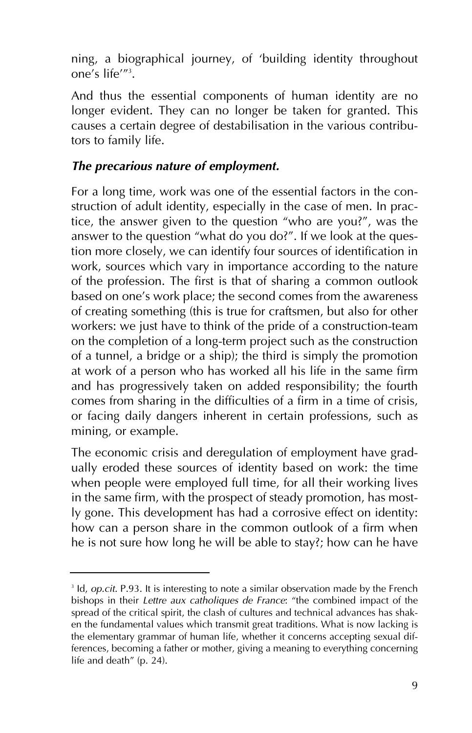ning, a biographical journey, of 'building identity throughout one's life'"[3].

And thus the essential components of human identity are no longer evident. They can no longer be taken for granted. This causes a certain degree of destabilisation in the various contributors to family life.

### *The precarious nature of employment.*

For a long time, work was one of the essential factors in the construction of adult identity, especially in the case of men. In practice, the answer given to the question "who are you?", was the answer to the question "what do you do?". If we look at the question more closely, we can identify four sources of identification in work, sources which vary in importance according to the nature of the profession. The first is that of sharing a common outlook based on one's work place; the second comes from the awareness of creating something (this is true for craftsmen, but also for other workers: we just have to think of the pride of a construction-team on the completion of a long-term project such as the construction of a tunnel, a bridge or a ship); the third is simply the promotion at work of a person who has worked all his life in the same firm and has progressively taken on added responsibility; the fourth comes from sharing in the difficulties of a firm in a time of crisis, or facing daily dangers inherent in certain professions, such as mining, or example.

The economic crisis and deregulation of employment have gradually eroded these sources of identity based on work: the time when people were employed full time, for all their working lives in the same firm, with the prospect of steady promotion, has mostly gone. This development has had a corrosive effect on identity: how can a person share in the common outlook of a firm when he is not sure how long he will be able to stay?; how can he have

---

[3] Id, *op.cit.* P.93. It is interesting to note a similar observation made by the French bishops in their *Lettre aux catholiques de France*: "the combined impact of the spread of the critical spirit, the clash of cultures and technical advances has shaken the fundamental values which transmit great traditions. What is now lacking is the elementary grammar of human life, whether it concerns accepting sexual differences, becoming a father or mother, giving a meaning to everything concerning life and death" (p. 24).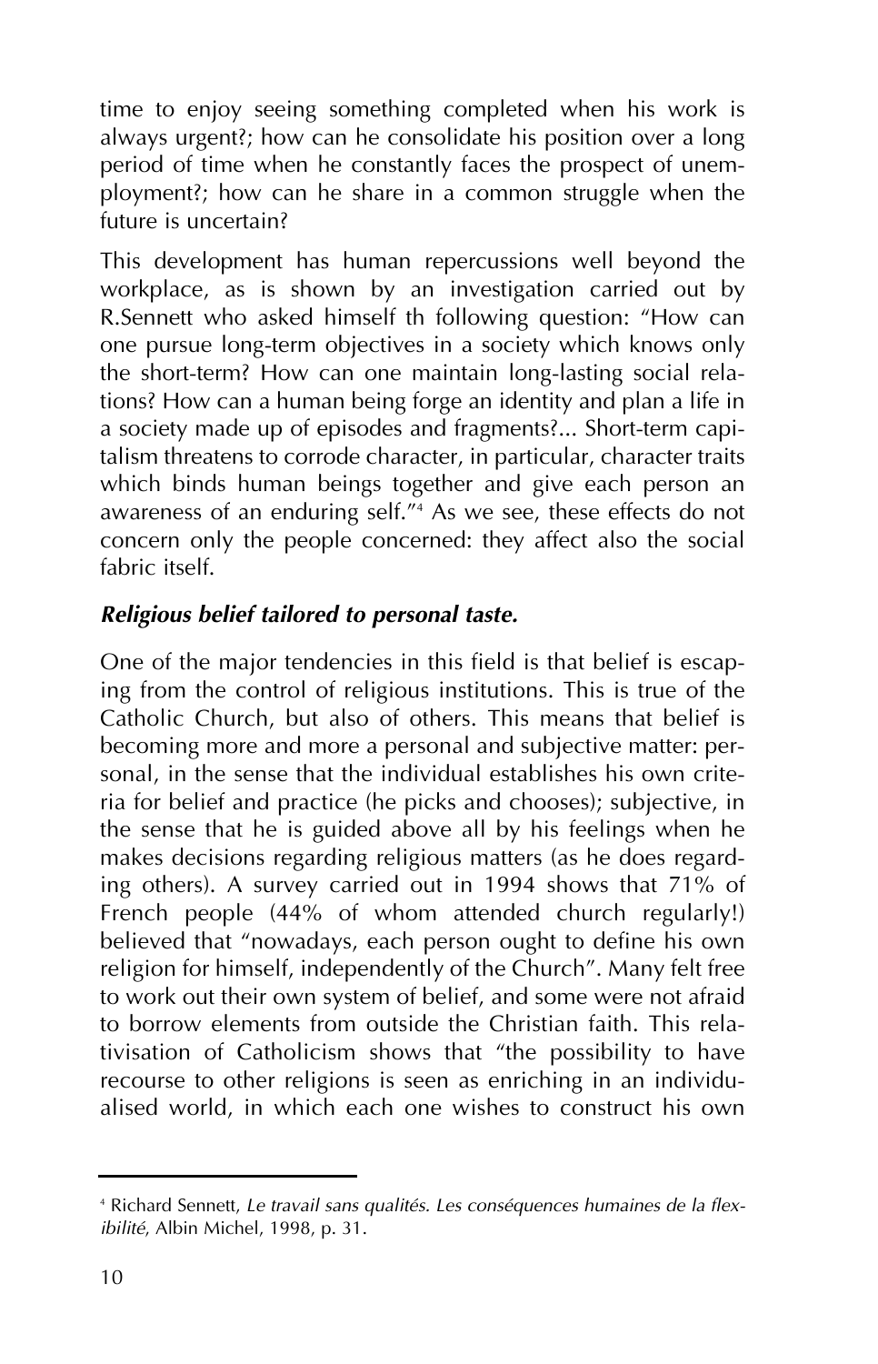time to enjoy seeing something completed when his work is always urgent?; how can he consolidate his position over a long period of time when he constantly faces the prospect of unemployment?; how can he share in a common struggle when the future is uncertain?

This development has human repercussions well beyond the workplace, as is shown by an investigation carried out by R.Sennett who asked himself th following question: "How can one pursue long-term objectives in a society which knows only the short-term? How can one maintain long-lasting social relations? How can a human being forge an identity and plan a life in a society made up of episodes and fragments?... Short-term capitalism threatens to corrode character, in particular, character traits which binds human beings together and give each person an awareness of an enduring self."[4] As we see, these effects do not concern only the people concerned: they affect also the social fabric itself.

### *Religious belief tailored to personal taste.*

One of the major tendencies in this field is that belief is escaping from the control of religious institutions. This is true of the Catholic Church, but also of others. This means that belief is becoming more and more a personal and subjective matter: personal, in the sense that the individual establishes his own criteria for belief and practice (he picks and chooses); subjective, in the sense that he is guided above all by his feelings when he makes decisions regarding religious matters (as he does regarding others). A survey carried out in 1994 shows that 71% of French people (44% of whom attended church regularly!) believed that "nowadays, each person ought to define his own religion for himself, independently of the Church". Many felt free to work out their own system of belief, and some were not afraid to borrow elements from outside the Christian faith. This relativisation of Catholicism shows that "the possibility to have recourse to other religions is seen as enriching in an individualised world, in which each one wishes to construct his own

---

[4] Richard Sennett, *Le travail sans qualités. Les conséquences humaines de la flexibilité*, Albin Michel, 1998, p. 31.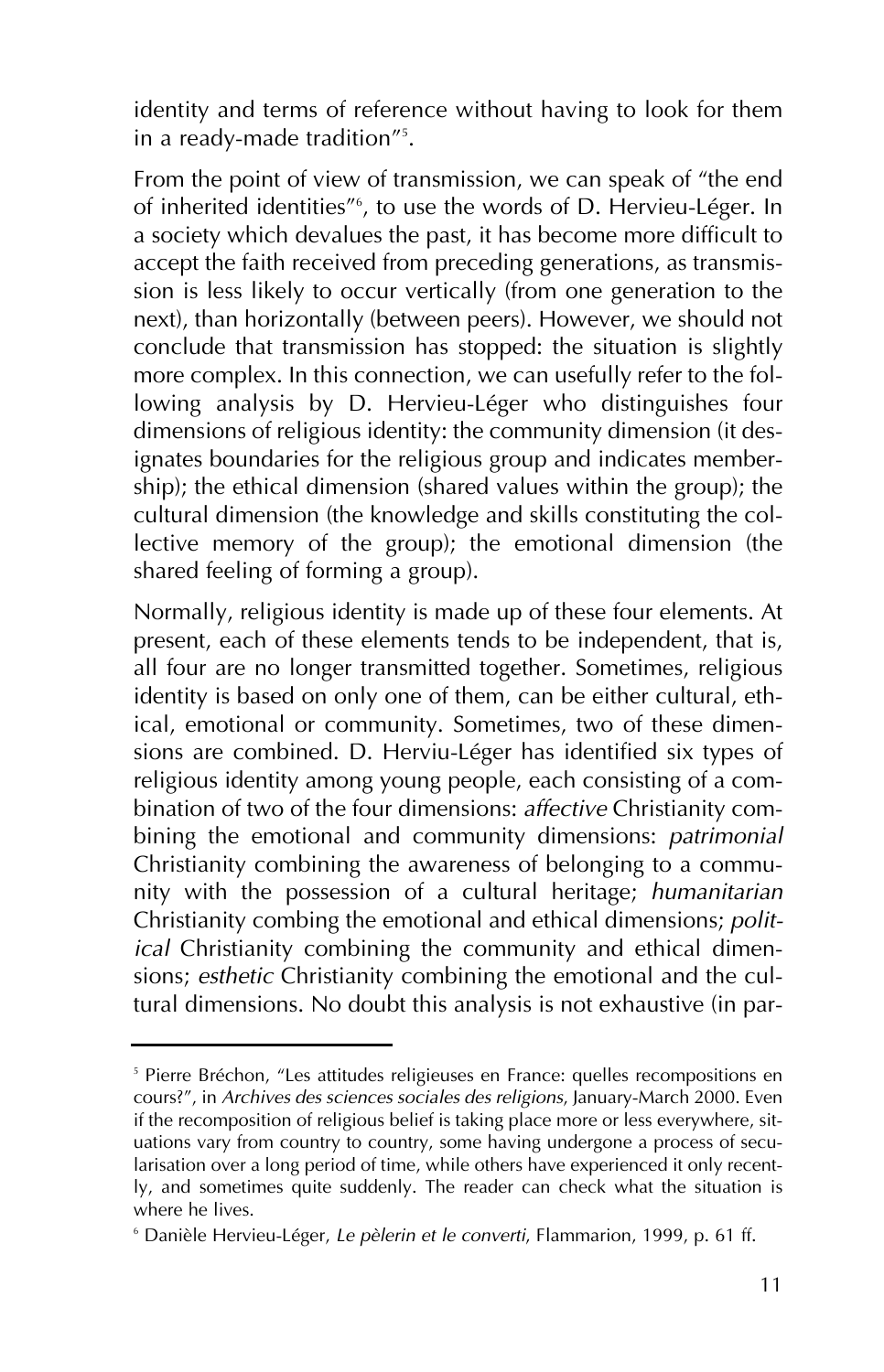identity and terms of reference without having to look for them in a ready-made tradition"[5].

From the point of view of transmission, we can speak of "the end of inherited identities"[6], to use the words of D. Hervieu-Léger. In a society which devalues the past, it has become more difficult to accept the faith received from preceding generations, as transmission is less likely to occur vertically (from one generation to the next), than horizontally (between peers). However, we should not conclude that transmission has stopped: the situation is slightly more complex. In this connection, we can usefully refer to the following analysis by D. Hervieu-Léger who distinguishes four dimensions of religious identity: the community dimension (it designates boundaries for the religious group and indicates membership); the ethical dimension (shared values within the group); the cultural dimension (the knowledge and skills constituting the collective memory of the group); the emotional dimension (the shared feeling of forming a group).

Normally, religious identity is made up of these four elements. At present, each of these elements tends to be independent, that is, all four are no longer transmitted together. Sometimes, religious identity is based on only one of them, can be either cultural, ethical, emotional or community. Sometimes, two of these dimensions are combined. D. Herviu-Léger has identified six types of religious identity among young people, each consisting of a combination of two of the four dimensions: *affective* Christianity combining the emotional and community dimensions: *patrimonial* Christianity combining the awareness of belonging to a community with the possession of a cultural heritage; *humanitarian* Christianity combing the emotional and ethical dimensions; *political* Christianity combining the community and ethical dimensions; *esthetic* Christianity combining the emotional and the cultural dimensions. No doubt this analysis is not exhaustive (in par-

---

[5] Pierre Bréchon, "Les attitudes religieuses en France: quelles recompositions en cours?", in *Archives des sciences sociales des religions*, January-March 2000. Even if the recomposition of religious belief is taking place more or less everywhere, situations vary from country to country, some having undergone a process of secularisation over a long period of time, while others have experienced it only recently, and sometimes quite suddenly. The reader can check what the situation is where he lives.

[6] Danièle Hervieu-Léger, *Le pèlerin et le converti*, Flammarion, 1999, p. 61 ff.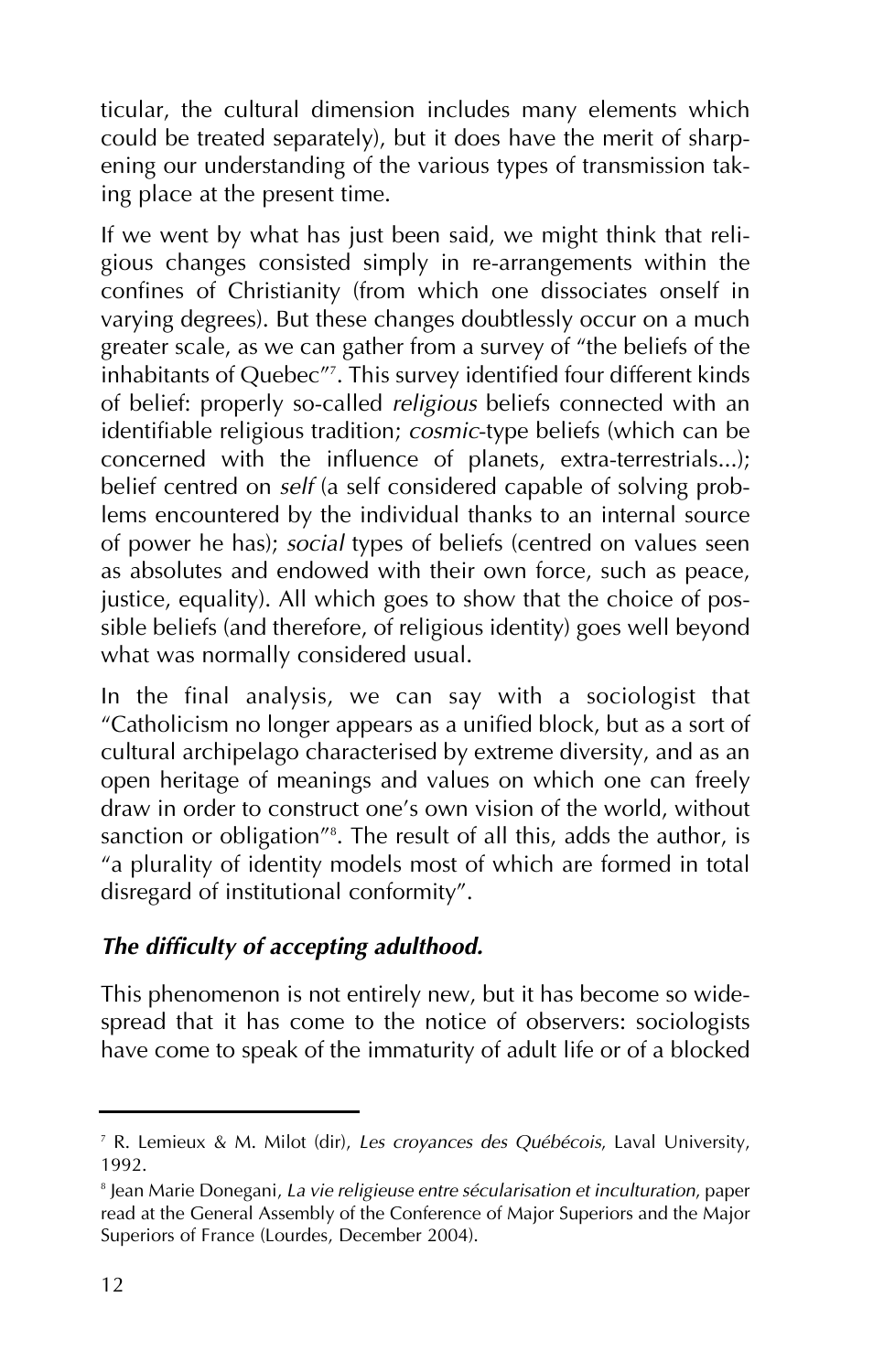ticular, the cultural dimension includes many elements which could be treated separately), but it does have the merit of sharpening our understanding of the various types of transmission taking place at the present time.

If we went by what has just been said, we might think that religious changes consisted simply in re-arrangements within the confines of Christianity (from which one dissociates onself in varying degrees). But these changes doubtlessly occur on a much greater scale, as we can gather from a survey of "the beliefs of the inhabitants of Quebec"[7]. This survey identified four different kinds of belief: properly so-called *religious* beliefs connected with an identifiable religious tradition; *cosmic*-type beliefs (which can be concerned with the influence of planets, extra-terrestrials...); belief centred on *self* (a self considered capable of solving problems encountered by the individual thanks to an internal source of power he has); *social* types of beliefs (centred on values seen as absolutes and endowed with their own force, such as peace, justice, equality). All which goes to show that the choice of possible beliefs (and therefore, of religious identity) goes well beyond what was normally considered usual.

In the final analysis, we can say with a sociologist that "Catholicism no longer appears as a unified block, but as a sort of cultural archipelago characterised by extreme diversity, and as an open heritage of meanings and values on which one can freely draw in order to construct one's own vision of the world, without sanction or obligation"[8]. The result of all this, adds the author, is "a plurality of identity models most of which are formed in total disregard of institutional conformity".

### *The difficulty of accepting adulthood.*

This phenomenon is not entirely new, but it has become so widespread that it has come to the notice of observers: sociologists have come to speak of the immaturity of adult life or of a blocked

---

[7] R. Lemieux & M. Milot (dir), *Les croyances des Québécois*, Laval University, 1992.

[8] Jean Marie Donegani, *La vie religieuse entre sécularisation et inculturation*, paper read at the General Assembly of the Conference of Major Superiors and the Major Superiors of France (Lourdes, December 2004).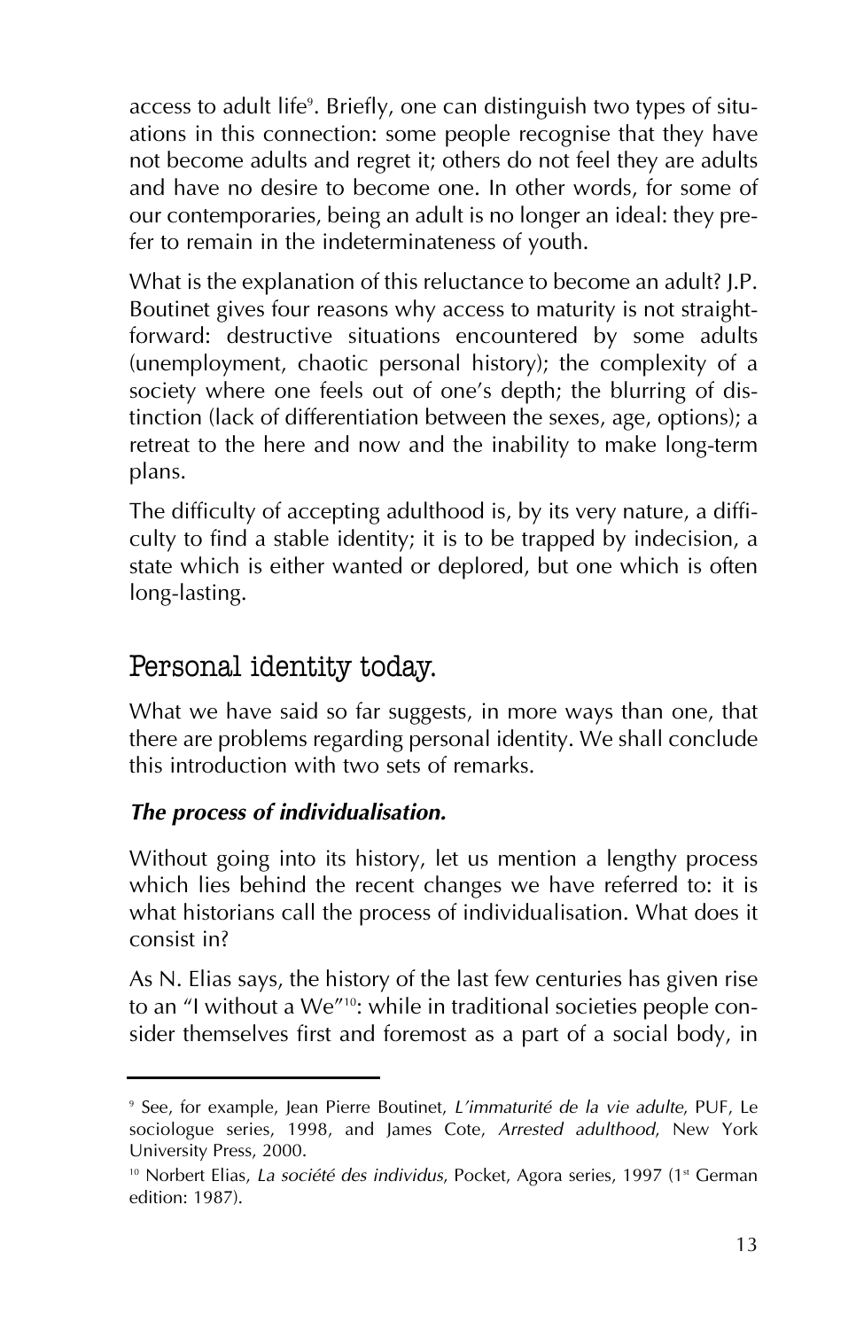access to adult life[9]. Briefly, one can distinguish two types of situations in this connection: some people recognise that they have not become adults and regret it; others do not feel they are adults and have no desire to become one. In other words, for some of our contemporaries, being an adult is no longer an ideal: they prefer to remain in the indeterminateness of youth.

What is the explanation of this reluctance to become an adult? J.P. Boutinet gives four reasons why access to maturity is not straightforward: destructive situations encountered by some adults (unemployment, chaotic personal history); the complexity of a society where one feels out of one's depth; the blurring of distinction (lack of differentiation between the sexes, age, options); a retreat to the here and now and the inability to make long-term plans.

The difficulty of accepting adulthood is, by its very nature, a difficulty to find a stable identity; it is to be trapped by indecision, a state which is either wanted or deplored, but one which is often long-lasting.

## Personal identity today.

What we have said so far suggests, in more ways than one, that there are problems regarding personal identity. We shall conclude this introduction with two sets of remarks.

### *The process of individualisation.*

Without going into its history, let us mention a lengthy process which lies behind the recent changes we have referred to: it is what historians call the process of individualisation. What does it consist in?

As N. Elias says, the history of the last few centuries has given rise to an "I without a We"[10]: while in traditional societies people consider themselves first and foremost as a part of a social body, in

---

[9] See, for example, Jean Pierre Boutinet, *L'immaturité de la vie adulte*, PUF, Le sociologue series, 1998, and James Cote, *Arrested adulthood*, New York University Press, 2000.

[10] Norbert Elias, *La société des individus*, Pocket, Agora series, 1997 (1st German edition: 1987).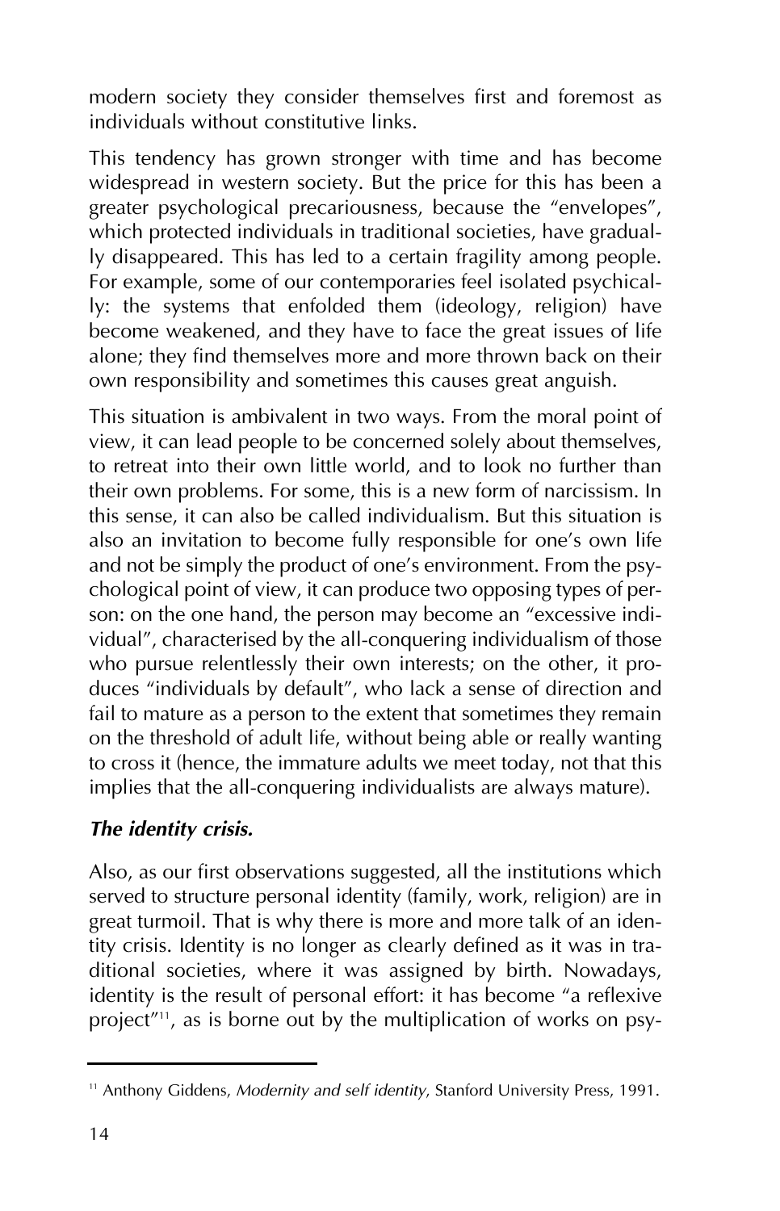modern society they consider themselves first and foremost as individuals without constitutive links.

This tendency has grown stronger with time and has become widespread in western society. But the price for this has been a greater psychological precariousness, because the "envelopes", which protected individuals in traditional societies, have gradually disappeared. This has led to a certain fragility among people. For example, some of our contemporaries feel isolated psychically: the systems that enfolded them (ideology, religion) have become weakened, and they have to face the great issues of life alone; they find themselves more and more thrown back on their own responsibility and sometimes this causes great anguish.

This situation is ambivalent in two ways. From the moral point of view, it can lead people to be concerned solely about themselves, to retreat into their own little world, and to look no further than their own problems. For some, this is a new form of narcissism. In this sense, it can also be called individualism. But this situation is also an invitation to become fully responsible for one's own life and not be simply the product of one's environment. From the psychological point of view, it can produce two opposing types of person: on the one hand, the person may become an "excessive individual", characterised by the all-conquering individualism of those who pursue relentlessly their own interests; on the other, it produces "individuals by default", who lack a sense of direction and fail to mature as a person to the extent that sometimes they remain on the threshold of adult life, without being able or really wanting to cross it (hence, the immature adults we meet today, not that this implies that the all-conquering individualists are always mature).

***The identity crisis.***

Also, as our first observations suggested, all the institutions which served to structure personal identity (family, work, religion) are in great turmoil. That is why there is more and more talk of an identity crisis. Identity is no longer as clearly defined as it was in traditional societies, where it was assigned by birth. Nowadays, identity is the result of personal effort: it has become "a reflexive project"[11], as is borne out by the multiplication of works on psy-

---

[11] Anthony Giddens, *Modernity and self identity*, Stanford University Press, 1991.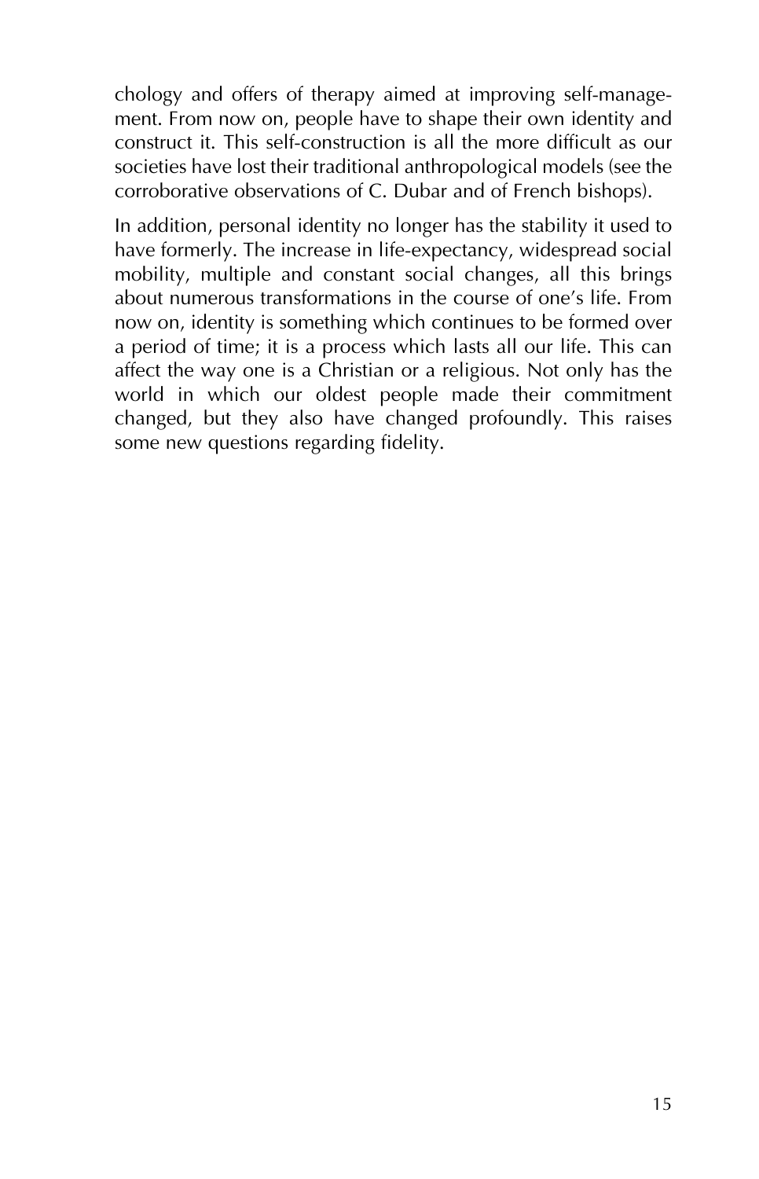chology and offers of therapy aimed at improving self-management. From now on, people have to shape their own identity and construct it. This self-construction is all the more difficult as our societies have lost their traditional anthropological models (see the corroborative observations of C. Dubar and of French bishops).

In addition, personal identity no longer has the stability it used to have formerly. The increase in life-expectancy, widespread social mobility, multiple and constant social changes, all this brings about numerous transformations in the course of one's life. From now on, identity is something which continues to be formed over a period of time; it is a process which lasts all our life. This can affect the way one is a Christian or a religious. Not only has the world in which our oldest people made their commitment changed, but they also have changed profoundly. This raises some new questions regarding fidelity.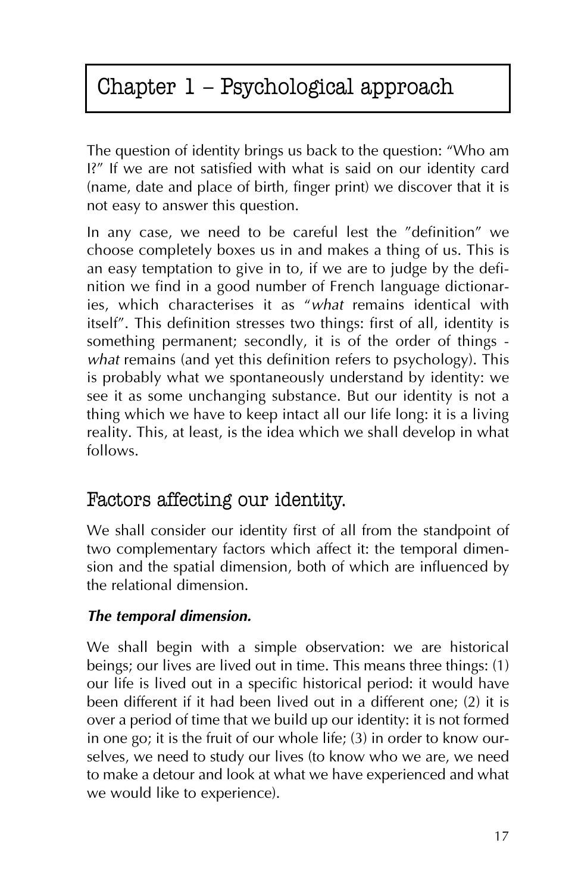# Chapter 1 – Psychological approach

The question of identity brings us back to the question: "Who am I?" If we are not satisfied with what is said on our identity card (name, date and place of birth, finger print) we discover that it is not easy to answer this question.

In any case, we need to be careful lest the "definition" we choose completely boxes us in and makes a thing of us. This is an easy temptation to give in to, if we are to judge by the definition we find in a good number of French language dictionaries, which characterises it as "*what* remains identical with itself". This definition stresses two things: first of all, identity is something permanent; secondly, it is of the order of things - *what* remains (and yet this definition refers to psychology). This is probably what we spontaneously understand by identity: we see it as some unchanging substance. But our identity is not a thing which we have to keep intact all our life long: it is a living reality. This, at least, is the idea which we shall develop in what follows.

## Factors affecting our identity.

We shall consider our identity first of all from the standpoint of two complementary factors which affect it: the temporal dimension and the spatial dimension, both of which are influenced by the relational dimension.

### *The temporal dimension.*

We shall begin with a simple observation: we are historical beings; our lives are lived out in time. This means three things: (1) our life is lived out in a specific historical period: it would have been different if it had been lived out in a different one; (2) it is over a period of time that we build up our identity: it is not formed in one go; it is the fruit of our whole life; (3) in order to know ourselves, we need to study our lives (to know who we are, we need to make a detour and look at what we have experienced and what we would like to experience).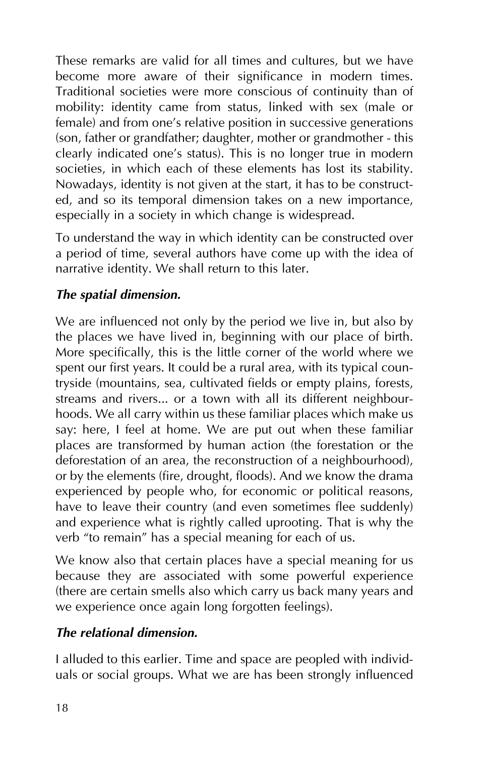These remarks are valid for all times and cultures, but we have become more aware of their significance in modern times. Traditional societies were more conscious of continuity than of mobility: identity came from status, linked with sex (male or female) and from one's relative position in successive generations (son, father or grandfather; daughter, mother or grandmother - this clearly indicated one's status). This is no longer true in modern societies, in which each of these elements has lost its stability. Nowadays, identity is not given at the start, it has to be constructed, and so its temporal dimension takes on a new importance, especially in a society in which change is widespread.

To understand the way in which identity can be constructed over a period of time, several authors have come up with the idea of narrative identity. We shall return to this later.

### *The spatial dimension.*

We are influenced not only by the period we live in, but also by the places we have lived in, beginning with our place of birth. More specifically, this is the little corner of the world where we spent our first years. It could be a rural area, with its typical countryside (mountains, sea, cultivated fields or empty plains, forests, streams and rivers... or a town with all its different neighbourhoods. We all carry within us these familiar places which make us say: here, I feel at home. We are put out when these familiar places are transformed by human action (the forestation or the deforestation of an area, the reconstruction of a neighbourhood), or by the elements (fire, drought, floods). And we know the drama experienced by people who, for economic or political reasons, have to leave their country (and even sometimes flee suddenly) and experience what is rightly called uprooting. That is why the verb "to remain" has a special meaning for each of us.

We know also that certain places have a special meaning for us because they are associated with some powerful experience (there are certain smells also which carry us back many years and we experience once again long forgotten feelings).

### *The relational dimension.*

I alluded to this earlier. Time and space are peopled with individuals or social groups. What we are has been strongly influenced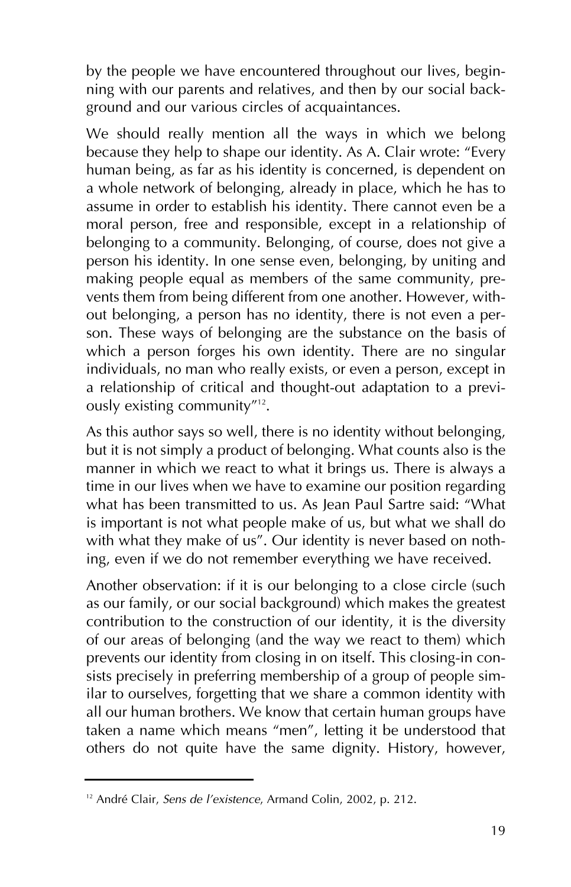by the people we have encountered throughout our lives, beginning with our parents and relatives, and then by our social background and our various circles of acquaintances.

We should really mention all the ways in which we belong because they help to shape our identity. As A. Clair wrote: "Every human being, as far as his identity is concerned, is dependent on a whole network of belonging, already in place, which he has to assume in order to establish his identity. There cannot even be a moral person, free and responsible, except in a relationship of belonging to a community. Belonging, of course, does not give a person his identity. In one sense even, belonging, by uniting and making people equal as members of the same community, prevents them from being different from one another. However, without belonging, a person has no identity, there is not even a person. These ways of belonging are the substance on the basis of which a person forges his own identity. There are no singular individuals, no man who really exists, or even a person, except in a relationship of critical and thought-out adaptation to a previously existing community"[12].

As this author says so well, there is no identity without belonging, but it is not simply a product of belonging. What counts also is the manner in which we react to what it brings us. There is always a time in our lives when we have to examine our position regarding what has been transmitted to us. As Jean Paul Sartre said: "What is important is not what people make of us, but what we shall do with what they make of us". Our identity is never based on nothing, even if we do not remember everything we have received.

Another observation: if it is our belonging to a close circle (such as our family, or our social background) which makes the greatest contribution to the construction of our identity, it is the diversity of our areas of belonging (and the way we react to them) which prevents our identity from closing in on itself. This closing-in consists precisely in preferring membership of a group of people similar to ourselves, forgetting that we share a common identity with all our human brothers. We know that certain human groups have taken a name which means "men", letting it be understood that others do not quite have the same dignity. History, however,

---

[12] André Clair, *Sens de l'existence*, Armand Colin, 2002, p. 212.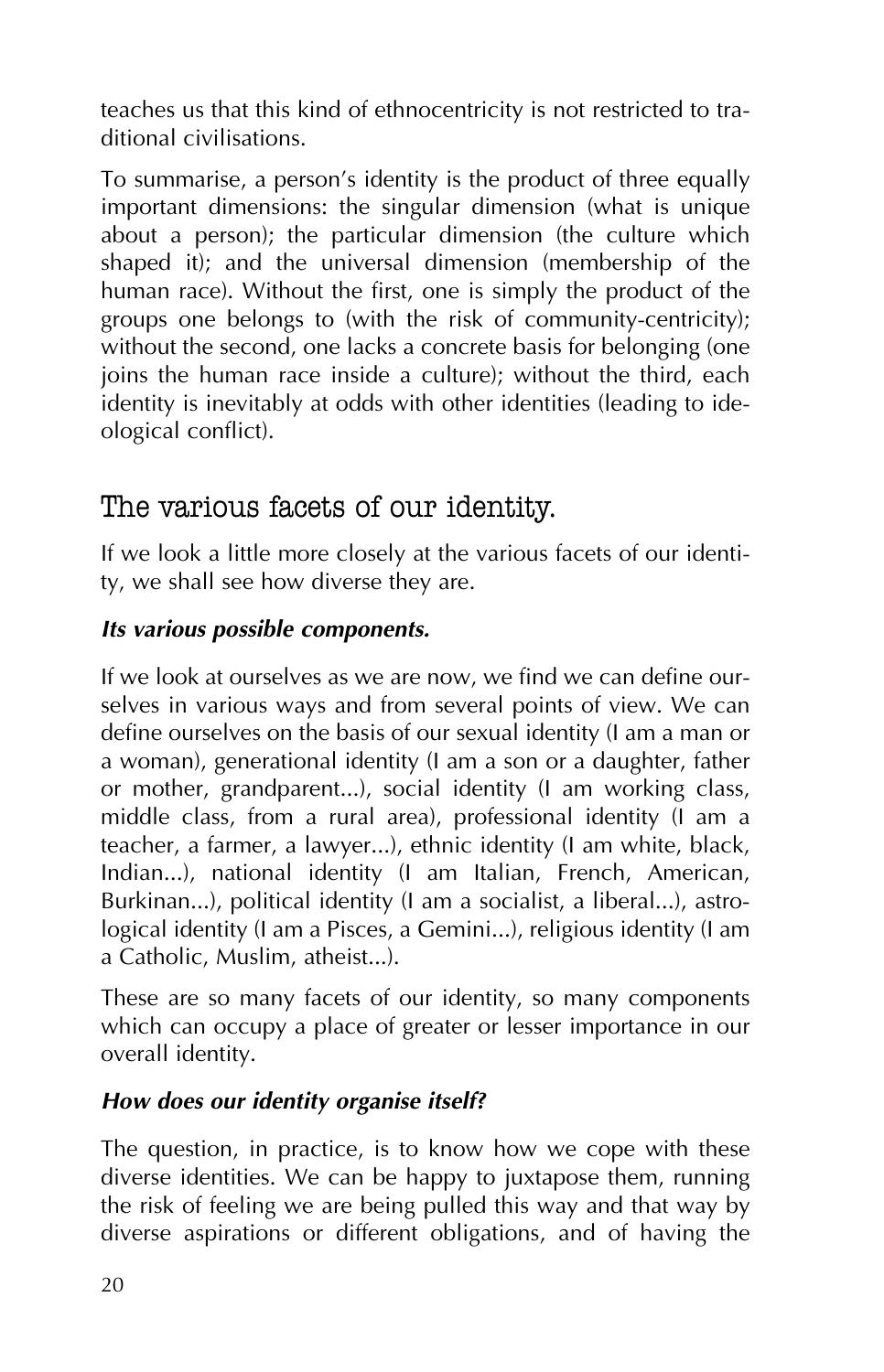teaches us that this kind of ethnocentricity is not restricted to traditional civilisations.

To summarise, a person's identity is the product of three equally important dimensions: the singular dimension (what is unique about a person); the particular dimension (the culture which shaped it); and the universal dimension (membership of the human race). Without the first, one is simply the product of the groups one belongs to (with the risk of community-centricity); without the second, one lacks a concrete basis for belonging (one joins the human race inside a culture); without the third, each identity is inevitably at odds with other identities (leading to ideological conflict).

## The various facets of our identity.

If we look a little more closely at the various facets of our identity, we shall see how diverse they are.

### *Its various possible components.*

If we look at ourselves as we are now, we find we can define ourselves in various ways and from several points of view. We can define ourselves on the basis of our sexual identity (I am a man or a woman), generational identity (I am a son or a daughter, father or mother, grandparent...), social identity (I am working class, middle class, from a rural area), professional identity (I am a teacher, a farmer, a lawyer...), ethnic identity (I am white, black, Indian...), national identity (I am Italian, French, American, Burkinan...), political identity (I am a socialist, a liberal...), astrological identity (I am a Pisces, a Gemini...), religious identity (I am a Catholic, Muslim, atheist...).

These are so many facets of our identity, so many components which can occupy a place of greater or lesser importance in our overall identity.

### *How does our identity organise itself?*

The question, in practice, is to know how we cope with these diverse identities. We can be happy to juxtapose them, running the risk of feeling we are being pulled this way and that way by diverse aspirations or different obligations, and of having the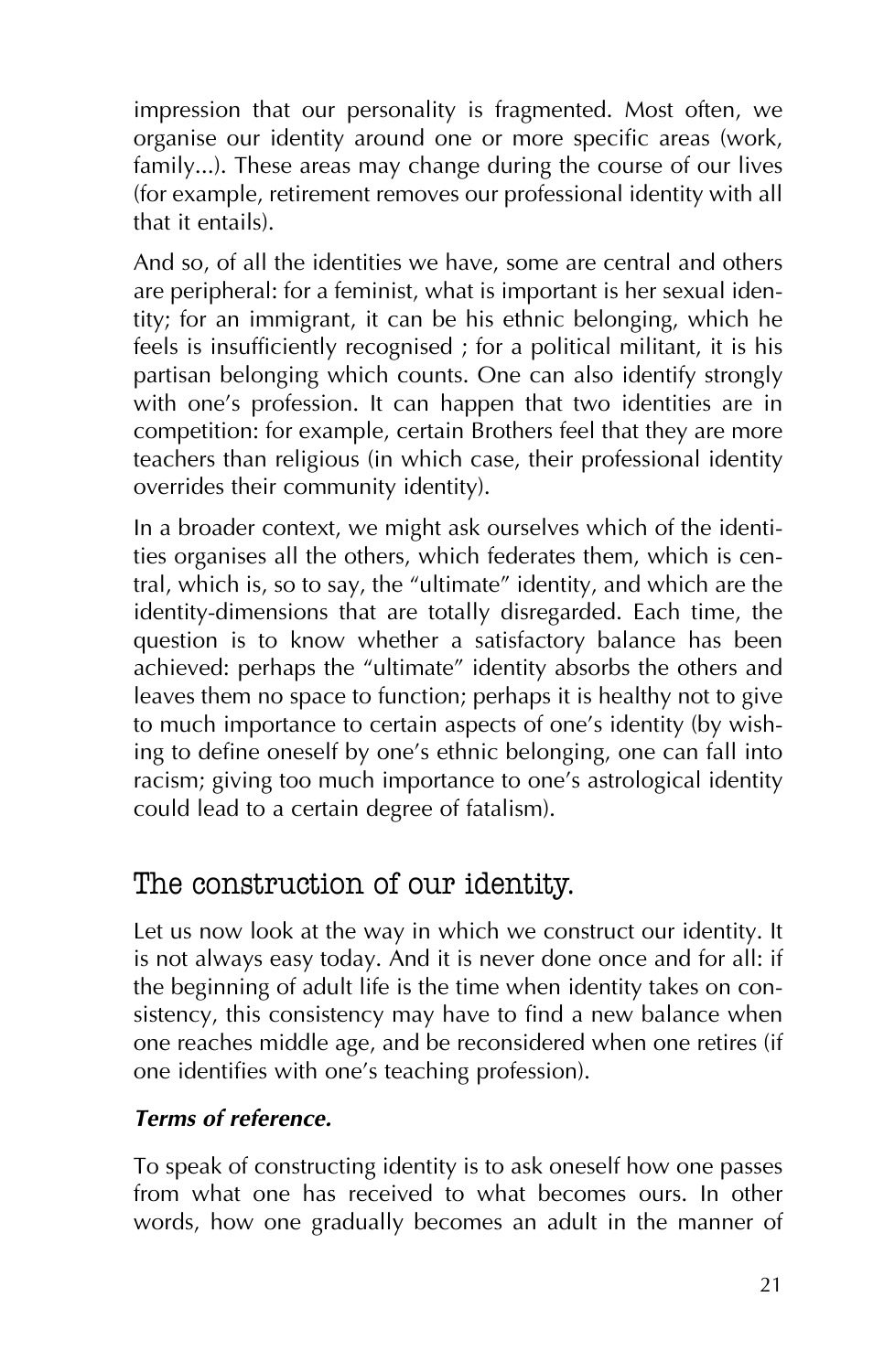impression that our personality is fragmented. Most often, we organise our identity around one or more specific areas (work, family...). These areas may change during the course of our lives (for example, retirement removes our professional identity with all that it entails).

And so, of all the identities we have, some are central and others are peripheral: for a feminist, what is important is her sexual identity; for an immigrant, it can be his ethnic belonging, which he feels is insufficiently recognised ; for a political militant, it is his partisan belonging which counts. One can also identify strongly with one's profession. It can happen that two identities are in competition: for example, certain Brothers feel that they are more teachers than religious (in which case, their professional identity overrides their community identity).

In a broader context, we might ask ourselves which of the identities organises all the others, which federates them, which is central, which is, so to say, the "ultimate" identity, and which are the identity-dimensions that are totally disregarded. Each time, the question is to know whether a satisfactory balance has been achieved: perhaps the "ultimate" identity absorbs the others and leaves them no space to function; perhaps it is healthy not to give to much importance to certain aspects of one's identity (by wishing to define oneself by one's ethnic belonging, one can fall into racism; giving too much importance to one's astrological identity could lead to a certain degree of fatalism).

## The construction of our identity.

Let us now look at the way in which we construct our identity. It is not always easy today. And it is never done once and for all: if the beginning of adult life is the time when identity takes on consistency, this consistency may have to find a new balance when one reaches middle age, and be reconsidered when one retires (if one identifies with one's teaching profession).

### *Terms of reference.*

To speak of constructing identity is to ask oneself how one passes from what one has received to what becomes ours. In other words, how one gradually becomes an adult in the manner of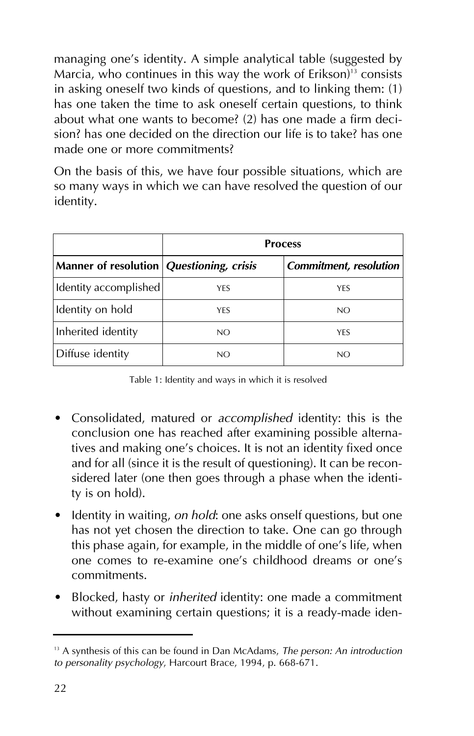managing one's identity. A simple analytical table (suggested by Marcia, who continues in this way the work of Erikson)[13] consists in asking oneself two kinds of questions, and to linking them: (1) has one taken the time to ask oneself certain questions, to think about what one wants to become? (2) has one made a firm decision? has one decided on the direction our life is to take? has one made one or more commitments?

On the basis of this, we have four possible situations, which are so many ways in which we can have resolved the question of our identity.

| | **Process** | |
|---|---|---|
| **Manner of resolution** | ***Questioning, crisis*** | ***Commitment, resolution*** |
| Identity accomplished | YES | YES |
| Identity on hold | YES | NO |
| Inherited identity | NO | YES |
| Diffuse identity | NO | NO |

Table 1: Identity and ways in which it is resolved

- Consolidated, matured or *accomplished* identity: this is the conclusion one has reached after examining possible alternatives and making one's choices. It is not an identity fixed once and for all (since it is the result of questioning). It can be reconsidered later (one then goes through a phase when the identity is on hold).
- Identity in waiting, *on hold*: one asks onself questions, but one has not yet chosen the direction to take. One can go through this phase again, for example, in the middle of one's life, when one comes to re-examine one's childhood dreams or one's commitments.
- Blocked, hasty or *inherited* identity: one made a commitment without examining certain questions; it is a ready-made iden-

[13] A synthesis of this can be found in Dan McAdams, *The person: An introduction to personality psychology*, Harcourt Brace, 1994, p. 668-671.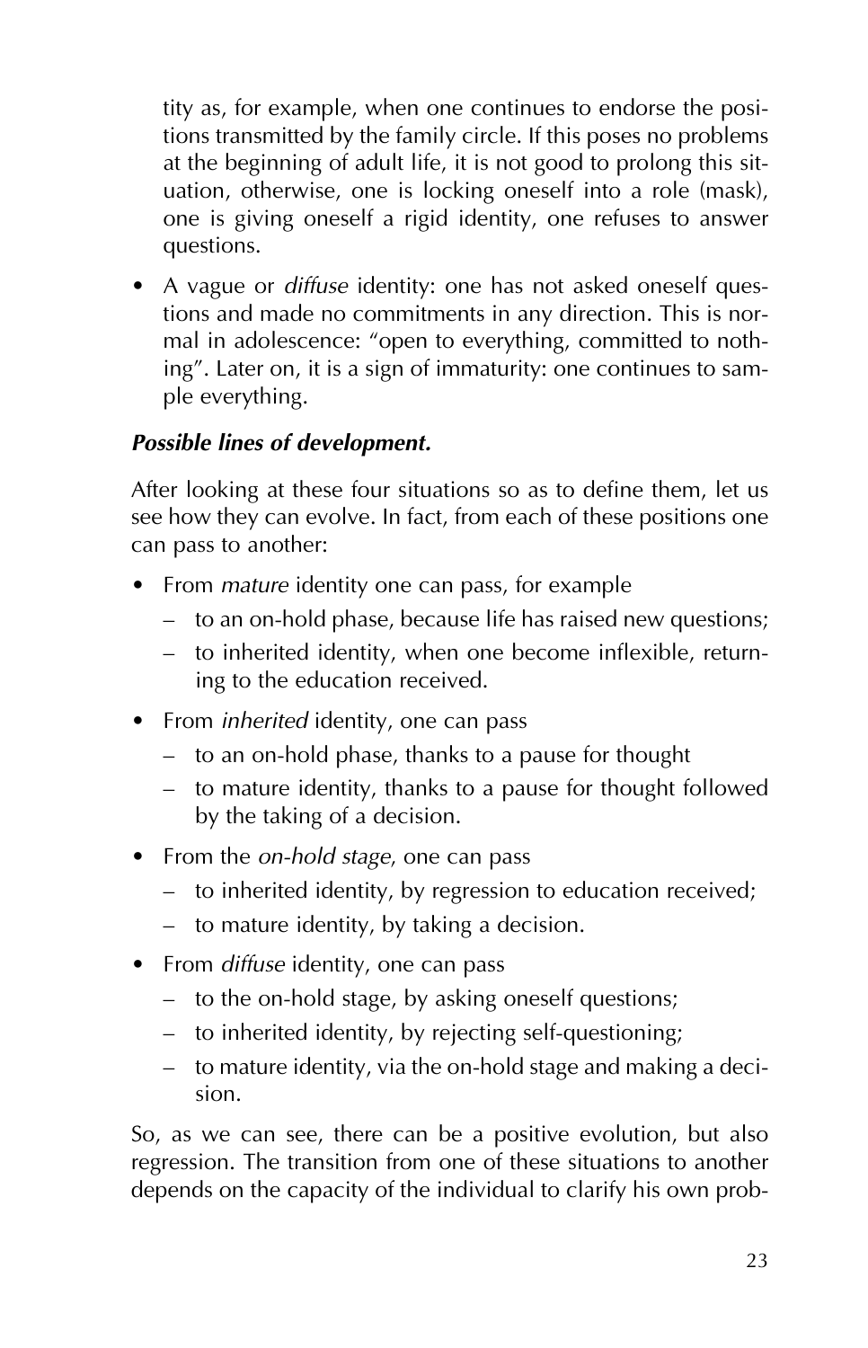tity as, for example, when one continues to endorse the positions transmitted by the family circle. If this poses no problems at the beginning of adult life, it is not good to prolong this situation, otherwise, one is locking oneself into a role (mask), one is giving oneself a rigid identity, one refuses to answer questions.

- A vague or *diffuse* identity: one has not asked oneself questions and made no commitments in any direction. This is normal in adolescence: "open to everything, committed to nothing". Later on, it is a sign of immaturity: one continues to sample everything.

***Possible lines of development.***

After looking at these four situations so as to define them, let us see how they can evolve. In fact, from each of these positions one can pass to another:

- From *mature* identity one can pass, for example
  - to an on-hold phase, because life has raised new questions;
  - to inherited identity, when one become inflexible, returning to the education received.
- From *inherited* identity, one can pass
  - to an on-hold phase, thanks to a pause for thought
  - to mature identity, thanks to a pause for thought followed by the taking of a decision.
- From the *on-hold stage*, one can pass
  - to inherited identity, by regression to education received;
  - to mature identity, by taking a decision.
- From *diffuse* identity, one can pass
  - to the on-hold stage, by asking oneself questions;
  - to inherited identity, by rejecting self-questioning;
  - to mature identity, via the on-hold stage and making a decision.

So, as we can see, there can be a positive evolution, but also regression. The transition from one of these situations to another depends on the capacity of the individual to clarify his own prob-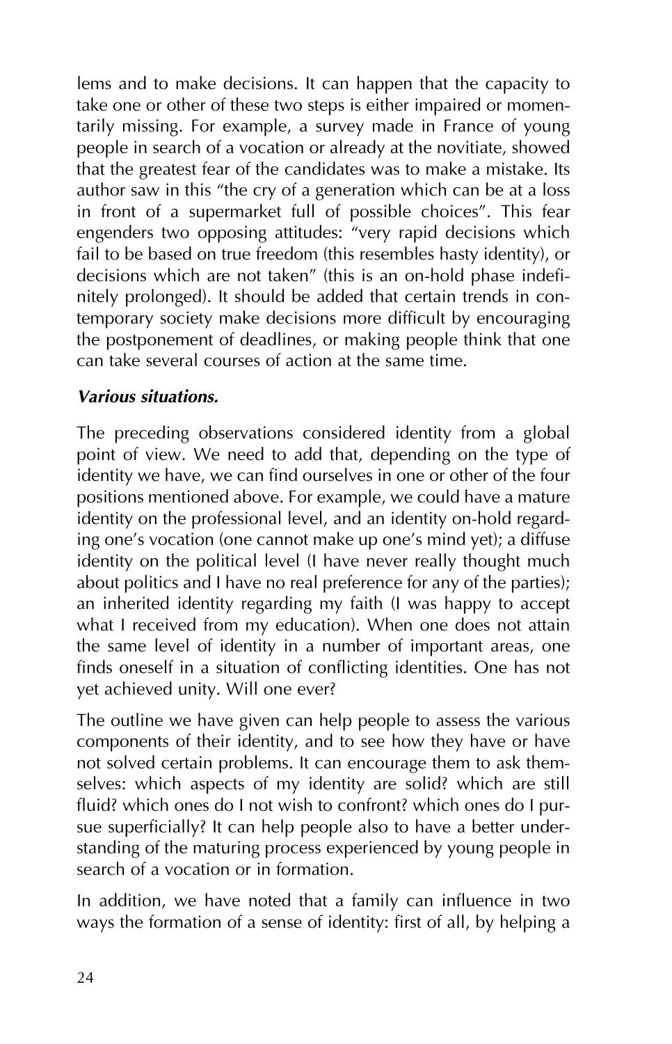lems and to make decisions. It can happen that the capacity to take one or other of these two steps is either impaired or momentarily missing. For example, a survey made in France of young people in search of a vocation or already at the novitiate, showed that the greatest fear of the candidates was to make a mistake. Its author saw in this "the cry of a generation which can be at a loss in front of a supermarket full of possible choices". This fear engenders two opposing attitudes: "very rapid decisions which fail to be based on true freedom (this resembles hasty identity), or decisions which are not taken" (this is an on-hold phase indefinitely prolonged). It should be added that certain trends in contemporary society make decisions more difficult by encouraging the postponement of deadlines, or making people think that one can take several courses of action at the same time.

***Various situations.***

The preceding observations considered identity from a global point of view. We need to add that, depending on the type of identity we have, we can find ourselves in one or other of the four positions mentioned above. For example, we could have a mature identity on the professional level, and an identity on-hold regarding one's vocation (one cannot make up one's mind yet); a diffuse identity on the political level (I have never really thought much about politics and I have no real preference for any of the parties); an inherited identity regarding my faith (I was happy to accept what I received from my education). When one does not attain the same level of identity in a number of important areas, one finds oneself in a situation of conflicting identities. One has not yet achieved unity. Will one ever?

The outline we have given can help people to assess the various components of their identity, and to see how they have or have not solved certain problems. It can encourage them to ask themselves: which aspects of my identity are solid? which are still fluid? which ones do I not wish to confront? which ones do I pursue superficially? It can help people also to have a better understanding of the maturing process experienced by young people in search of a vocation or in formation.

In addition, we have noted that a family can influence in two ways the formation of a sense of identity: first of all, by helping a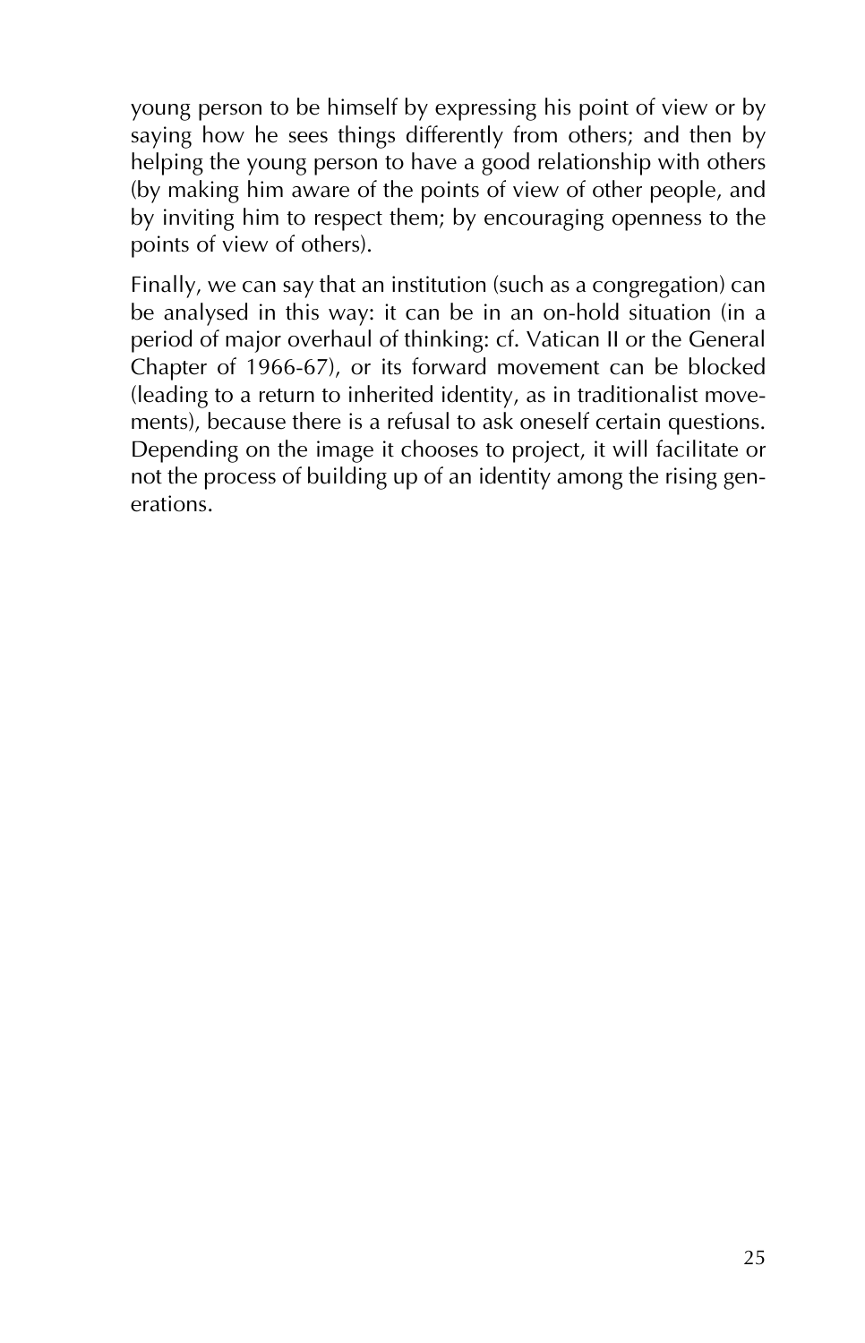young person to be himself by expressing his point of view or by saying how he sees things differently from others; and then by helping the young person to have a good relationship with others (by making him aware of the points of view of other people, and by inviting him to respect them; by encouraging openness to the points of view of others).

Finally, we can say that an institution (such as a congregation) can be analysed in this way: it can be in an on-hold situation (in a period of major overhaul of thinking: cf. Vatican II or the General Chapter of 1966-67), or its forward movement can be blocked (leading to a return to inherited identity, as in traditionalist movements), because there is a refusal to ask oneself certain questions. Depending on the image it chooses to project, it will facilitate or not the process of building up of an identity among the rising generations.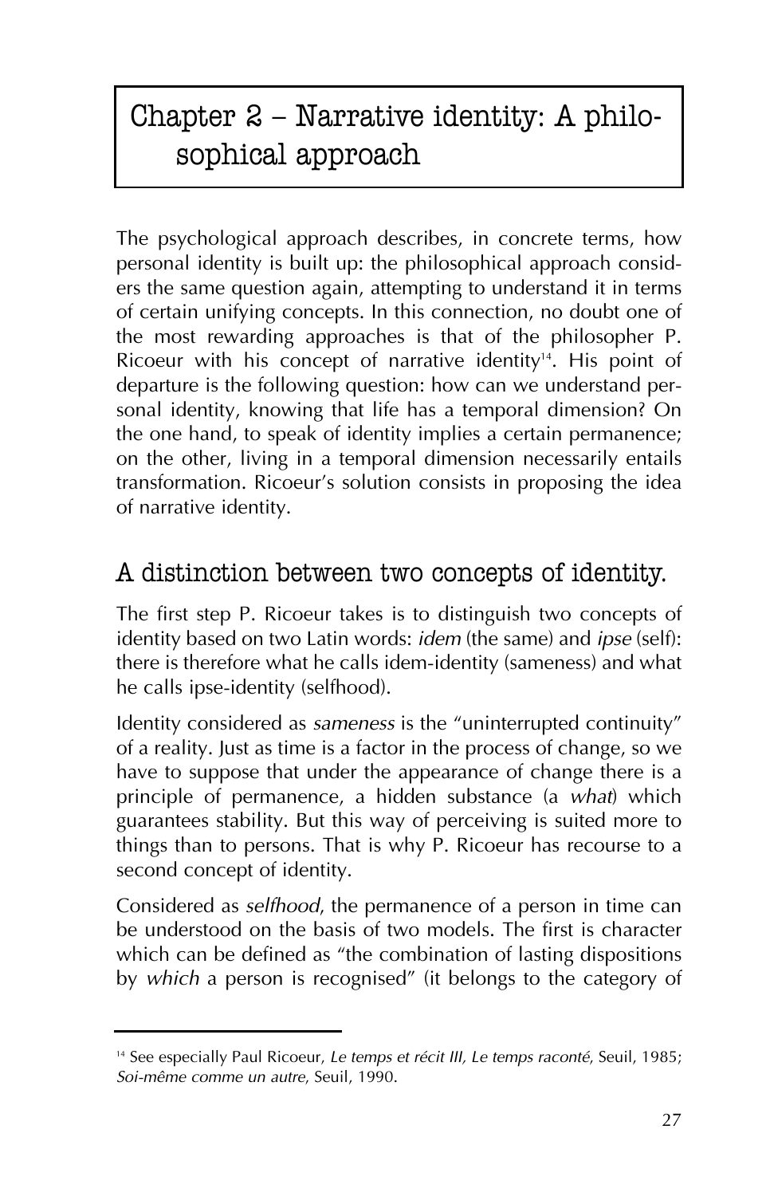# Chapter 2 – Narrative identity: A philosophical approach

The psychological approach describes, in concrete terms, how personal identity is built up: the philosophical approach considers the same question again, attempting to understand it in terms of certain unifying concepts. In this connection, no doubt one of the most rewarding approaches is that of the philosopher P. Ricoeur with his concept of narrative identity[14]. His point of departure is the following question: how can we understand personal identity, knowing that life has a temporal dimension? On the one hand, to speak of identity implies a certain permanence; on the other, living in a temporal dimension necessarily entails transformation. Ricoeur's solution consists in proposing the idea of narrative identity.

## A distinction between two concepts of identity.

The first step P. Ricoeur takes is to distinguish two concepts of identity based on two Latin words: *idem* (the same) and *ipse* (self): there is therefore what he calls idem-identity (sameness) and what he calls ipse-identity (selfhood).

Identity considered as *sameness* is the "uninterrupted continuity" of a reality. Just as time is a factor in the process of change, so we have to suppose that under the appearance of change there is a principle of permanence, a hidden substance (a *what*) which guarantees stability. But this way of perceiving is suited more to things than to persons. That is why P. Ricoeur has recourse to a second concept of identity.

Considered as *selfhood*, the permanence of a person in time can be understood on the basis of two models. The first is character which can be defined as "the combination of lasting dispositions by *which* a person is recognised" (it belongs to the category of

---

[14] See especially Paul Ricoeur, *Le temps et récit III, Le temps raconté*, Seuil, 1985; *Soi-même comme un autre*, Seuil, 1990.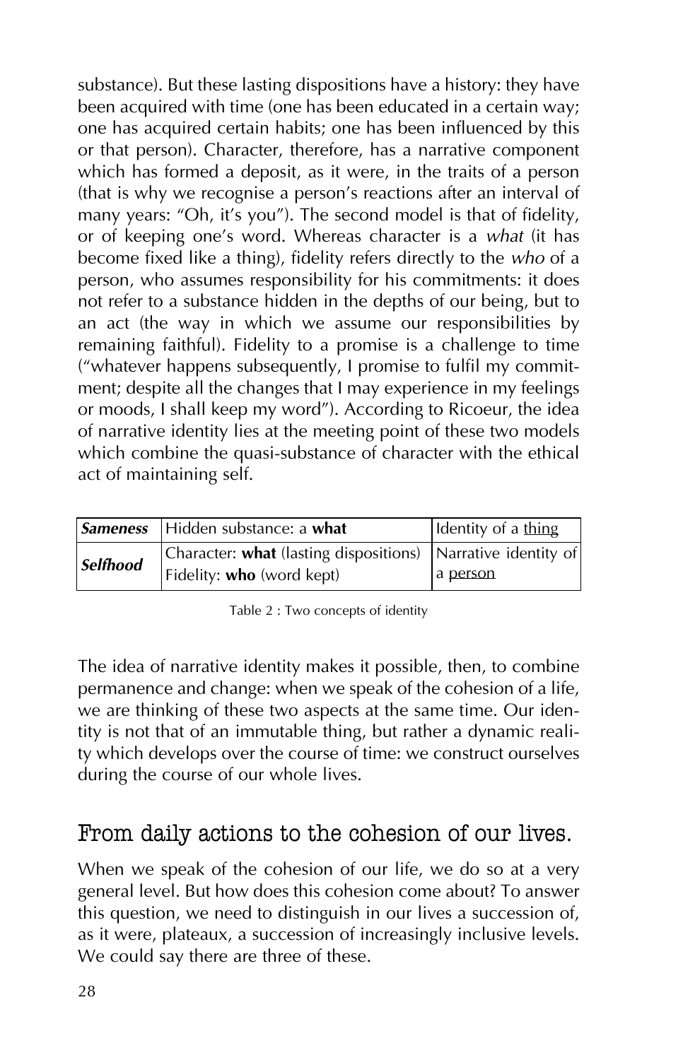substance). But these lasting dispositions have a history: they have been acquired with time (one has been educated in a certain way; one has acquired certain habits; one has been influenced by this or that person). Character, therefore, has a narrative component which has formed a deposit, as it were, in the traits of a person (that is why we recognise a person's reactions after an interval of many years: "Oh, it's you"). The second model is that of fidelity, or of keeping one's word. Whereas character is a *what* (it has become fixed like a thing), fidelity refers directly to the *who* of a person, who assumes responsibility for his commitments: it does not refer to a substance hidden in the depths of our being, but to an act (the way in which we assume our responsibilities by remaining faithful). Fidelity to a promise is a challenge to time ("whatever happens subsequently, I promise to fulfil my commitment; despite all the changes that I may experience in my feelings or moods, I shall keep my word"). According to Ricoeur, the idea of narrative identity lies at the meeting point of these two models which combine the quasi-substance of character with the ethical act of maintaining self.

| ***Sameness*** | Hidden substance: a **what** | Identity of a <u>thing</u> |
|---|---|---|
| ***Selfhood*** | Character: **what** (lasting dispositions)<br>Fidelity: **who** (word kept) | Narrative identity of a <u>person</u> |

Table 2 : Two concepts of identity

The idea of narrative identity makes it possible, then, to combine permanence and change: when we speak of the cohesion of a life, we are thinking of these two aspects at the same time. Our identity is not that of an immutable thing, but rather a dynamic reality which develops over the course of time: we construct ourselves during the course of our whole lives.

## From daily actions to the cohesion of our lives.

When we speak of the cohesion of our life, we do so at a very general level. But how does this cohesion come about? To answer this question, we need to distinguish in our lives a succession of, as it were, plateaux, a succession of increasingly inclusive levels. We could say there are three of these.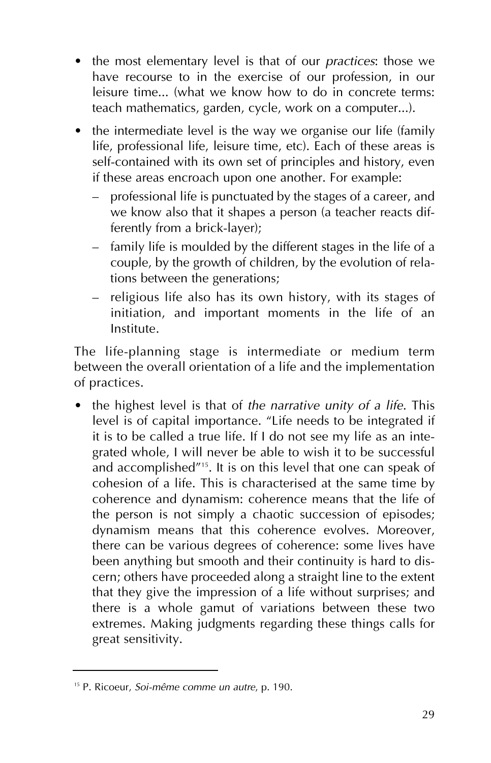- the most elementary level is that of our *practices*: those we have recourse to in the exercise of our profession, in our leisure time... (what we know how to do in concrete terms: teach mathematics, garden, cycle, work on a computer...).
- the intermediate level is the way we organise our life (family life, professional life, leisure time, etc). Each of these areas is self-contained with its own set of principles and history, even if these areas encroach upon one another. For example:
  - professional life is punctuated by the stages of a career, and we know also that it shapes a person (a teacher reacts differently from a brick-layer);
  - family life is moulded by the different stages in the life of a couple, by the growth of children, by the evolution of relations between the generations;
  - religious life also has its own history, with its stages of initiation, and important moments in the life of an Institute.

The life-planning stage is intermediate or medium term between the overall orientation of a life and the implementation of practices.

- the highest level is that of *the narrative unity of a life*. This level is of capital importance. "Life needs to be integrated if it is to be called a true life. If I do not see my life as an integrated whole, I will never be able to wish it to be successful and accomplished"[15]. It is on this level that one can speak of cohesion of a life. This is characterised at the same time by coherence and dynamism: coherence means that the life of the person is not simply a chaotic succession of episodes; dynamism means that this coherence evolves. Moreover, there can be various degrees of coherence: some lives have been anything but smooth and their continuity is hard to discern; others have proceeded along a straight line to the extent that they give the impression of a life without surprises; and there is a whole gamut of variations between these two extremes. Making judgments regarding these things calls for great sensitivity.

---

[15] P. Ricoeur, *Soi-même comme un autre*, p. 190.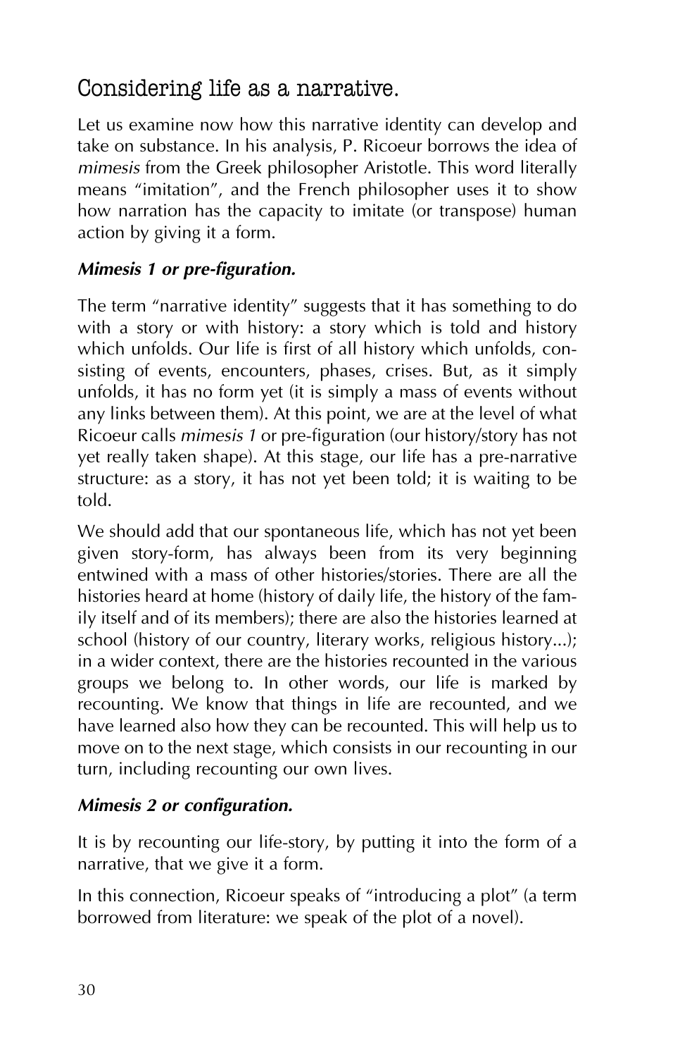## Considering life as a narrative.

Let us examine now how this narrative identity can develop and take on substance. In his analysis, P. Ricoeur borrows the idea of *mimesis* from the Greek philosopher Aristotle. This word literally means "imitation", and the French philosopher uses it to show how narration has the capacity to imitate (or transpose) human action by giving it a form.

### *Mimesis 1 or pre-figuration.*

The term "narrative identity" suggests that it has something to do with a story or with history: a story which is told and history which unfolds. Our life is first of all history which unfolds, consisting of events, encounters, phases, crises. But, as it simply unfolds, it has no form yet (it is simply a mass of events without any links between them). At this point, we are at the level of what Ricoeur calls *mimesis 1* or pre-figuration (our history/story has not yet really taken shape). At this stage, our life has a pre-narrative structure: as a story, it has not yet been told; it is waiting to be told.

We should add that our spontaneous life, which has not yet been given story-form, has always been from its very beginning entwined with a mass of other histories/stories. There are all the histories heard at home (history of daily life, the history of the family itself and of its members); there are also the histories learned at school (history of our country, literary works, religious history...); in a wider context, there are the histories recounted in the various groups we belong to. In other words, our life is marked by recounting. We know that things in life are recounted, and we have learned also how they can be recounted. This will help us to move on to the next stage, which consists in our recounting in our turn, including recounting our own lives.

### *Mimesis 2 or configuration.*

It is by recounting our life-story, by putting it into the form of a narrative, that we give it a form.

In this connection, Ricoeur speaks of "introducing a plot" (a term borrowed from literature: we speak of the plot of a novel).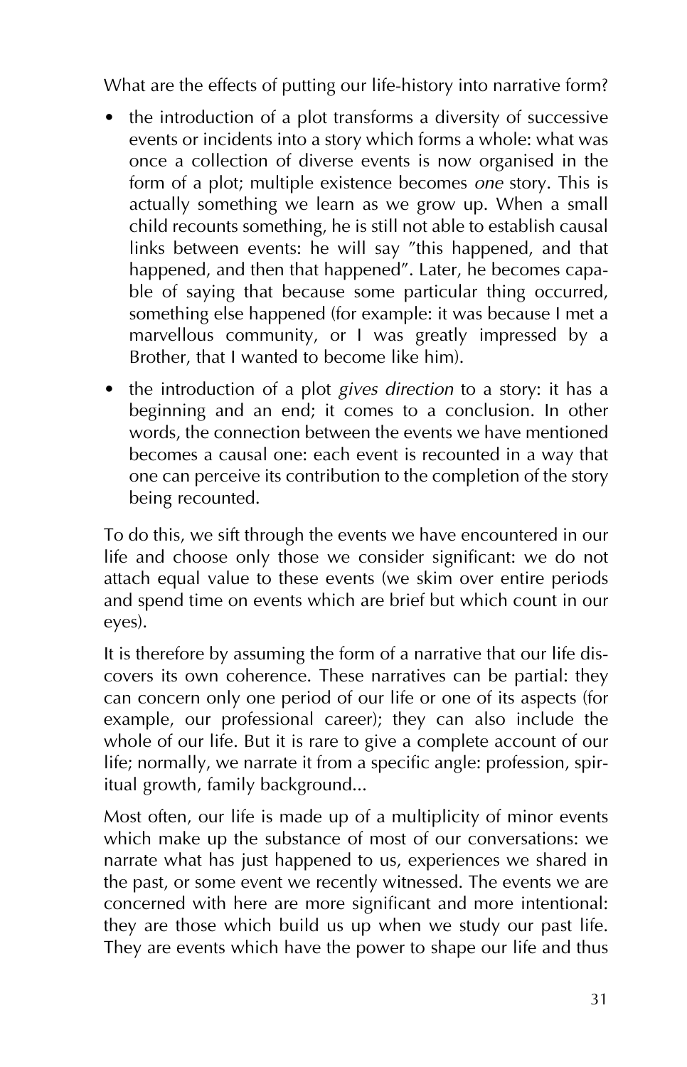What are the effects of putting our life-history into narrative form?

- the introduction of a plot transforms a diversity of successive events or incidents into a story which forms a whole: what was once a collection of diverse events is now organised in the form of a plot; multiple existence becomes *one* story. This is actually something we learn as we grow up. When a small child recounts something, he is still not able to establish causal links between events: he will say "this happened, and that happened, and then that happened". Later, he becomes capable of saying that because some particular thing occurred, something else happened (for example: it was because I met a marvellous community, or I was greatly impressed by a Brother, that I wanted to become like him).
- the introduction of a plot *gives direction* to a story: it has a beginning and an end; it comes to a conclusion. In other words, the connection between the events we have mentioned becomes a causal one: each event is recounted in a way that one can perceive its contribution to the completion of the story being recounted.

To do this, we sift through the events we have encountered in our life and choose only those we consider significant: we do not attach equal value to these events (we skim over entire periods and spend time on events which are brief but which count in our eyes).

It is therefore by assuming the form of a narrative that our life discovers its own coherence. These narratives can be partial: they can concern only one period of our life or one of its aspects (for example, our professional career); they can also include the whole of our life. But it is rare to give a complete account of our life; normally, we narrate it from a specific angle: profession, spiritual growth, family background...

Most often, our life is made up of a multiplicity of minor events which make up the substance of most of our conversations: we narrate what has just happened to us, experiences we shared in the past, or some event we recently witnessed. The events we are concerned with here are more significant and more intentional: they are those which build us up when we study our past life. They are events which have the power to shape our life and thus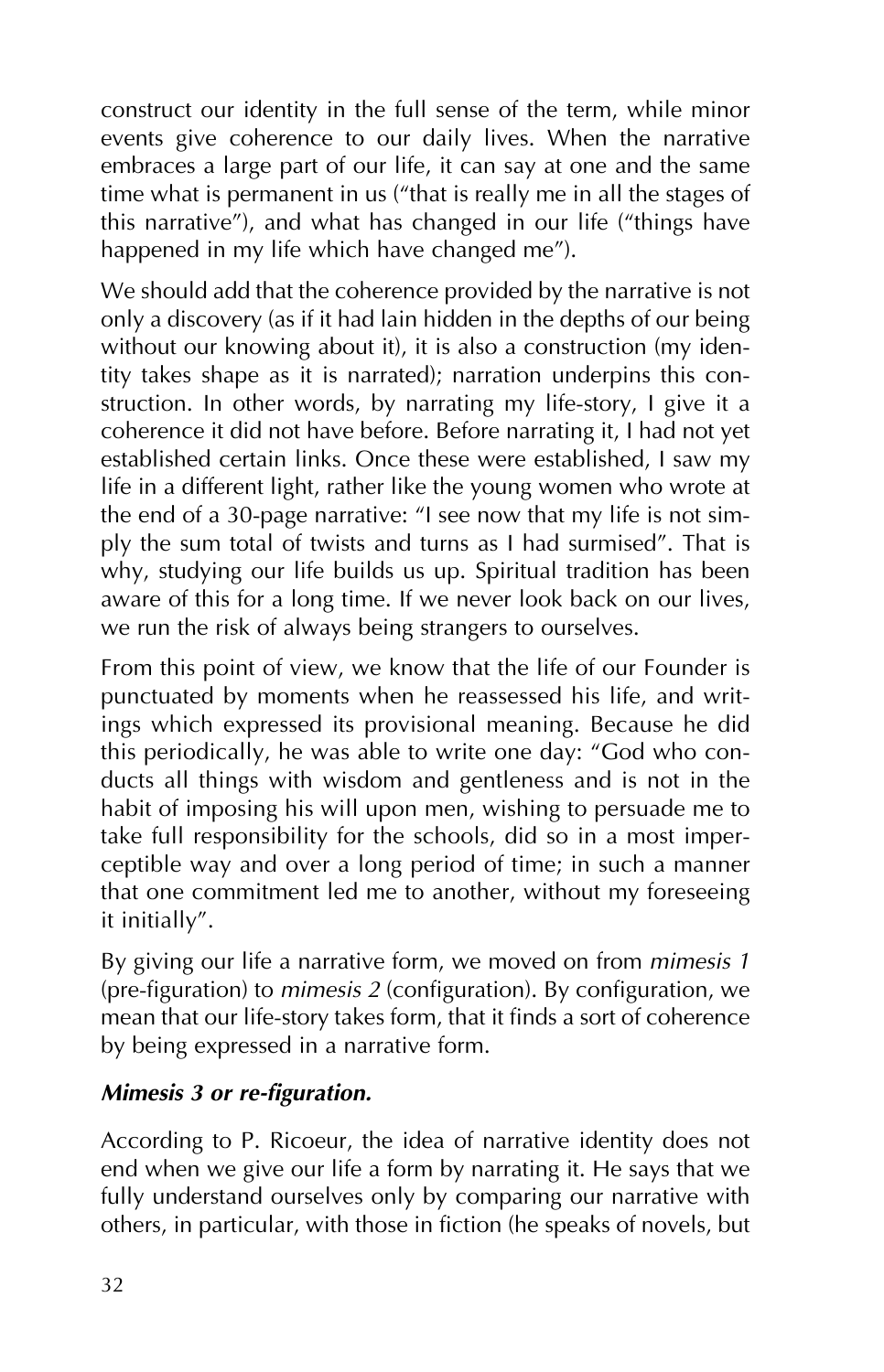construct our identity in the full sense of the term, while minor events give coherence to our daily lives. When the narrative embraces a large part of our life, it can say at one and the same time what is permanent in us ("that is really me in all the stages of this narrative"), and what has changed in our life ("things have happened in my life which have changed me").

We should add that the coherence provided by the narrative is not only a discovery (as if it had lain hidden in the depths of our being without our knowing about it), it is also a construction (my identity takes shape as it is narrated); narration underpins this construction. In other words, by narrating my life-story, I give it a coherence it did not have before. Before narrating it, I had not yet established certain links. Once these were established, I saw my life in a different light, rather like the young women who wrote at the end of a 30-page narrative: "I see now that my life is not simply the sum total of twists and turns as I had surmised". That is why, studying our life builds us up. Spiritual tradition has been aware of this for a long time. If we never look back on our lives, we run the risk of always being strangers to ourselves.

From this point of view, we know that the life of our Founder is punctuated by moments when he reassessed his life, and writings which expressed its provisional meaning. Because he did this periodically, he was able to write one day: "God who conducts all things with wisdom and gentleness and is not in the habit of imposing his will upon men, wishing to persuade me to take full responsibility for the schools, did so in a most imperceptible way and over a long period of time; in such a manner that one commitment led me to another, without my foreseeing it initially".

By giving our life a narrative form, we moved on from *mimesis 1* (pre-figuration) to *mimesis 2* (configuration). By configuration, we mean that our life-story takes form, that it finds a sort of coherence by being expressed in a narrative form.

### *Mimesis 3 or re-figuration.*

According to P. Ricoeur, the idea of narrative identity does not end when we give our life a form by narrating it. He says that we fully understand ourselves only by comparing our narrative with others, in particular, with those in fiction (he speaks of novels, but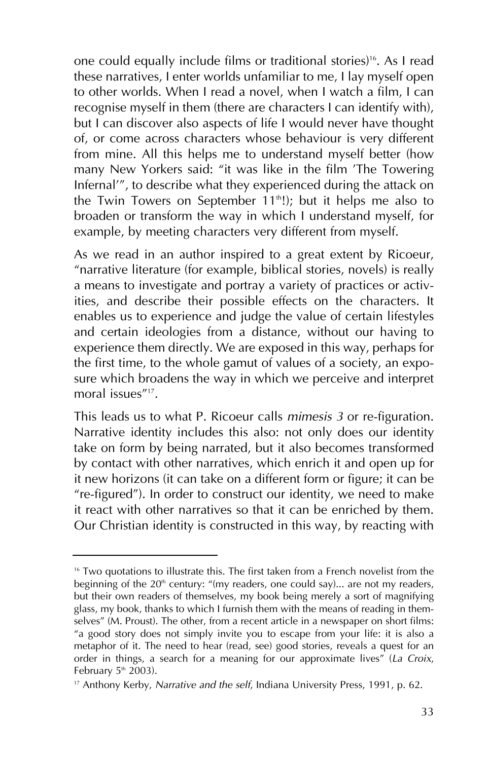one could equally include films or traditional stories)[16]. As I read these narratives, I enter worlds unfamiliar to me, I lay myself open to other worlds. When I read a novel, when I watch a film, I can recognise myself in them (there are characters I can identify with), but I can discover also aspects of life I would never have thought of, or come across characters whose behaviour is very different from mine. All this helps me to understand myself better (how many New Yorkers said: "it was like in the film 'The Towering Infernal'", to describe what they experienced during the attack on the Twin Towers on September 11th!); but it helps me also to broaden or transform the way in which I understand myself, for example, by meeting characters very different from myself.

As we read in an author inspired to a great extent by Ricoeur, "narrative literature (for example, biblical stories, novels) is really a means to investigate and portray a variety of practices or activities, and describe their possible effects on the characters. It enables us to experience and judge the value of certain lifestyles and certain ideologies from a distance, without our having to experience them directly. We are exposed in this way, perhaps for the first time, to the whole gamut of values of a society, an exposure which broadens the way in which we perceive and interpret moral issues"[17].

This leads us to what P. Ricoeur calls *mimesis 3* or re-figuration. Narrative identity includes this also: not only does our identity take on form by being narrated, but it also becomes transformed by contact with other narratives, which enrich it and open up for it new horizons (it can take on a different form or figure; it can be "re-figured"). In order to construct our identity, we need to make it react with other narratives so that it can be enriched by them. Our Christian identity is constructed in this way, by reacting with

---

[16] Two quotations to illustrate this. The first taken from a French novelist from the beginning of the 20th century: "(my readers, one could say)... are not my readers, but their own readers of themselves, my book being merely a sort of magnifying glass, my book, thanks to which I furnish them with the means of reading in themselves" (M. Proust). The other, from a recent article in a newspaper on short films: "a good story does not simply invite you to escape from your life: it is also a metaphor of it. The need to hear (read, see) good stories, reveals a quest for an order in things, a search for a meaning for our approximate lives" (*La Croix*, February 5th 2003).

[17] Anthony Kerby, *Narrative and the self*, Indiana University Press, 1991, p. 62.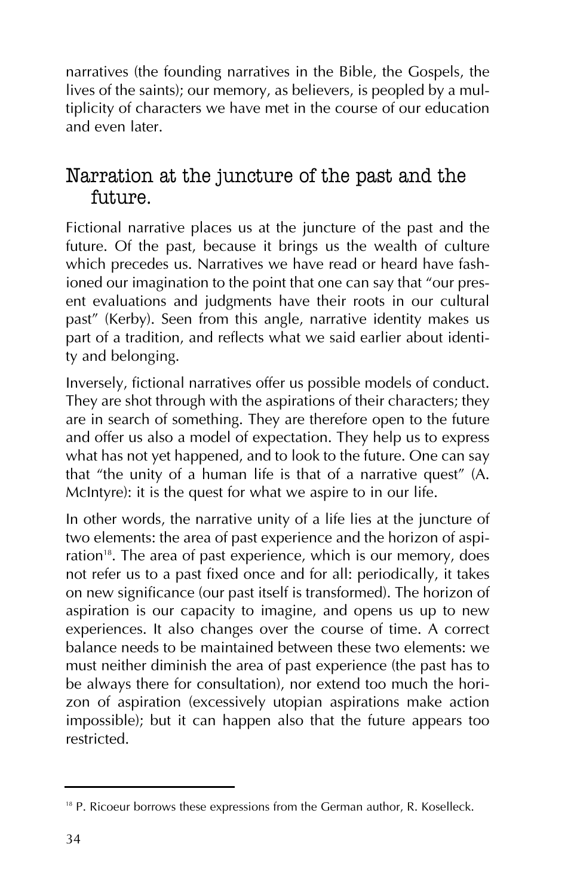narratives (the founding narratives in the Bible, the Gospels, the lives of the saints); our memory, as believers, is peopled by a multiplicity of characters we have met in the course of our education and even later.

## Narration at the juncture of the past and the future.

Fictional narrative places us at the juncture of the past and the future. Of the past, because it brings us the wealth of culture which precedes us. Narratives we have read or heard have fashioned our imagination to the point that one can say that "our present evaluations and judgments have their roots in our cultural past" (Kerby). Seen from this angle, narrative identity makes us part of a tradition, and reflects what we said earlier about identity and belonging.

Inversely, fictional narratives offer us possible models of conduct. They are shot through with the aspirations of their characters; they are in search of something. They are therefore open to the future and offer us also a model of expectation. They help us to express what has not yet happened, and to look to the future. One can say that "the unity of a human life is that of a narrative quest" (A. McIntyre): it is the quest for what we aspire to in our life.

In other words, the narrative unity of a life lies at the juncture of two elements: the area of past experience and the horizon of aspiration[18]. The area of past experience, which is our memory, does not refer us to a past fixed once and for all: periodically, it takes on new significance (our past itself is transformed). The horizon of aspiration is our capacity to imagine, and opens us up to new experiences. It also changes over the course of time. A correct balance needs to be maintained between these two elements: we must neither diminish the area of past experience (the past has to be always there for consultation), nor extend too much the horizon of aspiration (excessively utopian aspirations make action impossible); but it can happen also that the future appears too restricted.

---

[18] P. Ricoeur borrows these expressions from the German author, R. Koselleck.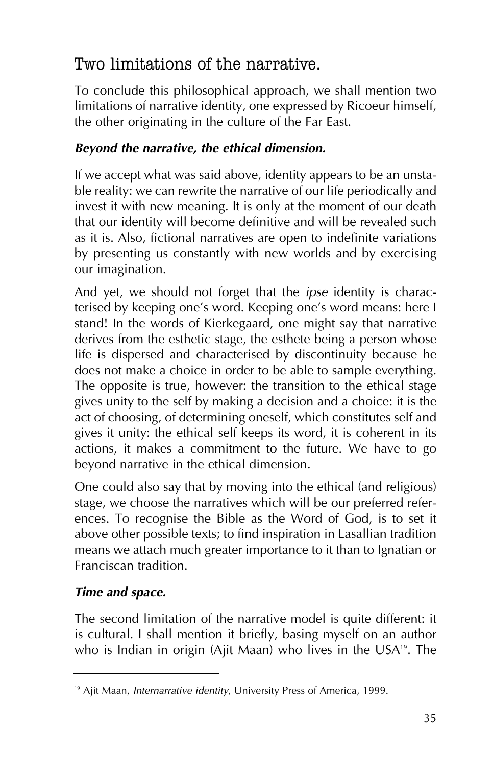## Two limitations of the narrative.

To conclude this philosophical approach, we shall mention two limitations of narrative identity, one expressed by Ricoeur himself, the other originating in the culture of the Far East.

### *Beyond the narrative, the ethical dimension.*

If we accept what was said above, identity appears to be an unstable reality: we can rewrite the narrative of our life periodically and invest it with new meaning. It is only at the moment of our death that our identity will become definitive and will be revealed such as it is. Also, fictional narratives are open to indefinite variations by presenting us constantly with new worlds and by exercising our imagination.

And yet, we should not forget that the *ipse* identity is characterised by keeping one's word. Keeping one's word means: here I stand! In the words of Kierkegaard, one might say that narrative derives from the esthetic stage, the esthete being a person whose life is dispersed and characterised by discontinuity because he does not make a choice in order to be able to sample everything. The opposite is true, however: the transition to the ethical stage gives unity to the self by making a decision and a choice: it is the act of choosing, of determining oneself, which constitutes self and gives it unity: the ethical self keeps its word, it is coherent in its actions, it makes a commitment to the future. We have to go beyond narrative in the ethical dimension.

One could also say that by moving into the ethical (and religious) stage, we choose the narratives which will be our preferred references. To recognise the Bible as the Word of God, is to set it above other possible texts; to find inspiration in Lasallian tradition means we attach much greater importance to it than to Ignatian or Franciscan tradition.

### *Time and space.*

The second limitation of the narrative model is quite different: it is cultural. I shall mention it briefly, basing myself on an author who is Indian in origin (Ajit Maan) who lives in the USA[19]. The

[19] Ajit Maan, *Internarrative identity*, University Press of America, 1999.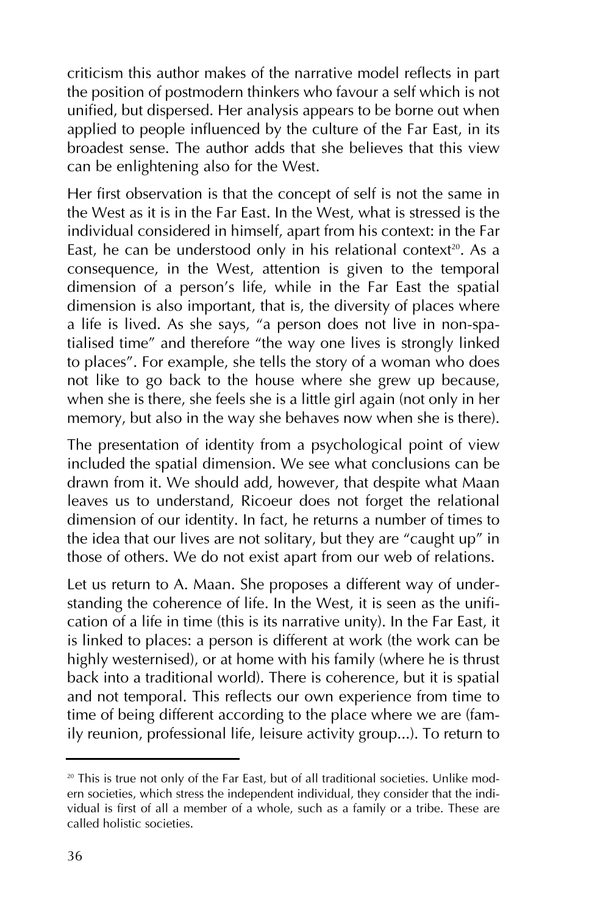criticism this author makes of the narrative model reflects in part the position of postmodern thinkers who favour a self which is not unified, but dispersed. Her analysis appears to be borne out when applied to people influenced by the culture of the Far East, in its broadest sense. The author adds that she believes that this view can be enlightening also for the West.

Her first observation is that the concept of self is not the same in the West as it is in the Far East. In the West, what is stressed is the individual considered in himself, apart from his context: in the Far East, he can be understood only in his relational context[20]. As a consequence, in the West, attention is given to the temporal dimension of a person's life, while in the Far East the spatial dimension is also important, that is, the diversity of places where a life is lived. As she says, "a person does not live in non-spatialised time" and therefore "the way one lives is strongly linked to places". For example, she tells the story of a woman who does not like to go back to the house where she grew up because, when she is there, she feels she is a little girl again (not only in her memory, but also in the way she behaves now when she is there).

The presentation of identity from a psychological point of view included the spatial dimension. We see what conclusions can be drawn from it. We should add, however, that despite what Maan leaves us to understand, Ricoeur does not forget the relational dimension of our identity. In fact, he returns a number of times to the idea that our lives are not solitary, but they are "caught up" in those of others. We do not exist apart from our web of relations.

Let us return to A. Maan. She proposes a different way of understanding the coherence of life. In the West, it is seen as the unification of a life in time (this is its narrative unity). In the Far East, it is linked to places: a person is different at work (the work can be highly westernised), or at home with his family (where he is thrust back into a traditional world). There is coherence, but it is spatial and not temporal. This reflects our own experience from time to time of being different according to the place where we are (family reunion, professional life, leisure activity group...). To return to

---

[20] This is true not only of the Far East, but of all traditional societies. Unlike modern societies, which stress the independent individual, they consider that the individual is first of all a member of a whole, such as a family or a tribe. These are called holistic societies.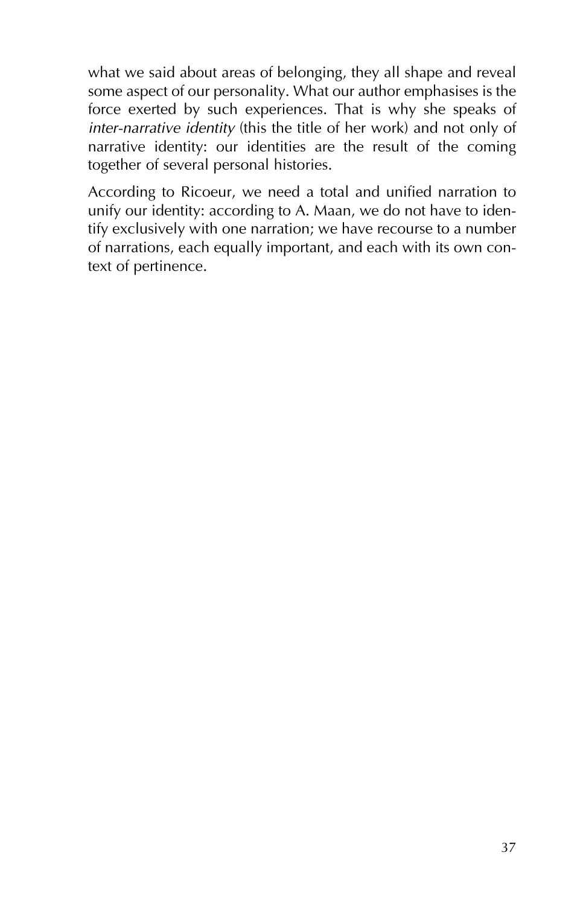what we said about areas of belonging, they all shape and reveal some aspect of our personality. What our author emphasises is the force exerted by such experiences. That is why she speaks of *inter-narrative identity* (this the title of her work) and not only of narrative identity: our identities are the result of the coming together of several personal histories.

According to Ricoeur, we need a total and unified narration to unify our identity: according to A. Maan, we do not have to identify exclusively with one narration; we have recourse to a number of narrations, each equally important, and each with its own context of pertinence.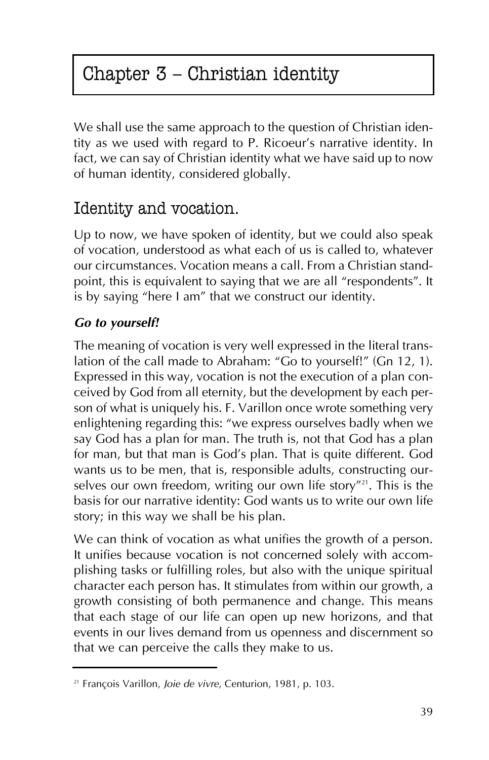# Chapter 3 – Christian identity

We shall use the same approach to the question of Christian identity as we used with regard to P. Ricoeur's narrative identity. In fact, we can say of Christian identity what we have said up to now of human identity, considered globally.

## Identity and vocation.

Up to now, we have spoken of identity, but we could also speak of vocation, understood as what each of us is called to, whatever our circumstances. Vocation means a call. From a Christian standpoint, this is equivalent to saying that we are all "respondents". It is by saying "here I am" that we construct our identity.

### *Go to yourself!*

The meaning of vocation is very well expressed in the literal translation of the call made to Abraham: "Go to yourself!" (Gn 12, 1). Expressed in this way, vocation is not the execution of a plan conceived by God from all eternity, but the development by each person of what is uniquely his. F. Varillon once wrote something very enlightening regarding this: "we express ourselves badly when we say God has a plan for man. The truth is, not that God has a plan for man, but that man is God's plan. That is quite different. God wants us to be men, that is, responsible adults, constructing ourselves our own freedom, writing our own life story"[21]. This is the basis for our narrative identity: God wants us to write our own life story; in this way we shall be his plan.

We can think of vocation as what unifies the growth of a person. It unifies because vocation is not concerned solely with accomplishing tasks or fulfilling roles, but also with the unique spiritual character each person has. It stimulates from within our growth, a growth consisting of both permanence and change. This means that each stage of our life can open up new horizons, and that events in our lives demand from us openness and discernment so that we can perceive the calls they make to us.

---

[21] François Varillon, *Joie de vivre*, Centurion, 1981, p. 103.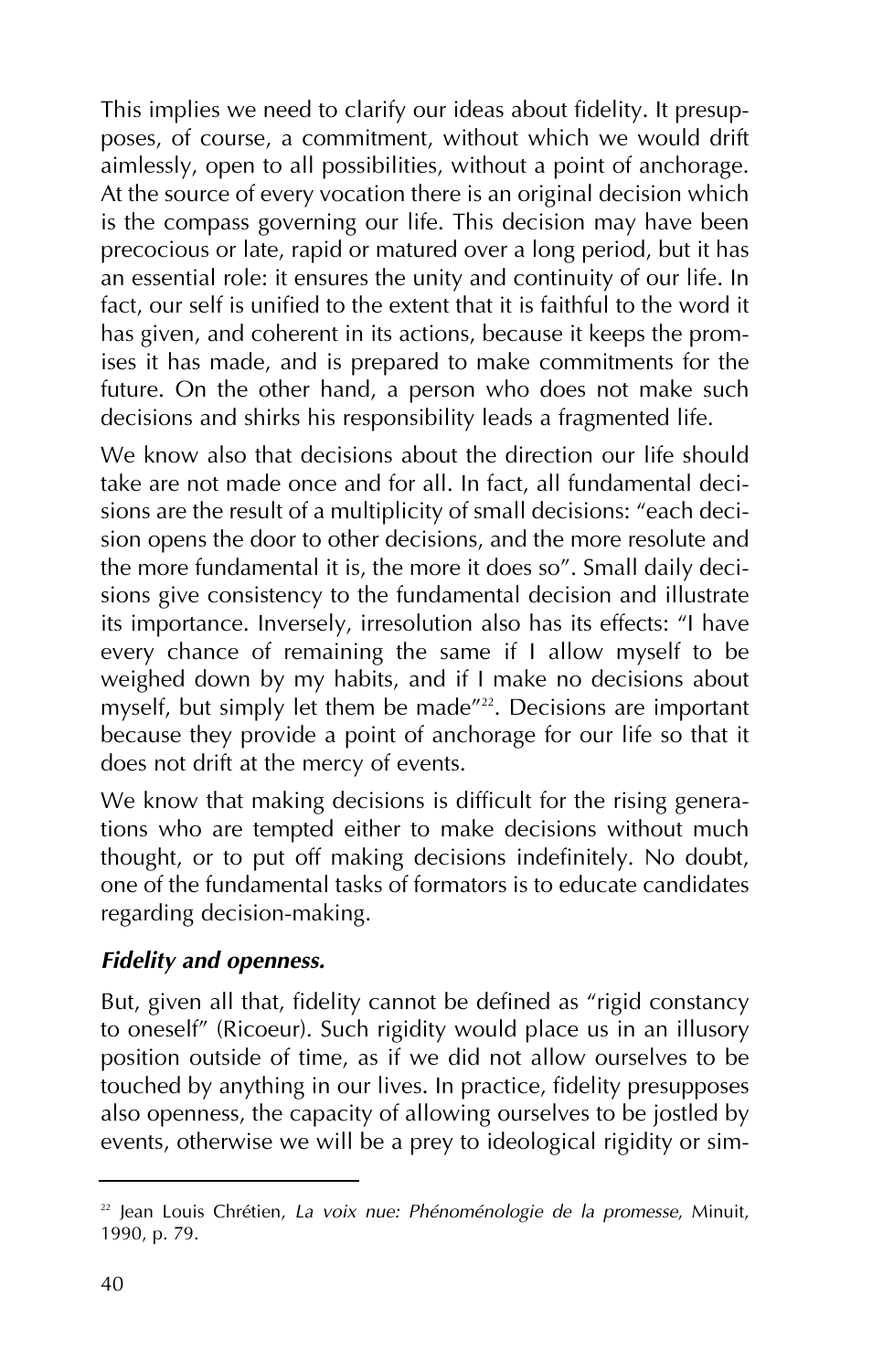This implies we need to clarify our ideas about fidelity. It presupposes, of course, a commitment, without which we would drift aimlessly, open to all possibilities, without a point of anchorage. At the source of every vocation there is an original decision which is the compass governing our life. This decision may have been precocious or late, rapid or matured over a long period, but it has an essential role: it ensures the unity and continuity of our life. In fact, our self is unified to the extent that it is faithful to the word it has given, and coherent in its actions, because it keeps the promises it has made, and is prepared to make commitments for the future. On the other hand, a person who does not make such decisions and shirks his responsibility leads a fragmented life.

We know also that decisions about the direction our life should take are not made once and for all. In fact, all fundamental decisions are the result of a multiplicity of small decisions: "each decision opens the door to other decisions, and the more resolute and the more fundamental it is, the more it does so". Small daily decisions give consistency to the fundamental decision and illustrate its importance. Inversely, irresolution also has its effects: "I have every chance of remaining the same if I allow myself to be weighed down by my habits, and if I make no decisions about myself, but simply let them be made"[22]. Decisions are important because they provide a point of anchorage for our life so that it does not drift at the mercy of events.

We know that making decisions is difficult for the rising generations who are tempted either to make decisions without much thought, or to put off making decisions indefinitely. No doubt, one of the fundamental tasks of formators is to educate candidates regarding decision-making.

### *Fidelity and openness.*

But, given all that, fidelity cannot be defined as "rigid constancy to oneself" (Ricoeur). Such rigidity would place us in an illusory position outside of time, as if we did not allow ourselves to be touched by anything in our lives. In practice, fidelity presupposes also openness, the capacity of allowing ourselves to be jostled by events, otherwise we will be a prey to ideological rigidity or sim-

---

[22] Jean Louis Chrétien, *La voix nue: Phénoménologie de la promesse*, Minuit, 1990, p. 79.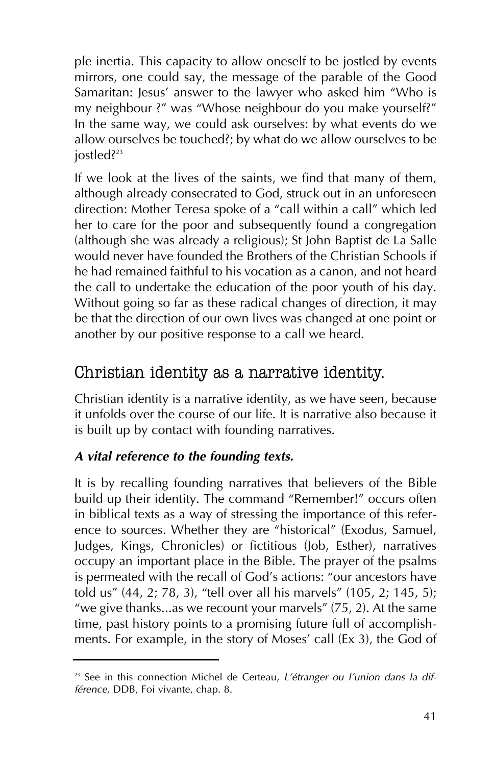ple inertia. This capacity to allow oneself to be jostled by events mirrors, one could say, the message of the parable of the Good Samaritan: Jesus' answer to the lawyer who asked him "Who is my neighbour ?" was "Whose neighbour do you make yourself?" In the same way, we could ask ourselves: by what events do we allow ourselves be touched?; by what do we allow ourselves to be jostled?[23]

If we look at the lives of the saints, we find that many of them, although already consecrated to God, struck out in an unforeseen direction: Mother Teresa spoke of a "call within a call" which led her to care for the poor and subsequently found a congregation (although she was already a religious); St John Baptist de La Salle would never have founded the Brothers of the Christian Schools if he had remained faithful to his vocation as a canon, and not heard the call to undertake the education of the poor youth of his day. Without going so far as these radical changes of direction, it may be that the direction of our own lives was changed at one point or another by our positive response to a call we heard.

## Christian identity as a narrative identity.

Christian identity is a narrative identity, as we have seen, because it unfolds over the course of our life. It is narrative also because it is built up by contact with founding narratives.

### *A vital reference to the founding texts.*

It is by recalling founding narratives that believers of the Bible build up their identity. The command "Remember!" occurs often in biblical texts as a way of stressing the importance of this reference to sources. Whether they are "historical" (Exodus, Samuel, Judges, Kings, Chronicles) or fictitious (Job, Esther), narratives occupy an important place in the Bible. The prayer of the psalms is permeated with the recall of God's actions: "our ancestors have told us" (44, 2; 78, 3), "tell over all his marvels" (105, 2; 145, 5); "we give thanks...as we recount your marvels" (75, 2). At the same time, past history points to a promising future full of accomplishments. For example, in the story of Moses' call (Ex 3), the God of

---

[23] See in this connection Michel de Certeau, *L'étranger ou l'union dans la différence*, DDB, Foi vivante, chap. 8.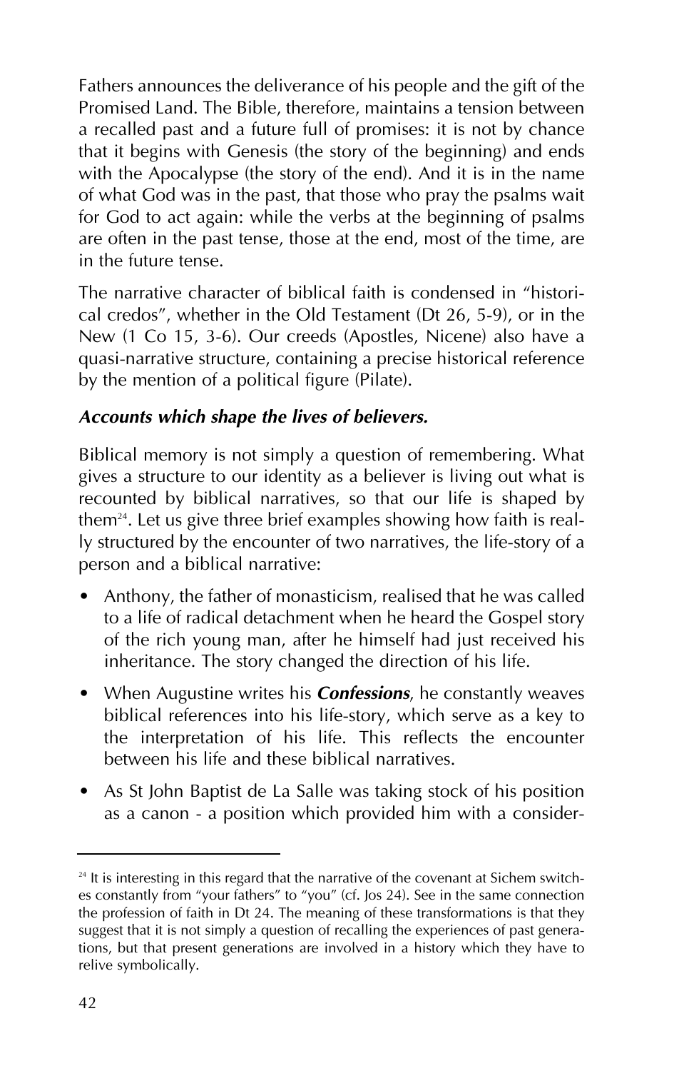Fathers announces the deliverance of his people and the gift of the Promised Land. The Bible, therefore, maintains a tension between a recalled past and a future full of promises: it is not by chance that it begins with Genesis (the story of the beginning) and ends with the Apocalypse (the story of the end). And it is in the name of what God was in the past, that those who pray the psalms wait for God to act again: while the verbs at the beginning of psalms are often in the past tense, those at the end, most of the time, are in the future tense.

The narrative character of biblical faith is condensed in "historical credos", whether in the Old Testament (Dt 26, 5-9), or in the New (1 Co 15, 3-6). Our creeds (Apostles, Nicene) also have a quasi-narrative structure, containing a precise historical reference by the mention of a political figure (Pilate).

***Accounts which shape the lives of believers.***

Biblical memory is not simply a question of remembering. What gives a structure to our identity as a believer is living out what is recounted by biblical narratives, so that our life is shaped by them[24]. Let us give three brief examples showing how faith is really structured by the encounter of two narratives, the life-story of a person and a biblical narrative:

- Anthony, the father of monasticism, realised that he was called to a life of radical detachment when he heard the Gospel story of the rich young man, after he himself had just received his inheritance. The story changed the direction of his life.
- When Augustine writes his ***Confessions***, he constantly weaves biblical references into his life-story, which serve as a key to the interpretation of his life. This reflects the encounter between his life and these biblical narratives.
- As St John Baptist de La Salle was taking stock of his position as a canon - a position which provided him with a consider-

[24] It is interesting in this regard that the narrative of the covenant at Sichem switches constantly from "your fathers" to "you" (cf. Jos 24). See in the same connection the profession of faith in Dt 24. The meaning of these transformations is that they suggest that it is not simply a question of recalling the experiences of past generations, but that present generations are involved in a history which they have to relive symbolically.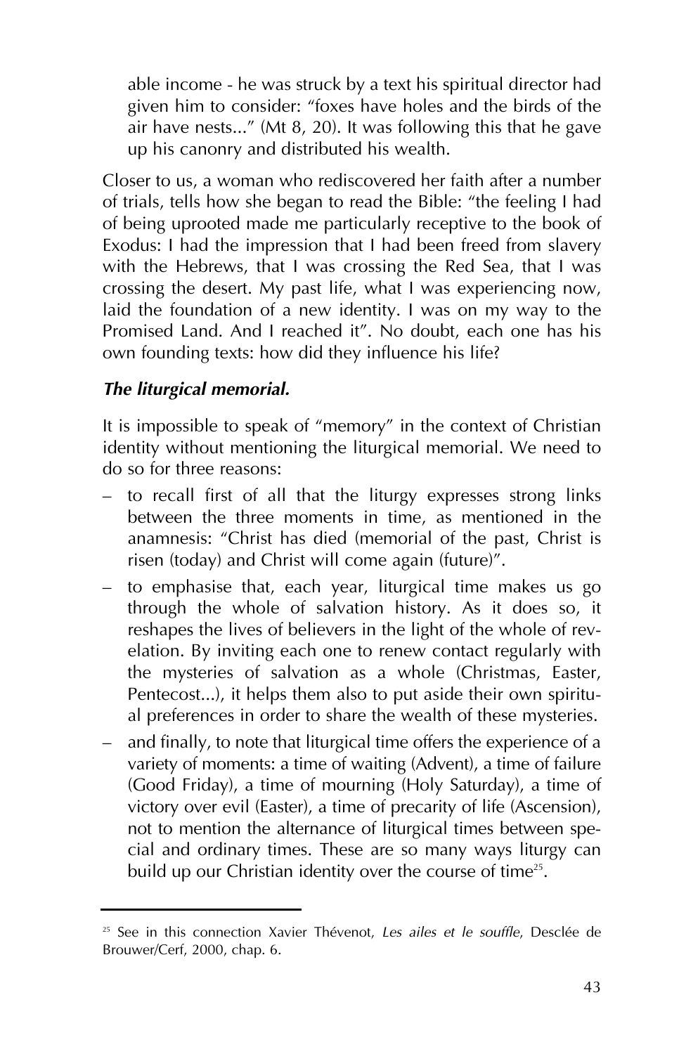able income - he was struck by a text his spiritual director had given him to consider: “foxes have holes and the birds of the air have nests...” (Mt 8, 20). It was following this that he gave up his canonry and distributed his wealth.

Closer to us, a woman who rediscovered her faith after a number of trials, tells how she began to read the Bible: “the feeling I had of being uprooted made me particularly receptive to the book of Exodus: I had the impression that I had been freed from slavery with the Hebrews, that I was crossing the Red Sea, that I was crossing the desert. My past life, what I was experiencing now, laid the foundation of a new identity. I was on my way to the Promised Land. And I reached it”. No doubt, each one has his own founding texts: how did they influence his life?

### *The liturgical memorial.*

It is impossible to speak of “memory” in the context of Christian identity without mentioning the liturgical memorial. We need to do so for three reasons:

– to recall first of all that the liturgy expresses strong links between the three moments in time, as mentioned in the anamnesis: “Christ has died (memorial of the past, Christ is risen (today) and Christ will come again (future)”.

– to emphasise that, each year, liturgical time makes us go through the whole of salvation history. As it does so, it reshapes the lives of believers in the light of the whole of revelation. By inviting each one to renew contact regularly with the mysteries of salvation as a whole (Christmas, Easter, Pentecost...), it helps them also to put aside their own spiritual preferences in order to share the wealth of these mysteries.

– and finally, to note that liturgical time offers the experience of a variety of moments: a time of waiting (Advent), a time of failure (Good Friday), a time of mourning (Holy Saturday), a time of victory over evil (Easter), a time of precarity of life (Ascension), not to mention the alternance of liturgical times between special and ordinary times. These are so many ways liturgy can build up our Christian identity over the course of time[25].

---

[25] See in this connection Xavier Thévenot, *Les ailes et le souffle*, Desclée de Brouwer/Cerf, 2000, chap. 6.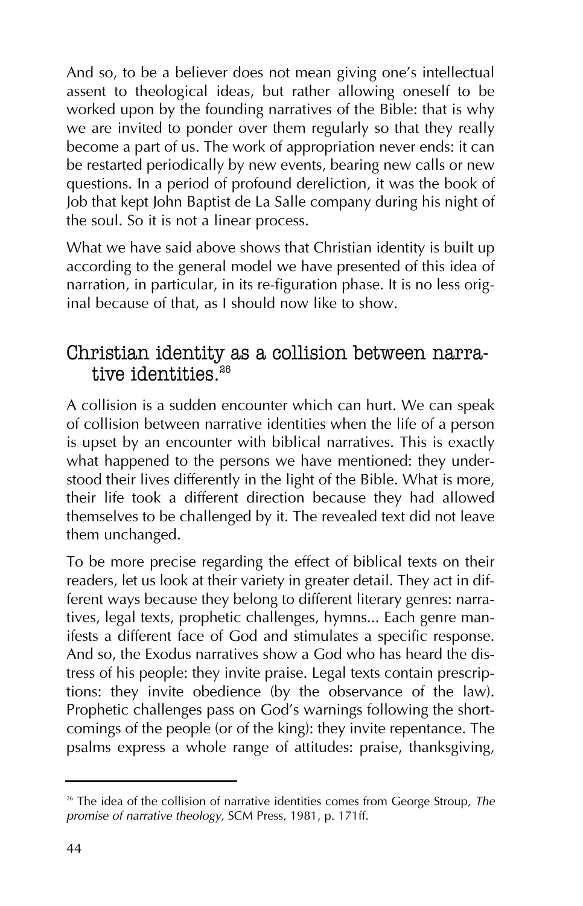And so, to be a believer does not mean giving one's intellectual assent to theological ideas, but rather allowing oneself to be worked upon by the founding narratives of the Bible: that is why we are invited to ponder over them regularly so that they really become a part of us. The work of appropriation never ends: it can be restarted periodically by new events, bearing new calls or new questions. In a period of profound dereliction, it was the book of Job that kept John Baptist de La Salle company during his night of the soul. So it is not a linear process.

What we have said above shows that Christian identity is built up according to the general model we have presented of this idea of narration, in particular, in its re-figuration phase. It is no less original because of that, as I should now like to show.

## Christian identity as a collision between narrative identities.[26]

A collision is a sudden encounter which can hurt. We can speak of collision between narrative identities when the life of a person is upset by an encounter with biblical narratives. This is exactly what happened to the persons we have mentioned: they understood their lives differently in the light of the Bible. What is more, their life took a different direction because they had allowed themselves to be challenged by it. The revealed text did not leave them unchanged.

To be more precise regarding the effect of biblical texts on their readers, let us look at their variety in greater detail. They act in different ways because they belong to different literary genres: narratives, legal texts, prophetic challenges, hymns... Each genre manifests a different face of God and stimulates a specific response. And so, the Exodus narratives show a God who has heard the distress of his people: they invite praise. Legal texts contain prescriptions: they invite obedience (by the observance of the law). Prophetic challenges pass on God's warnings following the shortcomings of the people (or of the king): they invite repentance. The psalms express a whole range of attitudes: praise, thanksgiving,

---

[26] The idea of the collision of narrative identities comes from George Stroup, *The promise of narrative theology*, SCM Press, 1981, p. 171ff.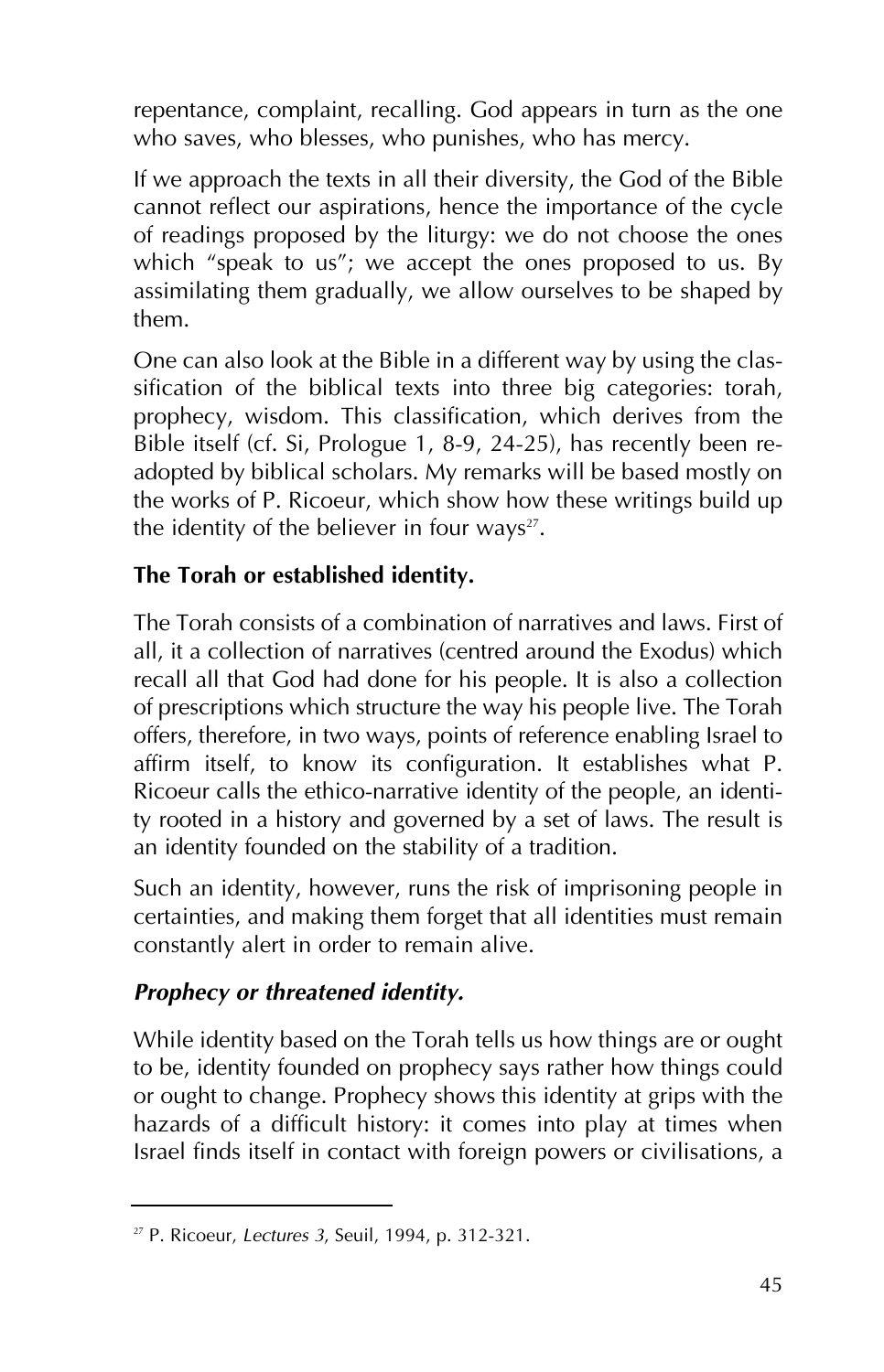repentance, complaint, recalling. God appears in turn as the one who saves, who blesses, who punishes, who has mercy.

If we approach the texts in all their diversity, the God of the Bible cannot reflect our aspirations, hence the importance of the cycle of readings proposed by the liturgy: we do not choose the ones which "speak to us"; we accept the ones proposed to us. By assimilating them gradually, we allow ourselves to be shaped by them.

One can also look at the Bible in a different way by using the classification of the biblical texts into three big categories: torah, prophecy, wisdom. This classification, which derives from the Bible itself (cf. Si, Prologue 1, 8-9, 24-25), has recently been re-adopted by biblical scholars. My remarks will be based mostly on the works of P. Ricoeur, which show how these writings build up the identity of the believer in four ways[27].

**The Torah or established identity.**

The Torah consists of a combination of narratives and laws. First of all, it a collection of narratives (centred around the Exodus) which recall all that God had done for his people. It is also a collection of prescriptions which structure the way his people live. The Torah offers, therefore, in two ways, points of reference enabling Israel to affirm itself, to know its configuration. It establishes what P. Ricoeur calls the ethico-narrative identity of the people, an identity rooted in a history and governed by a set of laws. The result is an identity founded on the stability of a tradition.

Such an identity, however, runs the risk of imprisoning people in certainties, and making them forget that all identities must remain constantly alert in order to remain alive.

***Prophecy or threatened identity.***

While identity based on the Torah tells us how things are or ought to be, identity founded on prophecy says rather how things could or ought to change. Prophecy shows this identity at grips with the hazards of a difficult history: it comes into play at times when Israel finds itself in contact with foreign powers or civilisations, a

---

[27] P. Ricoeur, *Lectures 3*, Seuil, 1994, p. 312-321.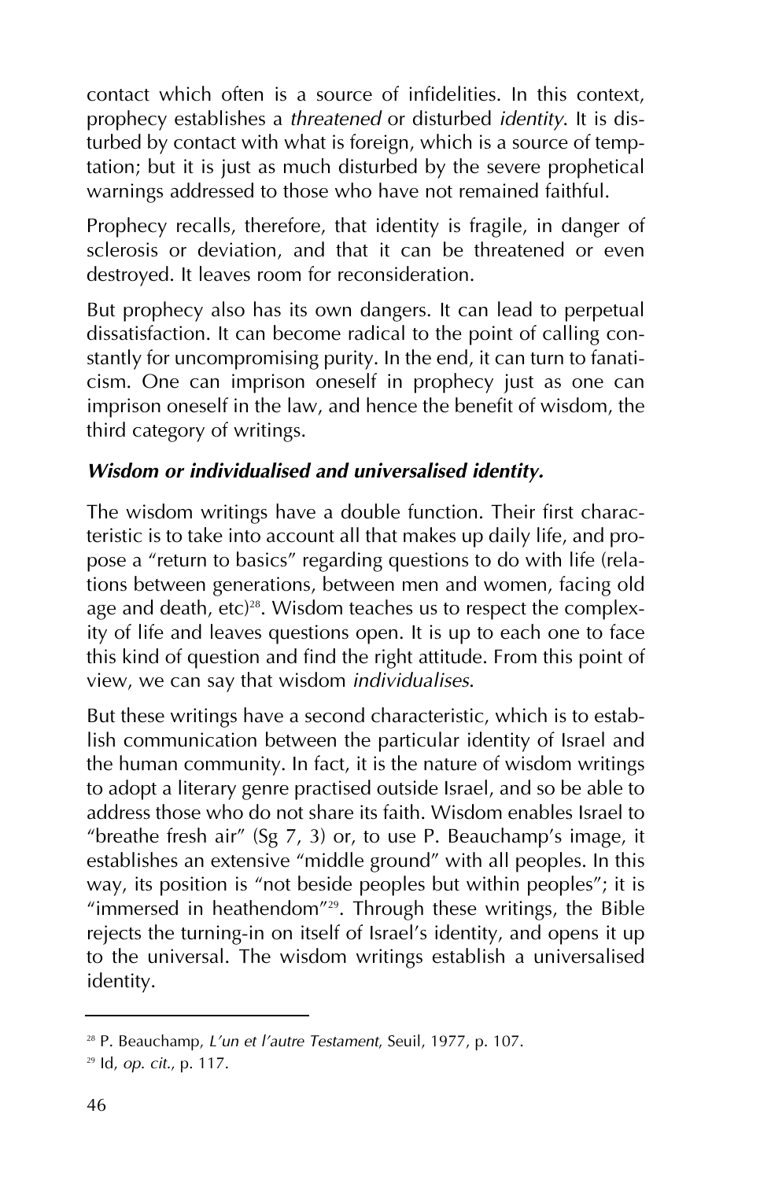contact which often is a source of infidelities. In this context, prophecy establishes a *threatened* or disturbed *identity*. It is disturbed by contact with what is foreign, which is a source of temptation; but it is just as much disturbed by the severe prophetical warnings addressed to those who have not remained faithful.

Prophecy recalls, therefore, that identity is fragile, in danger of sclerosis or deviation, and that it can be threatened or even destroyed. It leaves room for reconsideration.

But prophecy also has its own dangers. It can lead to perpetual dissatisfaction. It can become radical to the point of calling constantly for uncompromising purity. In the end, it can turn to fanaticism. One can imprison oneself in prophecy just as one can imprison oneself in the law, and hence the benefit of wisdom, the third category of writings.

***Wisdom or individualised and universalised identity.***

The wisdom writings have a double function. Their first characteristic is to take into account all that makes up daily life, and propose a "return to basics" regarding questions to do with life (relations between generations, between men and women, facing old age and death, etc)[28]. Wisdom teaches us to respect the complexity of life and leaves questions open. It is up to each one to face this kind of question and find the right attitude. From this point of view, we can say that wisdom *individualises*.

But these writings have a second characteristic, which is to establish communication between the particular identity of Israel and the human community. In fact, it is the nature of wisdom writings to adopt a literary genre practised outside Israel, and so be able to address those who do not share its faith. Wisdom enables Israel to "breathe fresh air" (Sg 7, 3) or, to use P. Beauchamp's image, it establishes an extensive "middle ground" with all peoples. In this way, its position is "not beside peoples but within peoples"; it is "immersed in heathendom"[29]. Through these writings, the Bible rejects the turning-in on itself of Israel's identity, and opens it up to the universal. The wisdom writings establish a universalised identity.

---

[28] P. Beauchamp, *L'un et l'autre Testament*, Seuil, 1977, p. 107.

[29] Id, *op. cit.*, p. 117.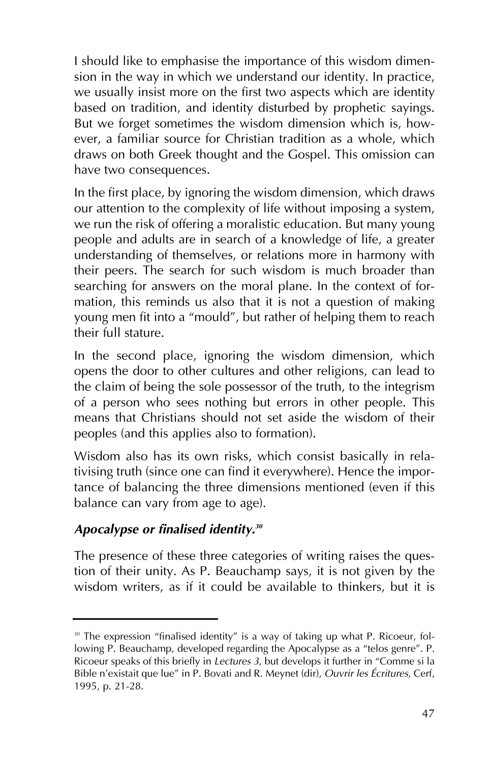I should like to emphasise the importance of this wisdom dimension in the way in which we understand our identity. In practice, we usually insist more on the first two aspects which are identity based on tradition, and identity disturbed by prophetic sayings. But we forget sometimes the wisdom dimension which is, however, a familiar source for Christian tradition as a whole, which draws on both Greek thought and the Gospel. This omission can have two consequences.

In the first place, by ignoring the wisdom dimension, which draws our attention to the complexity of life without imposing a system, we run the risk of offering a moralistic education. But many young people and adults are in search of a knowledge of life, a greater understanding of themselves, or relations more in harmony with their peers. The search for such wisdom is much broader than searching for answers on the moral plane. In the context of formation, this reminds us also that it is not a question of making young men fit into a "mould", but rather of helping them to reach their full stature.

In the second place, ignoring the wisdom dimension, which opens the door to other cultures and other religions, can lead to the claim of being the sole possessor of the truth, to the integrism of a person who sees nothing but errors in other people. This means that Christians should not set aside the wisdom of their peoples (and this applies also to formation).

Wisdom also has its own risks, which consist basically in relativising truth (since one can find it everywhere). Hence the importance of balancing the three dimensions mentioned (even if this balance can vary from age to age).

### *Apocalypse or finalised identity.*[30]

The presence of these three categories of writing raises the question of their unity. As P. Beauchamp says, it is not given by the wisdom writers, as if it could be available to thinkers, but it is

---

[30] The expression "finalised identity" is a way of taking up what P. Ricoeur, following P. Beauchamp, developed regarding the Apocalypse as a "telos genre". P. Ricoeur speaks of this briefly in *Lectures 3*, but develops it further in "Comme si la Bible n'existait que lue" in P. Bovati and R. Meynet (dir), *Ouvrir les Écritures*, Cerf, 1995, p. 21-28.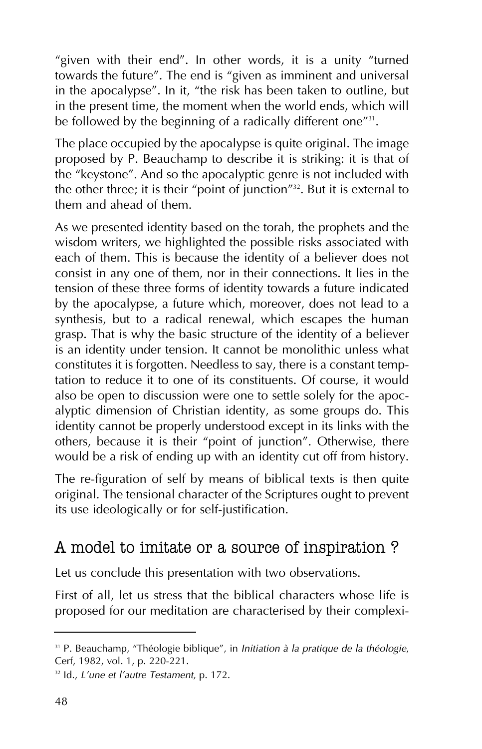"given with their end". In other words, it is a unity "turned towards the future". The end is "given as imminent and universal in the apocalypse". In it, "the risk has been taken to outline, but in the present time, the moment when the world ends, which will be followed by the beginning of a radically different one"[31].

The place occupied by the apocalypse is quite original. The image proposed by P. Beauchamp to describe it is striking: it is that of the "keystone". And so the apocalyptic genre is not included with the other three; it is their "point of junction"[32]. But it is external to them and ahead of them.

As we presented identity based on the torah, the prophets and the wisdom writers, we highlighted the possible risks associated with each of them. This is because the identity of a believer does not consist in any one of them, nor in their connections. It lies in the tension of these three forms of identity towards a future indicated by the apocalypse, a future which, moreover, does not lead to a synthesis, but to a radical renewal, which escapes the human grasp. That is why the basic structure of the identity of a believer is an identity under tension. It cannot be monolithic unless what constitutes it is forgotten. Needless to say, there is a constant temptation to reduce it to one of its constituents. Of course, it would also be open to discussion were one to settle solely for the apocalyptic dimension of Christian identity, as some groups do. This identity cannot be properly understood except in its links with the others, because it is their "point of junction". Otherwise, there would be a risk of ending up with an identity cut off from history.

The re-figuration of self by means of biblical texts is then quite original. The tensional character of the Scriptures ought to prevent its use ideologically or for self-justification.

## A model to imitate or a source of inspiration ?

Let us conclude this presentation with two observations.

First of all, let us stress that the biblical characters whose life is proposed for our meditation are characterised by their complexi-

---

[31] P. Beauchamp, "Théologie biblique", in *Initiation à la pratique de la théologie*, Cerf, 1982, vol. 1, p. 220-221.

[32] Id., *L'une et l'autre Testament*, p. 172.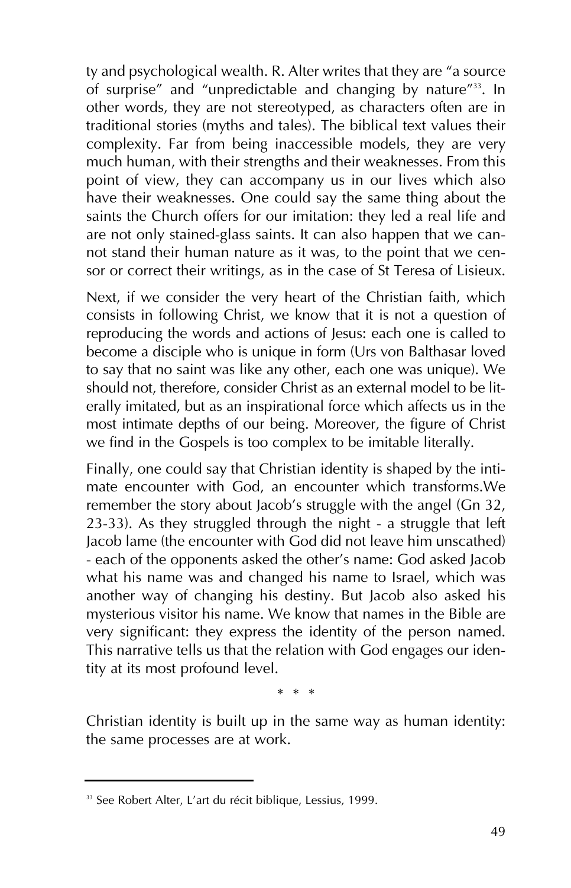ty and psychological wealth. R. Alter writes that they are "a source of surprise" and "unpredictable and changing by nature"[33]. In other words, they are not stereotyped, as characters often are in traditional stories (myths and tales). The biblical text values their complexity. Far from being inaccessible models, they are very much human, with their strengths and their weaknesses. From this point of view, they can accompany us in our lives which also have their weaknesses. One could say the same thing about the saints the Church offers for our imitation: they led a real life and are not only stained-glass saints. It can also happen that we cannot stand their human nature as it was, to the point that we censor or correct their writings, as in the case of St Teresa of Lisieux.

Next, if we consider the very heart of the Christian faith, which consists in following Christ, we know that it is not a question of reproducing the words and actions of Jesus: each one is called to become a disciple who is unique in form (Urs von Balthasar loved to say that no saint was like any other, each one was unique). We should not, therefore, consider Christ as an external model to be literally imitated, but as an inspirational force which affects us in the most intimate depths of our being. Moreover, the figure of Christ we find in the Gospels is too complex to be imitable literally.

Finally, one could say that Christian identity is shaped by the intimate encounter with God, an encounter which transforms.We remember the story about Jacob's struggle with the angel (Gn 32, 23-33). As they struggled through the night - a struggle that left Jacob lame (the encounter with God did not leave him unscathed) - each of the opponents asked the other's name: God asked Jacob what his name was and changed his name to Israel, which was another way of changing his destiny. But Jacob also asked his mysterious visitor his name. We know that names in the Bible are very significant: they express the identity of the person named. This narrative tells us that the relation with God engages our identity at its most profound level.

\* \* \*

Christian identity is built up in the same way as human identity: the same processes are at work.

---

[33] See Robert Alter, L'art du récit biblique, Lessius, 1999.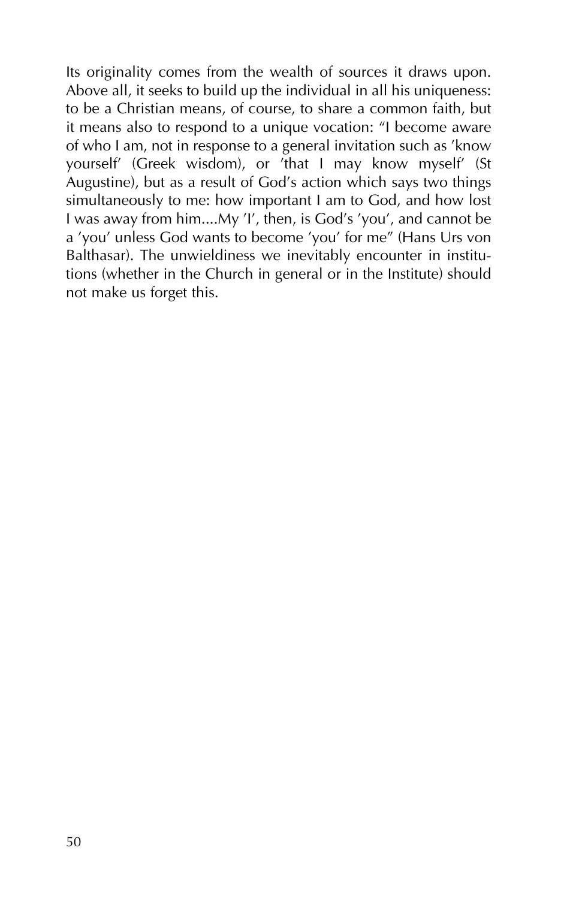Its originality comes from the wealth of sources it draws upon. Above all, it seeks to build up the individual in all his uniqueness: to be a Christian means, of course, to share a common faith, but it means also to respond to a unique vocation: "I become aware of who I am, not in response to a general invitation such as 'know yourself' (Greek wisdom), or 'that I may know myself' (St Augustine), but as a result of God's action which says two things simultaneously to me: how important I am to God, and how lost I was away from him....My 'I', then, is God's 'you', and cannot be a 'you' unless God wants to become 'you' for me" (Hans Urs von Balthasar). The unwieldiness we inevitably encounter in institutions (whether in the Church in general or in the Institute) should not make us forget this.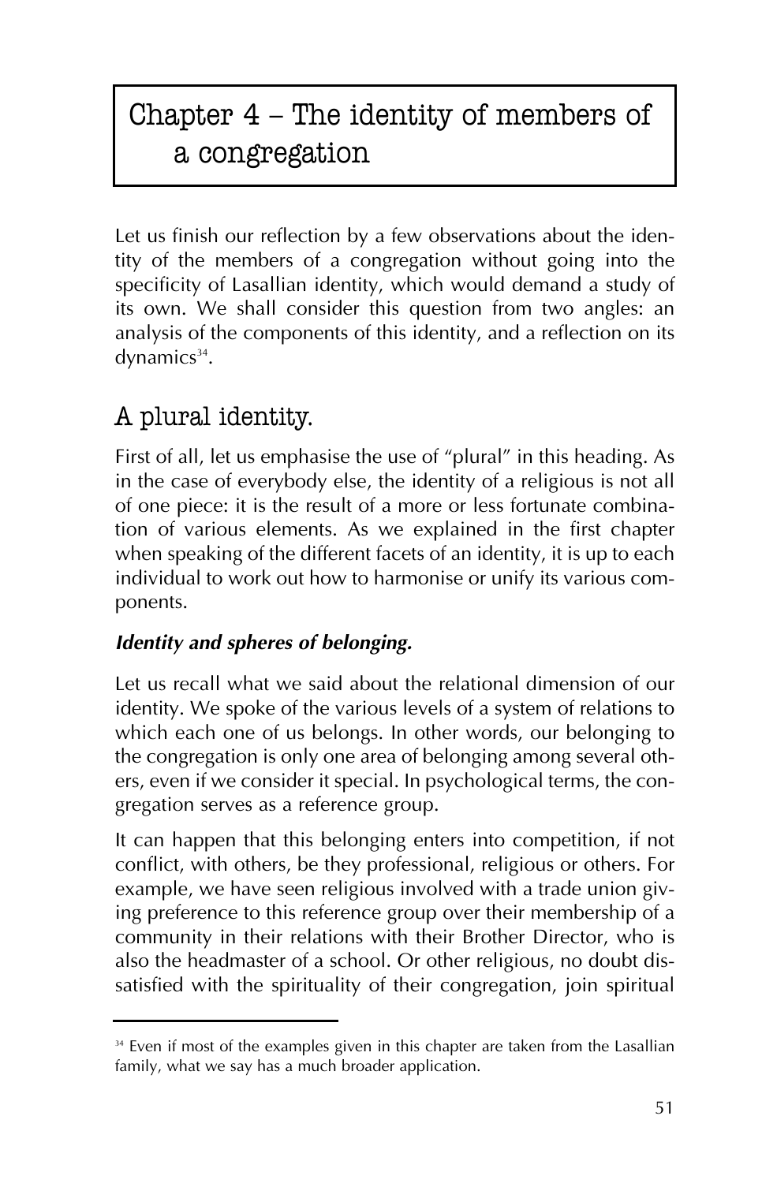# Chapter 4 – The identity of members of a congregation

Let us finish our reflection by a few observations about the identity of the members of a congregation without going into the specificity of Lasallian identity, which would demand a study of its own. We shall consider this question from two angles: an analysis of the components of this identity, and a reflection on its dynamics[34].

## A plural identity.

First of all, let us emphasise the use of "plural" in this heading. As in the case of everybody else, the identity of a religious is not all of one piece: it is the result of a more or less fortunate combination of various elements. As we explained in the first chapter when speaking of the different facets of an identity, it is up to each individual to work out how to harmonise or unify its various components.

### *Identity and spheres of belonging.*

Let us recall what we said about the relational dimension of our identity. We spoke of the various levels of a system of relations to which each one of us belongs. In other words, our belonging to the congregation is only one area of belonging among several others, even if we consider it special. In psychological terms, the congregation serves as a reference group.

It can happen that this belonging enters into competition, if not conflict, with others, be they professional, religious or others. For example, we have seen religious involved with a trade union giving preference to this reference group over their membership of a community in their relations with their Brother Director, who is also the headmaster of a school. Or other religious, no doubt dissatisfied with the spirituality of their congregation, join spiritual

---

[34] Even if most of the examples given in this chapter are taken from the Lasallian family, what we say has a much broader application.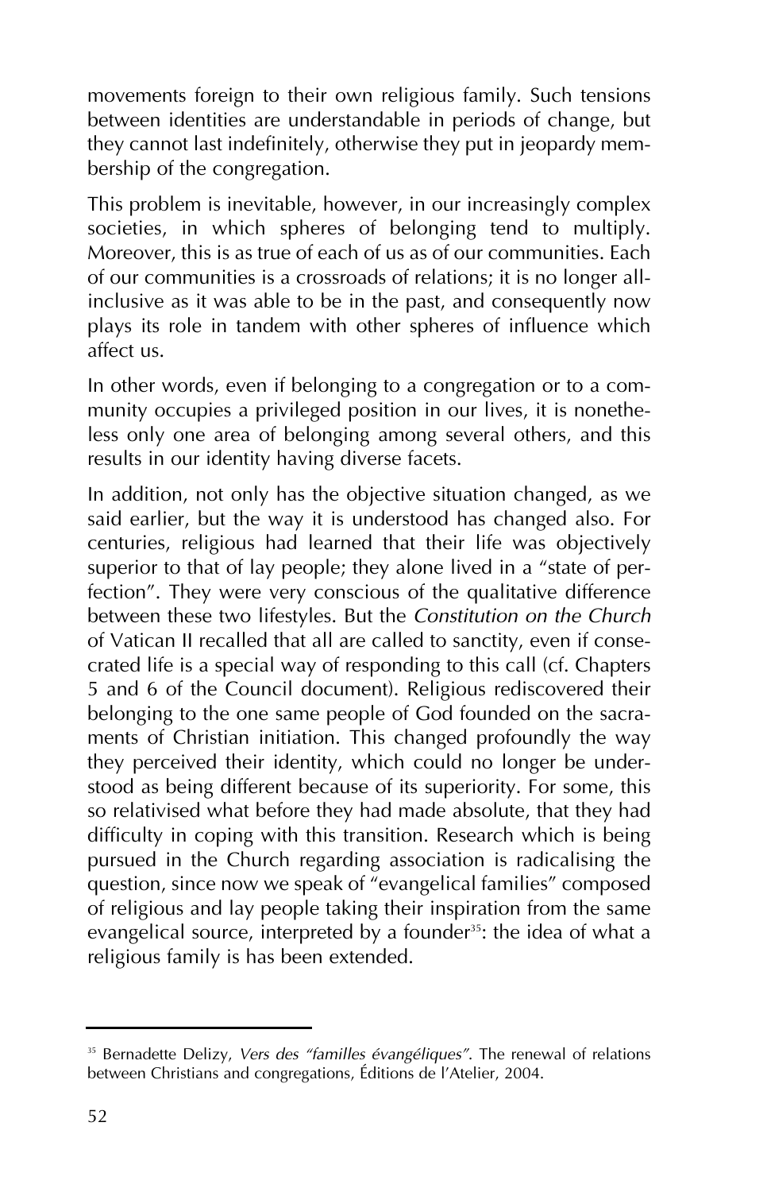movements foreign to their own religious family. Such tensions between identities are understandable in periods of change, but they cannot last indefinitely, otherwise they put in jeopardy membership of the congregation.

This problem is inevitable, however, in our increasingly complex societies, in which spheres of belonging tend to multiply. Moreover, this is as true of each of us as of our communities. Each of our communities is a crossroads of relations; it is no longer all-inclusive as it was able to be in the past, and consequently now plays its role in tandem with other spheres of influence which affect us.

In other words, even if belonging to a congregation or to a community occupies a privileged position in our lives, it is nonetheless only one area of belonging among several others, and this results in our identity having diverse facets.

In addition, not only has the objective situation changed, as we said earlier, but the way it is understood has changed also. For centuries, religious had learned that their life was objectively superior to that of lay people; they alone lived in a "state of perfection". They were very conscious of the qualitative difference between these two lifestyles. But the *Constitution on the Church* of Vatican II recalled that all are called to sanctity, even if consecrated life is a special way of responding to this call (cf. Chapters 5 and 6 of the Council document). Religious rediscovered their belonging to the one same people of God founded on the sacraments of Christian initiation. This changed profoundly the way they perceived their identity, which could no longer be understood as being different because of its superiority. For some, this so relativised what before they had made absolute, that they had difficulty in coping with this transition. Research which is being pursued in the Church regarding association is radicalising the question, since now we speak of "evangelical families" composed of religious and lay people taking their inspiration from the same evangelical source, interpreted by a founder[35]: the idea of what a religious family is has been extended.

---

[35] Bernadette Delizy, *Vers des "familles évangéliques"*. The renewal of relations between Christians and congregations, Éditions de l'Atelier, 2004.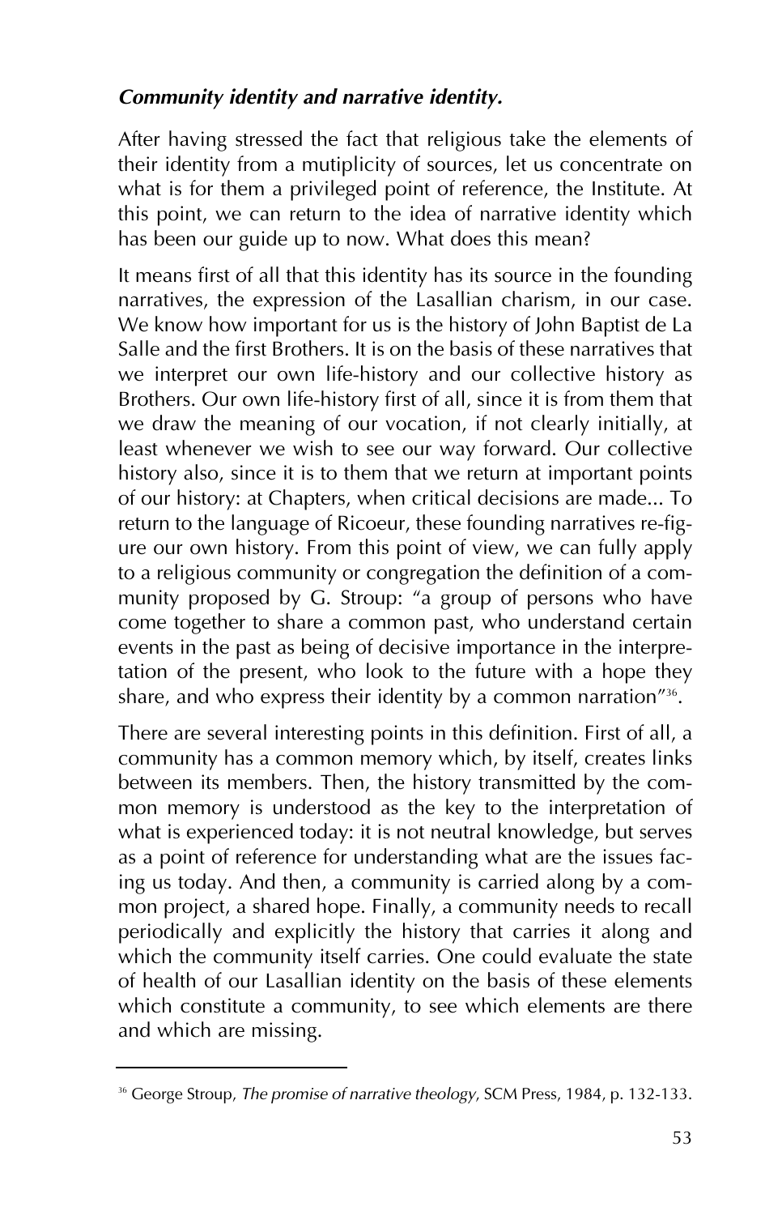***Community identity and narrative identity.***

After having stressed the fact that religious take the elements of their identity from a mutiplicity of sources, let us concentrate on what is for them a privileged point of reference, the Institute. At this point, we can return to the idea of narrative identity which has been our guide up to now. What does this mean?

It means first of all that this identity has its source in the founding narratives, the expression of the Lasallian charism, in our case. We know how important for us is the history of John Baptist de La Salle and the first Brothers. It is on the basis of these narratives that we interpret our own life-history and our collective history as Brothers. Our own life-history first of all, since it is from them that we draw the meaning of our vocation, if not clearly initially, at least whenever we wish to see our way forward. Our collective history also, since it is to them that we return at important points of our history: at Chapters, when critical decisions are made... To return to the language of Ricoeur, these founding narratives re-figure our own history. From this point of view, we can fully apply to a religious community or congregation the definition of a community proposed by G. Stroup: "a group of persons who have come together to share a common past, who understand certain events in the past as being of decisive importance in the interpretation of the present, who look to the future with a hope they share, and who express their identity by a common narration"[36].

There are several interesting points in this definition. First of all, a community has a common memory which, by itself, creates links between its members. Then, the history transmitted by the common memory is understood as the key to the interpretation of what is experienced today: it is not neutral knowledge, but serves as a point of reference for understanding what are the issues facing us today. And then, a community is carried along by a common project, a shared hope. Finally, a community needs to recall periodically and explicitly the history that carries it along and which the community itself carries. One could evaluate the state of health of our Lasallian identity on the basis of these elements which constitute a community, to see which elements are there and which are missing.

---

[36] George Stroup, *The promise of narrative theology*, SCM Press, 1984, p. 132-133.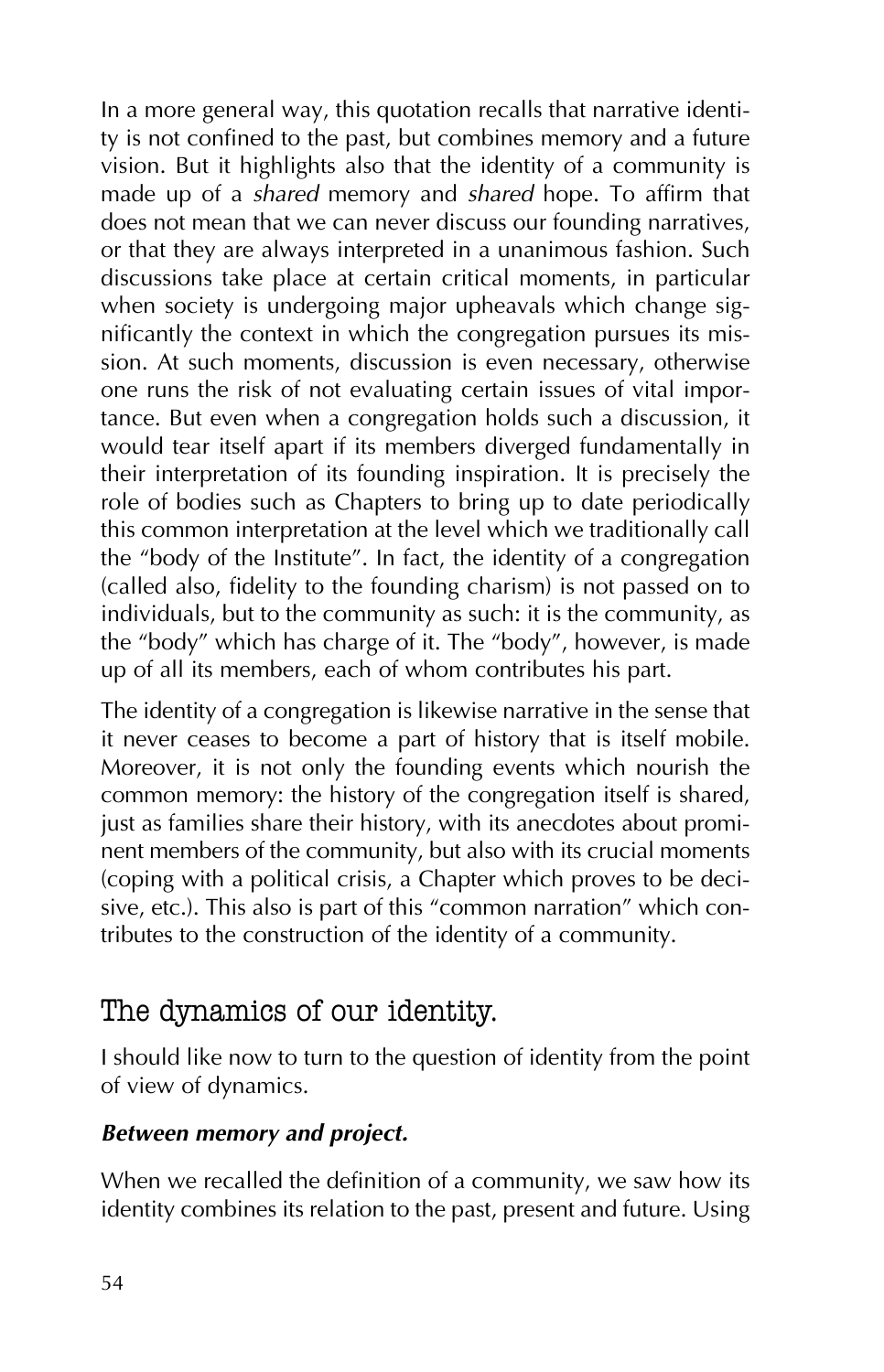In a more general way, this quotation recalls that narrative identity is not confined to the past, but combines memory and a future vision. But it highlights also that the identity of a community is made up of a *shared* memory and *shared* hope. To affirm that does not mean that we can never discuss our founding narratives, or that they are always interpreted in a unanimous fashion. Such discussions take place at certain critical moments, in particular when society is undergoing major upheavals which change significantly the context in which the congregation pursues its mission. At such moments, discussion is even necessary, otherwise one runs the risk of not evaluating certain issues of vital importance. But even when a congregation holds such a discussion, it would tear itself apart if its members diverged fundamentally in their interpretation of its founding inspiration. It is precisely the role of bodies such as Chapters to bring up to date periodically this common interpretation at the level which we traditionally call the "body of the Institute". In fact, the identity of a congregation (called also, fidelity to the founding charism) is not passed on to individuals, but to the community as such: it is the community, as the "body" which has charge of it. The "body", however, is made up of all its members, each of whom contributes his part.

The identity of a congregation is likewise narrative in the sense that it never ceases to become a part of history that is itself mobile. Moreover, it is not only the founding events which nourish the common memory: the history of the congregation itself is shared, just as families share their history, with its anecdotes about prominent members of the community, but also with its crucial moments (coping with a political crisis, a Chapter which proves to be decisive, etc.). This also is part of this "common narration" which contributes to the construction of the identity of a community.

## The dynamics of our identity.

I should like now to turn to the question of identity from the point of view of dynamics.

### *Between memory and project.*

When we recalled the definition of a community, we saw how its identity combines its relation to the past, present and future. Using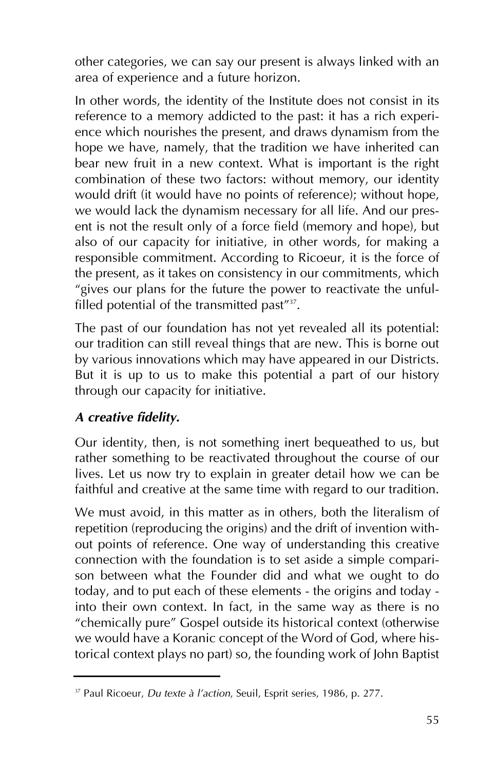other categories, we can say our present is always linked with an area of experience and a future horizon.

In other words, the identity of the Institute does not consist in its reference to a memory addicted to the past: it has a rich experience which nourishes the present, and draws dynamism from the hope we have, namely, that the tradition we have inherited can bear new fruit in a new context. What is important is the right combination of these two factors: without memory, our identity would drift (it would have no points of reference); without hope, we would lack the dynamism necessary for all life. And our present is not the result only of a force field (memory and hope), but also of our capacity for initiative, in other words, for making a responsible commitment. According to Ricoeur, it is the force of the present, as it takes on consistency in our commitments, which "gives our plans for the future the power to reactivate the unfulfilled potential of the transmitted past"[37].

The past of our foundation has not yet revealed all its potential: our tradition can still reveal things that are new. This is borne out by various innovations which may have appeared in our Districts. But it is up to us to make this potential a part of our history through our capacity for initiative.

### *A creative fidelity.*

Our identity, then, is not something inert bequeathed to us, but rather something to be reactivated throughout the course of our lives. Let us now try to explain in greater detail how we can be faithful and creative at the same time with regard to our tradition.

We must avoid, in this matter as in others, both the literalism of repetition (reproducing the origins) and the drift of invention without points of reference. One way of understanding this creative connection with the foundation is to set aside a simple comparison between what the Founder did and what we ought to do today, and to put each of these elements - the origins and today - into their own context. In fact, in the same way as there is no "chemically pure" Gospel outside its historical context (otherwise we would have a Koranic concept of the Word of God, where historical context plays no part) so, the founding work of John Baptist

---

[37] Paul Ricoeur, *Du texte à l'action*, Seuil, Esprit series, 1986, p. 277.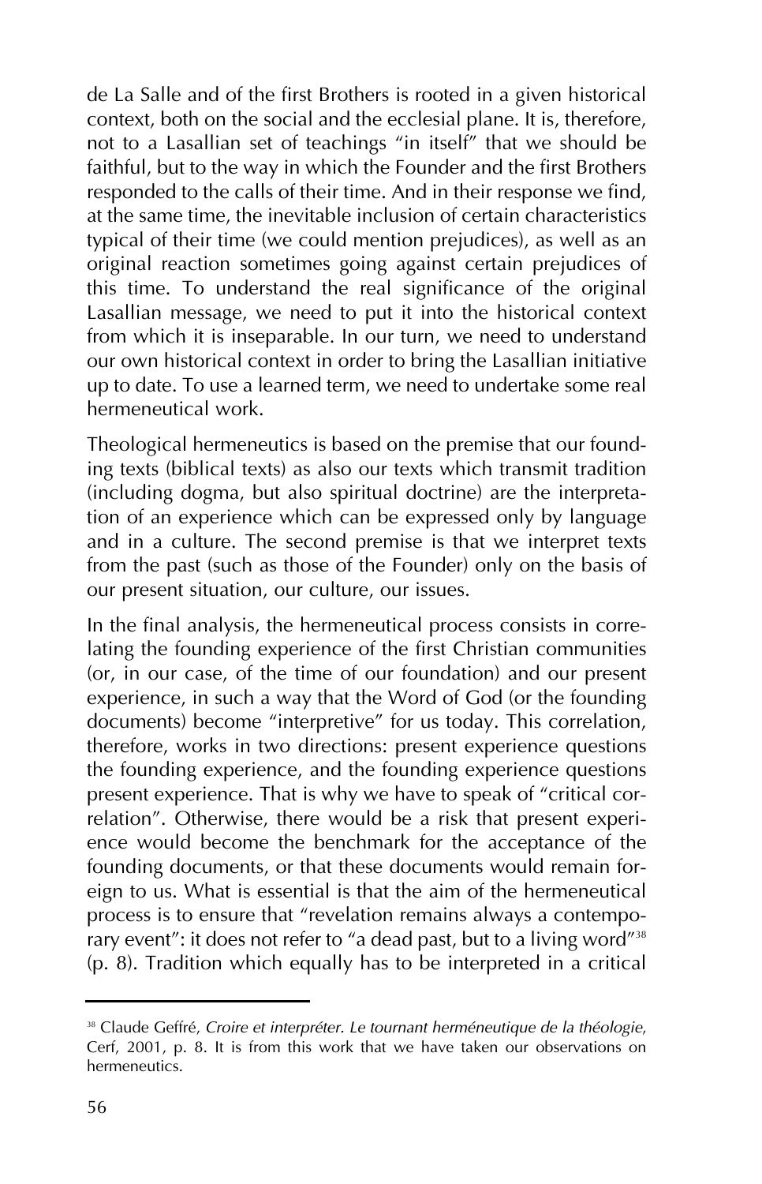de La Salle and of the first Brothers is rooted in a given historical context, both on the social and the ecclesial plane. It is, therefore, not to a Lasallian set of teachings "in itself" that we should be faithful, but to the way in which the Founder and the first Brothers responded to the calls of their time. And in their response we find, at the same time, the inevitable inclusion of certain characteristics typical of their time (we could mention prejudices), as well as an original reaction sometimes going against certain prejudices of this time. To understand the real significance of the original Lasallian message, we need to put it into the historical context from which it is inseparable. In our turn, we need to understand our own historical context in order to bring the Lasallian initiative up to date. To use a learned term, we need to undertake some real hermeneutical work.

Theological hermeneutics is based on the premise that our founding texts (biblical texts) as also our texts which transmit tradition (including dogma, but also spiritual doctrine) are the interpretation of an experience which can be expressed only by language and in a culture. The second premise is that we interpret texts from the past (such as those of the Founder) only on the basis of our present situation, our culture, our issues.

In the final analysis, the hermeneutical process consists in correlating the founding experience of the first Christian communities (or, in our case, of the time of our foundation) and our present experience, in such a way that the Word of God (or the founding documents) become "interpretive" for us today. This correlation, therefore, works in two directions: present experience questions the founding experience, and the founding experience questions present experience. That is why we have to speak of "critical correlation". Otherwise, there would be a risk that present experience would become the benchmark for the acceptance of the founding documents, or that these documents would remain foreign to us. What is essential is that the aim of the hermeneutical process is to ensure that "revelation remains always a contemporary event": it does not refer to "a dead past, but to a living word"[38] (p. 8). Tradition which equally has to be interpreted in a critical

---

[38] Claude Geffré, *Croire et interpréter. Le tournant herméneutique de la théologie*, Cerf, 2001, p. 8. It is from this work that we have taken our observations on hermeneutics.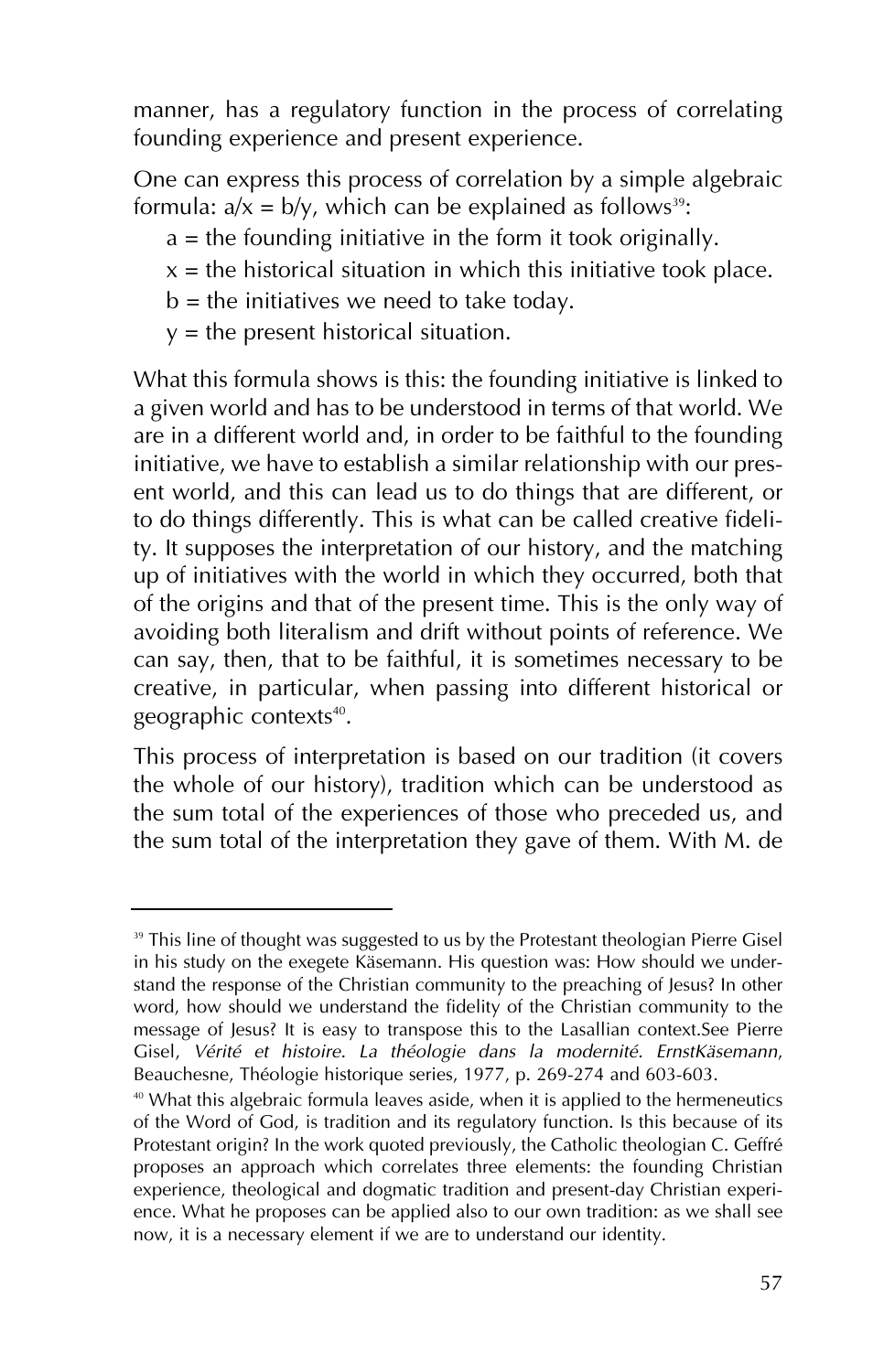manner, has a regulatory function in the process of correlating founding experience and present experience.

One can express this process of correlation by a simple algebraic formula: $a/x = b/y$, which can be explained as follows[39]:

- $a$ = the founding initiative in the form it took originally.
- $x$ = the historical situation in which this initiative took place.
- $b$ = the initiatives we need to take today.
- $y$ = the present historical situation.

What this formula shows is this: the founding initiative is linked to a given world and has to be understood in terms of that world. We are in a different world and, in order to be faithful to the founding initiative, we have to establish a similar relationship with our present world, and this can lead us to do things that are different, or to do things differently. This is what can be called creative fidelity. It supposes the interpretation of our history, and the matching up of initiatives with the world in which they occurred, both that of the origins and that of the present time. This is the only way of avoiding both literalism and drift without points of reference. We can say, then, that to be faithful, it is sometimes necessary to be creative, in particular, when passing into different historical or geographic contexts[40].

This process of interpretation is based on our tradition (it covers the whole of our history), tradition which can be understood as the sum total of the experiences of those who preceded us, and the sum total of the interpretation they gave of them. With M. de

---

[39] This line of thought was suggested to us by the Protestant theologian Pierre Gisel in his study on the exegete Käsemann. His question was: How should we understand the response of the Christian community to the preaching of Jesus? In other word, how should we understand the fidelity of the Christian community to the message of Jesus? It is easy to transpose this to the Lasallian context.See Pierre Gisel, *Vérité et histoire. La théologie dans la modernité. ErnstKäsemann*, Beauchesne, Théologie historique series, 1977, p. 269-274 and 603-603.

[40] What this algebraic formula leaves aside, when it is applied to the hermeneutics of the Word of God, is tradition and its regulatory function. Is this because of its Protestant origin? In the work quoted previously, the Catholic theologian C. Geffré proposes an approach which correlates three elements: the founding Christian experience, theological and dogmatic tradition and present-day Christian experience. What he proposes can be applied also to our own tradition: as we shall see now, it is a necessary element if we are to understand our identity.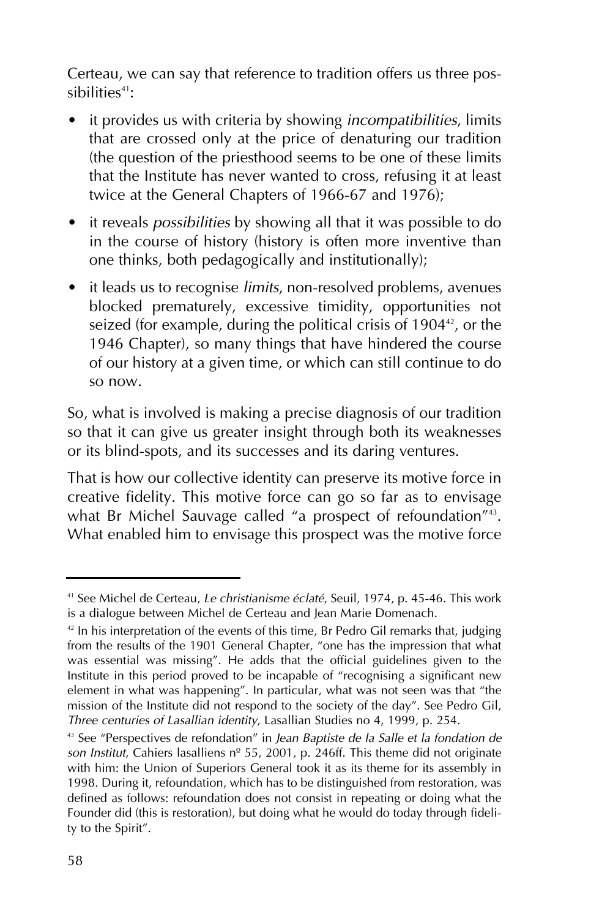Certeau, we can say that reference to tradition offers us three possibilities[41]:

- it provides us with criteria by showing *incompatibilities*, limits that are crossed only at the price of denaturing our tradition (the question of the priesthood seems to be one of these limits that the Institute has never wanted to cross, refusing it at least twice at the General Chapters of 1966-67 and 1976);
- it reveals *possibilities* by showing all that it was possible to do in the course of history (history is often more inventive than one thinks, both pedagogically and institutionally);
- it leads us to recognise *limits*, non-resolved problems, avenues blocked prematurely, excessive timidity, opportunities not seized (for example, during the political crisis of 1904[42], or the 1946 Chapter), so many things that have hindered the course of our history at a given time, or which can still continue to do so now.

So, what is involved is making a precise diagnosis of our tradition so that it can give us greater insight through both its weaknesses or its blind-spots, and its successes and its daring ventures.

That is how our collective identity can preserve its motive force in creative fidelity. This motive force can go so far as to envisage what Br Michel Sauvage called "a prospect of refoundation"[43]. What enabled him to envisage this prospect was the motive force

---

[41] See Michel de Certeau, *Le christianisme éclaté*, Seuil, 1974, p. 45-46. This work is a dialogue between Michel de Certeau and Jean Marie Domenach.

[42] In his interpretation of the events of this time, Br Pedro Gil remarks that, judging from the results of the 1901 General Chapter, "one has the impression that what was essential was missing". He adds that the official guidelines given to the Institute in this period proved to be incapable of "recognising a significant new element in what was happening". In particular, what was not seen was that "the mission of the Institute did not respond to the society of the day". See Pedro Gil, *Three centuries of Lasallian identity*, Lasallian Studies no 4, 1999, p. 254.

[43] See "Perspectives de refondation" in *Jean Baptiste de la Salle et la fondation de son Institut*, Cahiers lasalliens nº 55, 2001, p. 246ff. This theme did not originate with him: the Union of Superiors General took it as its theme for its assembly in 1998. During it, refoundation, which has to be distinguished from restoration, was defined as follows: refoundation does not consist in repeating or doing what the Founder did (this is restoration), but doing what he would do today through fidelity to the Spirit".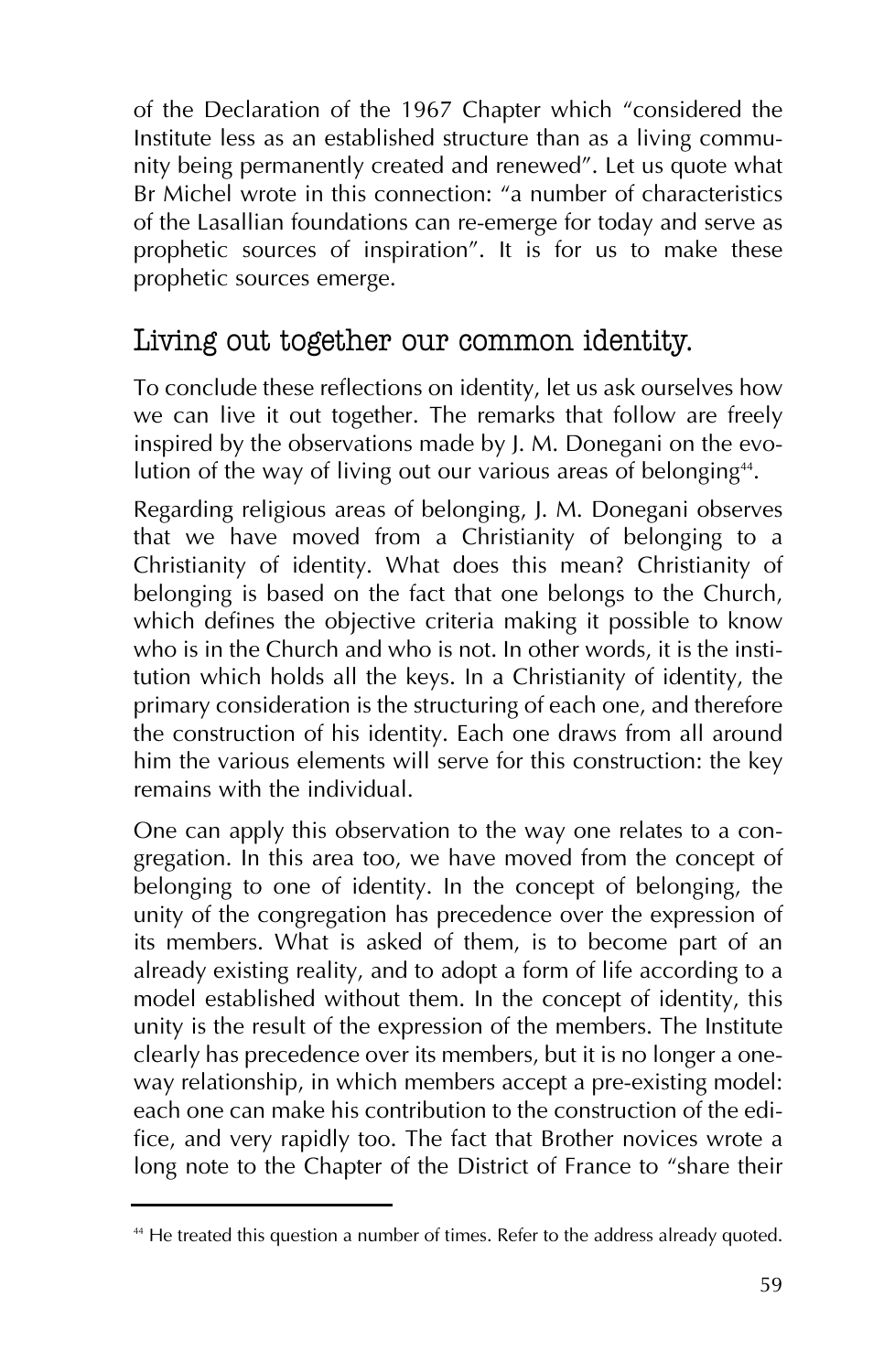of the Declaration of the 1967 Chapter which "considered the Institute less as an established structure than as a living community being permanently created and renewed". Let us quote what Br Michel wrote in this connection: "a number of characteristics of the Lasallian foundations can re-emerge for today and serve as prophetic sources of inspiration". It is for us to make these prophetic sources emerge.

## Living out together our common identity.

To conclude these reflections on identity, let us ask ourselves how we can live it out together. The remarks that follow are freely inspired by the observations made by J. M. Donegani on the evolution of the way of living out our various areas of belonging[44].

Regarding religious areas of belonging, J. M. Donegani observes that we have moved from a Christianity of belonging to a Christianity of identity. What does this mean? Christianity of belonging is based on the fact that one belongs to the Church, which defines the objective criteria making it possible to know who is in the Church and who is not. In other words, it is the institution which holds all the keys. In a Christianity of identity, the primary consideration is the structuring of each one, and therefore the construction of his identity. Each one draws from all around him the various elements will serve for this construction: the key remains with the individual.

One can apply this observation to the way one relates to a congregation. In this area too, we have moved from the concept of belonging to one of identity. In the concept of belonging, the unity of the congregation has precedence over the expression of its members. What is asked of them, is to become part of an already existing reality, and to adopt a form of life according to a model established without them. In the concept of identity, this unity is the result of the expression of the members. The Institute clearly has precedence over its members, but it is no longer a one-way relationship, in which members accept a pre-existing model: each one can make his contribution to the construction of the edifice, and very rapidly too. The fact that Brother novices wrote a long note to the Chapter of the District of France to "share their

[44] He treated this question a number of times. Refer to the address already quoted.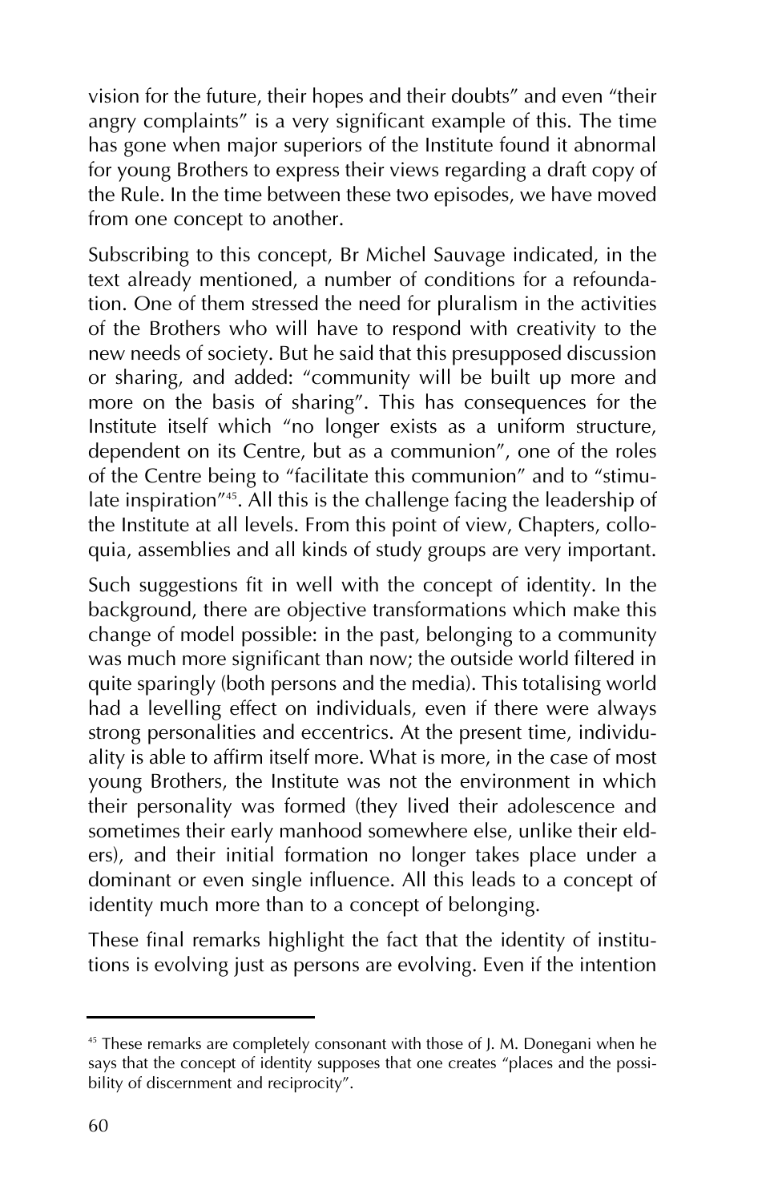vision for the future, their hopes and their doubts" and even "their angry complaints" is a very significant example of this. The time has gone when major superiors of the Institute found it abnormal for young Brothers to express their views regarding a draft copy of the Rule. In the time between these two episodes, we have moved from one concept to another.

Subscribing to this concept, Br Michel Sauvage indicated, in the text already mentioned, a number of conditions for a refoundation. One of them stressed the need for pluralism in the activities of the Brothers who will have to respond with creativity to the new needs of society. But he said that this presupposed discussion or sharing, and added: "community will be built up more and more on the basis of sharing". This has consequences for the Institute itself which "no longer exists as a uniform structure, dependent on its Centre, but as a communion", one of the roles of the Centre being to "facilitate this communion" and to "stimulate inspiration"[45]. All this is the challenge facing the leadership of the Institute at all levels. From this point of view, Chapters, colloquia, assemblies and all kinds of study groups are very important.

Such suggestions fit in well with the concept of identity. In the background, there are objective transformations which make this change of model possible: in the past, belonging to a community was much more significant than now; the outside world filtered in quite sparingly (both persons and the media). This totalising world had a levelling effect on individuals, even if there were always strong personalities and eccentrics. At the present time, individuality is able to affirm itself more. What is more, in the case of most young Brothers, the Institute was not the environment in which their personality was formed (they lived their adolescence and sometimes their early manhood somewhere else, unlike their elders), and their initial formation no longer takes place under a dominant or even single influence. All this leads to a concept of identity much more than to a concept of belonging.

These final remarks highlight the fact that the identity of institutions is evolving just as persons are evolving. Even if the intention

---

[45] These remarks are completely consonant with those of J. M. Donegani when he says that the concept of identity supposes that one creates "places and the possibility of discernment and reciprocity".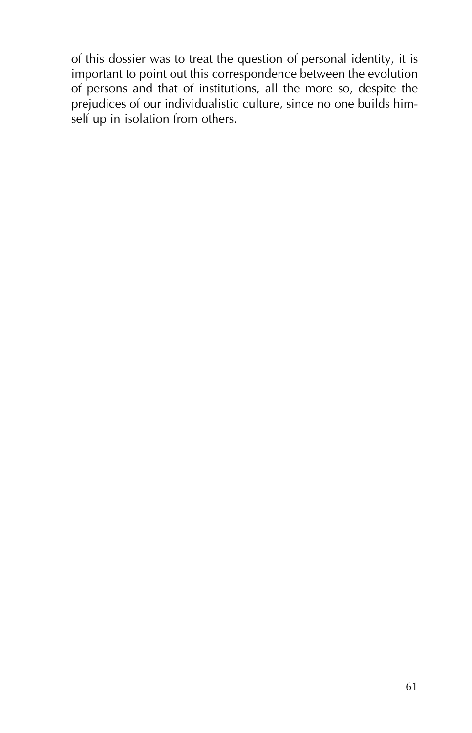of this dossier was to treat the question of personal identity, it is important to point out this correspondence between the evolution of persons and that of institutions, all the more so, despite the prejudices of our individualistic culture, since no one builds himself up in isolation from others.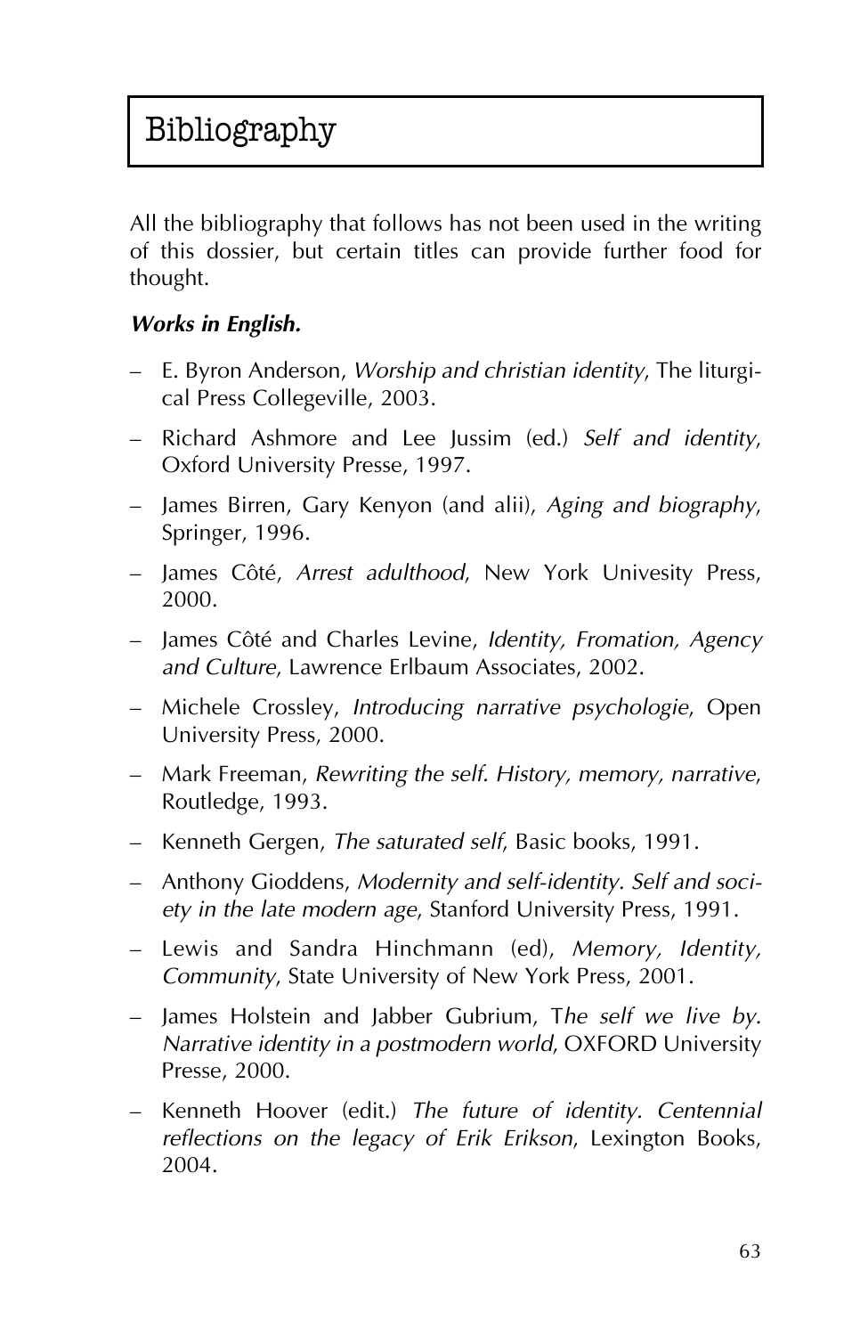# Bibliography

All the bibliography that follows has not been used in the writing of this dossier, but certain titles can provide further food for thought.

***Works in English.***

- E. Byron Anderson, *Worship and christian identity*, The liturgical Press Collegeville, 2003.
- Richard Ashmore and Lee Jussim (ed.) *Self and identity*, Oxford University Presse, 1997.
- James Birren, Gary Kenyon (and alii), *Aging and biography*, Springer, 1996.
- James Côté, *Arrest adulthood*, New York Univesity Press, 2000.
- James Côté and Charles Levine, *Identity, Fromation, Agency and Culture*, Lawrence Erlbaum Associates, 2002.
- Michele Crossley, *Introducing narrative psychologie*, Open University Press, 2000.
- Mark Freeman, *Rewriting the self. History, memory, narrative*, Routledge, 1993.
- Kenneth Gergen, *The saturated self*, Basic books, 1991.
- Anthony Gioddens, *Modernity and self-identity. Self and society in the late modern age*, Stanford University Press, 1991.
- Lewis and Sandra Hinchmann (ed), *Memory, Identity, Community*, State University of New York Press, 2001.
- James Holstein and Jabber Gubrium, T*he self we live by. Narrative identity in a postmodern world*, OXFORD University Presse, 2000.
- Kenneth Hoover (edit.) *The future of identity. Centennial reflections on the legacy of Erik Erikson*, Lexington Books, 2004.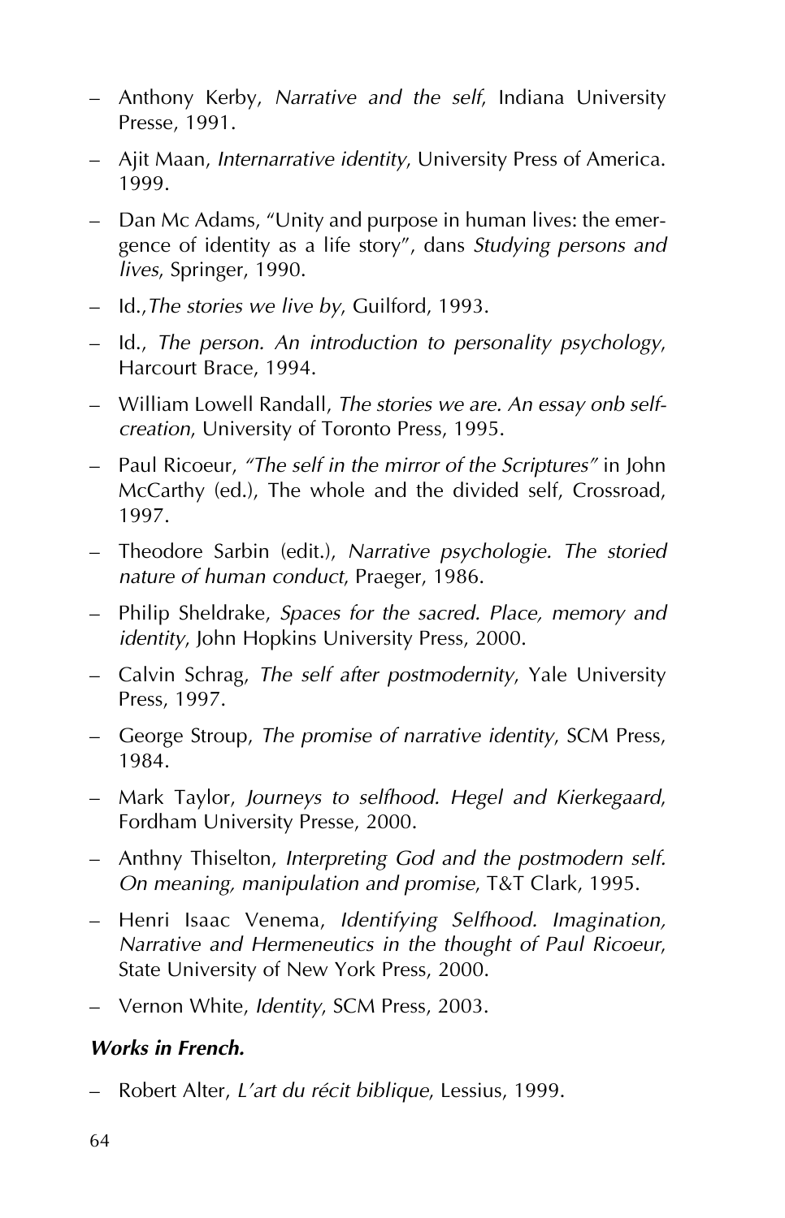- Anthony Kerby, *Narrative and the self*, Indiana University Presse, 1991.
- Ajit Maan, *Internarrative identity*, University Press of America. 1999.
- Dan Mc Adams, "Unity and purpose in human lives: the emergence of identity as a life story", dans *Studying persons and lives*, Springer, 1990.
- Id.,*The stories we live by*, Guilford, 1993.
- Id., *The person. An introduction to personality psychology*, Harcourt Brace, 1994.
- William Lowell Randall, *The stories we are. An essay onb self-creation*, University of Toronto Press, 1995.
- Paul Ricoeur, *"The self in the mirror of the Scriptures"* in John McCarthy (ed.), The whole and the divided self, Crossroad, 1997.
- Theodore Sarbin (edit.), *Narrative psychologie. The storied nature of human conduct*, Praeger, 1986.
- Philip Sheldrake, *Spaces for the sacred. Place, memory and identity*, John Hopkins University Press, 2000.
- Calvin Schrag, *The self after postmodernity*, Yale University Press, 1997.
- George Stroup, *The promise of narrative identity*, SCM Press, 1984.
- Mark Taylor, *Journeys to selfhood. Hegel and Kierkegaard*, Fordham University Presse, 2000.
- Anthny Thiselton, *Interpreting God and the postmodern self. On meaning, manipulation and promise*, T&T Clark, 1995.
- Henri Isaac Venema, *Identifying Selfhood. Imagination, Narrative and Hermeneutics in the thought of Paul Ricoeur*, State University of New York Press, 2000.
- Vernon White, *Identity*, SCM Press, 2003.

***Works in French.***

- Robert Alter, *L'art du récit biblique*, Lessius, 1999.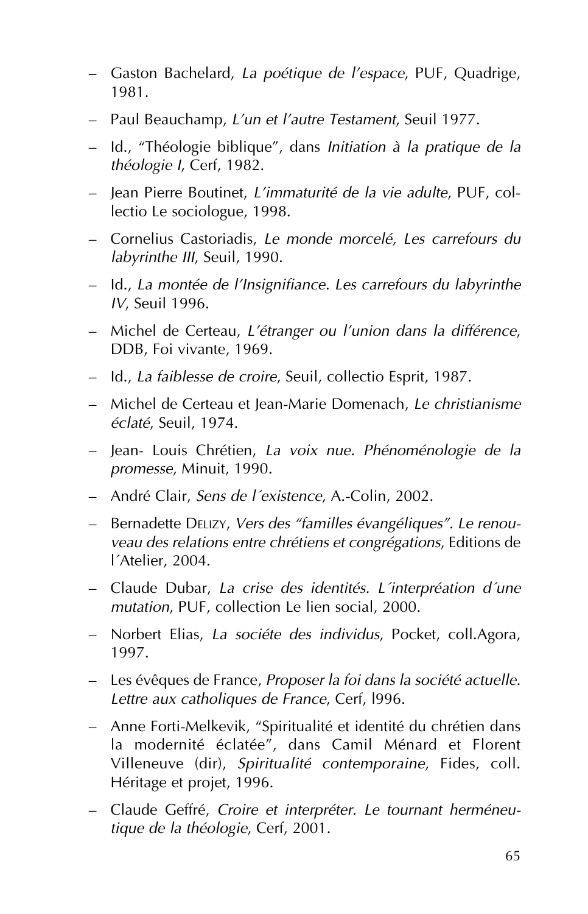- Gaston Bachelard, *La poétique de l'espace*, PUF, Quadrige, 1981.
- Paul Beauchamp, *L'un et l'autre Testament*, Seuil 1977.
- Id., "Théologie biblique", dans *Initiation à la pratique de la théologie I*, Cerf, 1982.
- Jean Pierre Boutinet, *L'immaturité de la vie adulte*, PUF, collectio Le sociologue, 1998.
- Cornelius Castoriadis, *Le monde morcelé, Les carrefours du labyrinthe III*, Seuil, 1990.
- Id., *La montée de l'Insignifiance. Les carrefours du labyrinthe IV*, Seuil 1996.
- Michel de Certeau, *L'étranger ou l'union dans la différence*, DDB, Foi vivante, 1969.
- Id., *La faiblesse de croire*, Seuil, collectio Esprit, 1987.
- Michel de Certeau et Jean-Marie Domenach, *Le christianisme éclaté*, Seuil, 1974.
- Jean- Louis Chrétien, *La voix nue. Phénoménologie de la promesse*, Minuit, 1990.
- André Clair, *Sens de l´existence*, A.-Colin, 2002.
- Bernadette DELIZY, *Vers des "familles évangéliques". Le renouveau des relations entre chrétiens et congrégations*, Editions de l´Atelier, 2004.
- Claude Dubar, *La crise des identités. L´interpréation d´une mutation*, PUF, collection Le lien social, 2000.
- Norbert Elias, *La sociéte des individus*, Pocket, coll.Agora, 1997.
- Les évêques de France, *Proposer la foi dans la société actuelle. Lettre aux catholiques de France*, Cerf, l996.
- Anne Forti-Melkevik, "Spiritualité et identité du chrétien dans la modernité éclatée", dans Camil Ménard et Florent Villeneuve (dir), *Spiritualité contemporaine*, Fides, coll. Héritage et projet, 1996.
- Claude Geffré, *Croire et interpréter. Le tournant herméneutique de la théologie*, Cerf, 2001.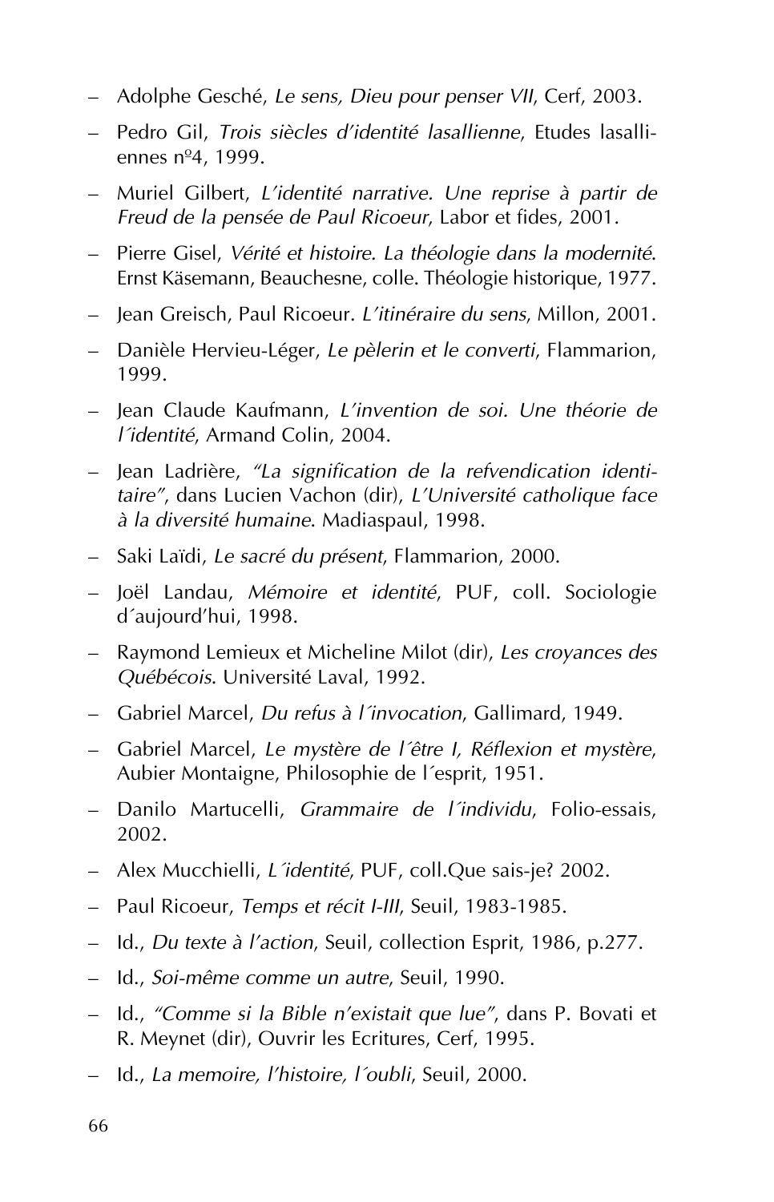- Adolphe Gesché, *Le sens, Dieu pour penser VII*, Cerf, 2003.
- Pedro Gil, *Trois siècles d'identité lasallienne*, Etudes lasalliennes nº4, 1999.
- Muriel Gilbert, *L'identité narrative. Une reprise à partir de Freud de la pensée de Paul Ricoeur*, Labor et fides, 2001.
- Pierre Gisel, *Vérité et histoire. La théologie dans la modernité*. Ernst Käsemann, Beauchesne, colle. Théologie historique, 1977.
- Jean Greisch, Paul Ricoeur. *L'itinéraire du sens*, Millon, 2001.
- Danièle Hervieu-Léger, *Le pèlerin et le converti*, Flammarion, 1999.
- Jean Claude Kaufmann, *L'invention de soi. Une théorie de l´identité*, Armand Colin, 2004.
- Jean Ladrière, *"La signification de la refvendication identitaire"*, dans Lucien Vachon (dir), *L'Université catholique face à la diversité humaine*. Madiaspaul, 1998.
- Saki Laïdi, *Le sacré du présent*, Flammarion, 2000.
- Joël Landau, *Mémoire et identité*, PUF, coll. Sociologie d´aujourd'hui, 1998.
- Raymond Lemieux et Micheline Milot (dir), *Les croyances des Québécois*. Université Laval, 1992.
- Gabriel Marcel, *Du refus à l´invocation*, Gallimard, 1949.
- Gabriel Marcel, *Le mystère de l´être I, Réflexion et mystère*, Aubier Montaigne, Philosophie de l´esprit, 1951.
- Danilo Martucelli, *Grammaire de l´individu*, Folio-essais, 2002.
- Alex Mucchielli, *L´identité*, PUF, coll.Que sais-je? 2002.
- Paul Ricoeur, *Temps et récit I-III*, Seuil, 1983-1985.
- Id., *Du texte à l'action*, Seuil, collection Esprit, 1986, p.277.
- Id., *Soi-même comme un autre*, Seuil, 1990.
- Id., *"Comme si la Bible n'existait que lue"*, dans P. Bovati et R. Meynet (dir), Ouvrir les Ecritures, Cerf, 1995.
- Id., *La memoire, l'histoire, l´oubli*, Seuil, 2000.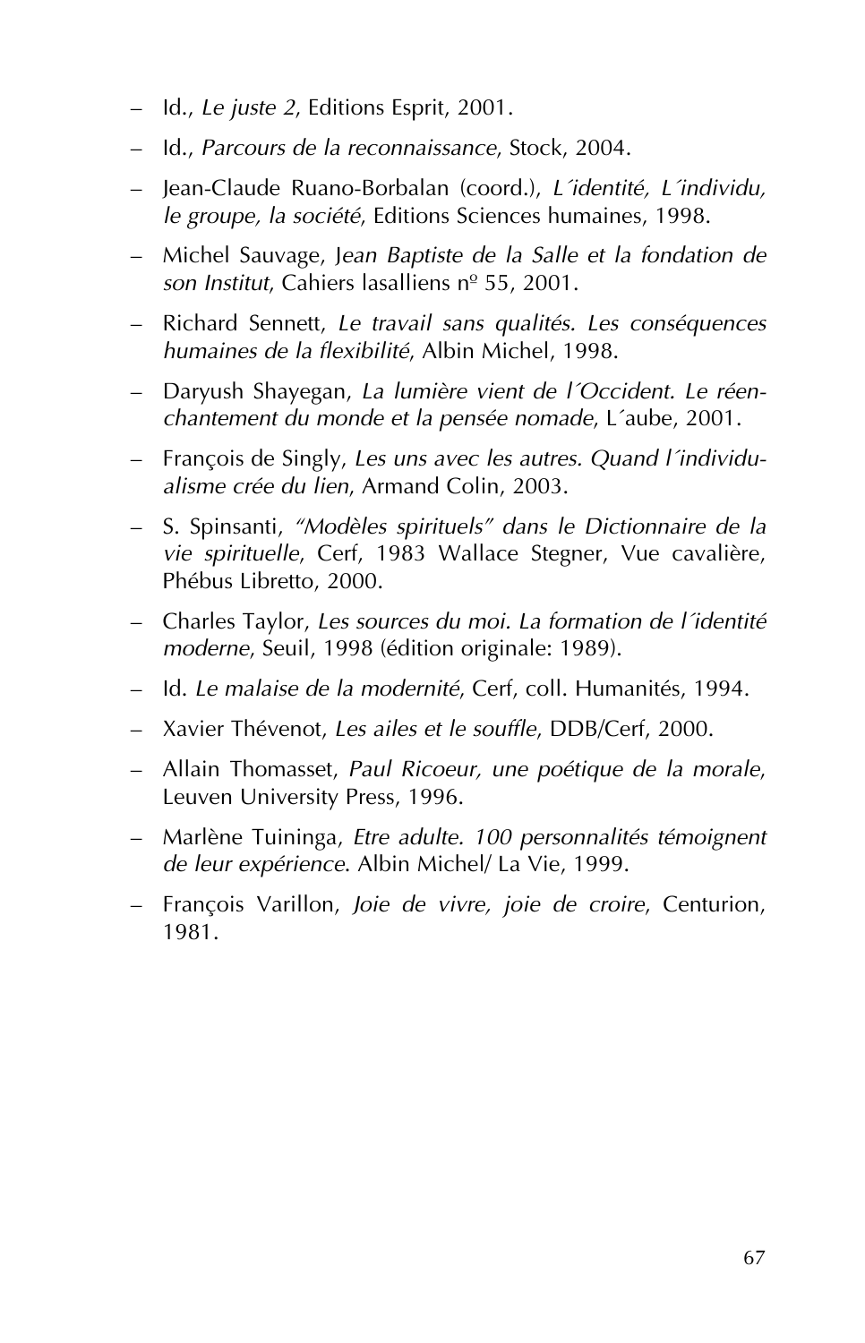- Id., *Le juste 2*, Editions Esprit, 2001.
- Id., *Parcours de la reconnaissance*, Stock, 2004.
- Jean-Claude Ruano-Borbalan (coord.), *L´identité, L´individu, le groupe, la société*, Editions Sciences humaines, 1998.
- Michel Sauvage, J*ean Baptiste de la Salle et la fondation de son Institut*, Cahiers lasalliens nº 55, 2001.
- Richard Sennett, *Le travail sans qualités. Les conséquences humaines de la flexibilité*, Albin Michel, 1998.
- Daryush Shayegan, *La lumière vient de l´Occident. Le réenchantement du monde et la pensée nomade*, L´aube, 2001.
- François de Singly, *Les uns avec les autres. Quand l´individualisme crée du lien*, Armand Colin, 2003.
- S. Spinsanti, *"Modèles spirituels" dans le Dictionnaire de la vie spirituelle*, Cerf, 1983 Wallace Stegner, Vue cavalière, Phébus Libretto, 2000.
- Charles Taylor, *Les sources du moi. La formation de l´identité moderne*, Seuil, 1998 (édition originale: 1989).
- Id. *Le malaise de la modernité*, Cerf, coll. Humanités, 1994.
- Xavier Thévenot, *Les ailes et le souffle*, DDB/Cerf, 2000.
- Allain Thomasset, *Paul Ricoeur, une poétique de la morale*, Leuven University Press, 1996.
- Marlène Tuininga, *Etre adulte. 100 personnalités témoignent de leur expérience*. Albin Michel/ La Vie, 1999.
- François Varillon, *Joie de vivre, joie de croire*, Centurion, 1981.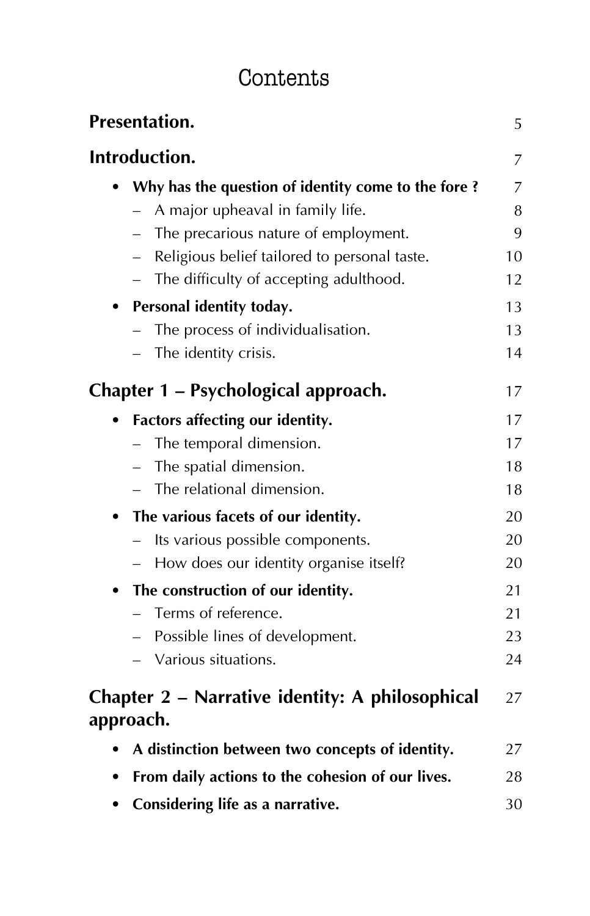# Contents

**Presentation.** 5

**Introduction.** 7

- **Why has the question of identity come to the fore ?** 7
  - A major upheaval in family life. 8
  - The precarious nature of employment. 9
  - Religious belief tailored to personal taste. 10
  - The difficulty of accepting adulthood. 12
- **Personal identity today.** 13
  - The process of individualisation. 13
  - The identity crisis. 14

**Chapter 1 – Psychological approach.** 17

- **Factors affecting our identity.** 17
  - The temporal dimension. 17
  - The spatial dimension. 18
  - The relational dimension. 18
- **The various facets of our identity.** 20
  - Its various possible components. 20
  - How does our identity organise itself? 20
- **The construction of our identity.** 21
  - Terms of reference. 21
  - Possible lines of development. 23
  - Various situations. 24

**Chapter 2 – Narrative identity: A philosophical approach.** 27

- **A distinction between two concepts of identity.** 27
- **From daily actions to the cohesion of our lives.** 28
- **Considering life as a narrative.** 30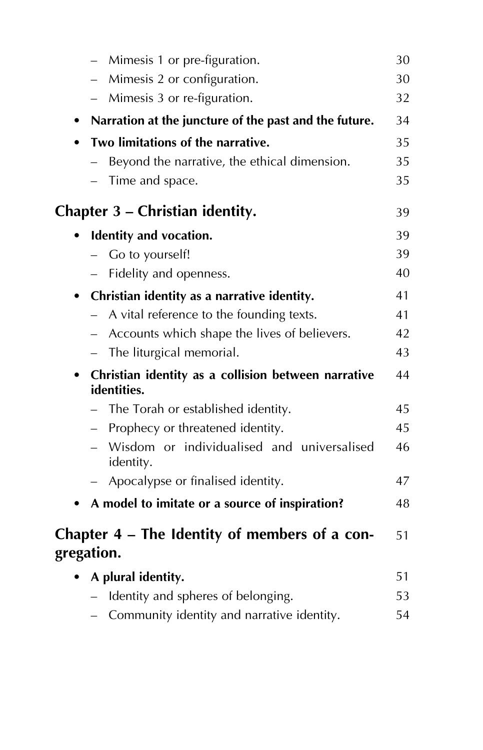- Mimesis 1 or pre-figuration. 30
- Mimesis 2 or configuration. 30
- Mimesis 3 or re-figuration. 32

- **Narration at the juncture of the past and the future.** 34
- **Two limitations of the narrative.** 35
  - Beyond the narrative, the ethical dimension. 35
  - Time and space. 35

## Chapter 3 – Christian identity. 39

- **Identity and vocation.** 39
  - Go to yourself! 39
  - Fidelity and openness. 40
- **Christian identity as a narrative identity.** 41
  - A vital reference to the founding texts. 41
  - Accounts which shape the lives of believers. 42
  - The liturgical memorial. 43
- **Christian identity as a collision between narrative identities.** 44
  - The Torah or established identity. 45
  - Prophecy or threatened identity. 45
  - Wisdom or individualised and universalised identity. 46
  - Apocalypse or finalised identity. 47
- **A model to imitate or a source of inspiration?** 48

## Chapter 4 – The Identity of members of a congregation. 51

- **A plural identity.** 51
  - Identity and spheres of belonging. 53
  - Community identity and narrative identity. 54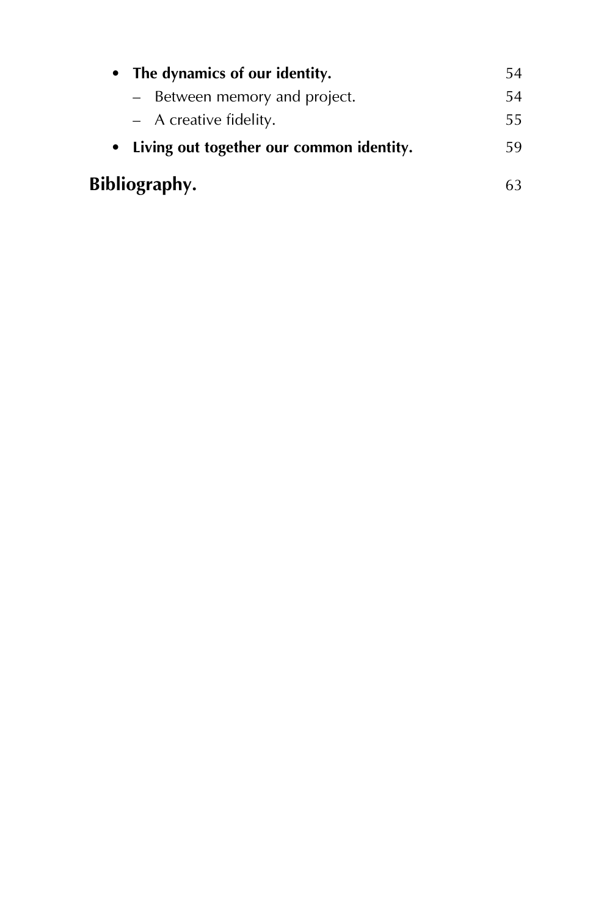- **The dynamics of our identity.** 54
  - Between memory and project. 54
  - A creative fidelity. 55
- **Living out together our common identity.** 59

**Bibliography.** 63